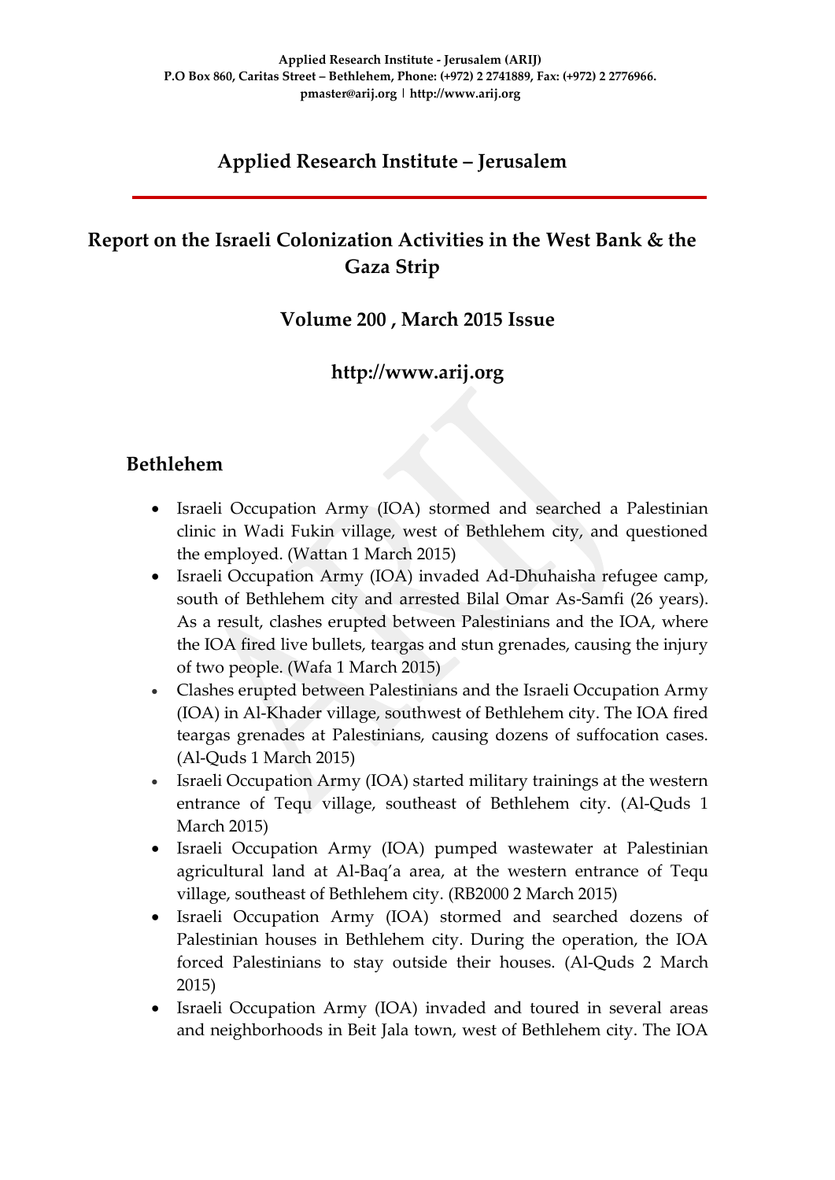**Applied Research Institute - Jerusalem (ARIJ)**
**P.O Box 860, Caritas Street – Bethlehem, Phone: (+972) 2 2741889, Fax: (+972) 2 2776966.**
**pmaster@arij.org | http://www.arij.org**

## Applied Research Institute – Jerusalem

# Report on the Israeli Colonization Activities in the West Bank & the Gaza Strip

### Volume 200 , March 2015 Issue

### http://www.arij.org

## Bethlehem

- Israeli Occupation Army (IOA) stormed and searched a Palestinian clinic in Wadi Fukin village, west of Bethlehem city, and questioned the employed. (Wattan 1 March 2015)
- Israeli Occupation Army (IOA) invaded Ad-Dhuhaisha refugee camp, south of Bethlehem city and arrested Bilal Omar As-Samfi (26 years). As a result, clashes erupted between Palestinians and the IOA, where the IOA fired live bullets, teargas and stun grenades, causing the injury of two people. (Wafa 1 March 2015)
- Clashes erupted between Palestinians and the Israeli Occupation Army (IOA) in Al-Khader village, southwest of Bethlehem city. The IOA fired teargas grenades at Palestinians, causing dozens of suffocation cases. (Al-Quds 1 March 2015)
- Israeli Occupation Army (IOA) started military trainings at the western entrance of Tequ village, southeast of Bethlehem city. (Al-Quds 1 March 2015)
- Israeli Occupation Army (IOA) pumped wastewater at Palestinian agricultural land at Al-Baq'a area, at the western entrance of Tequ village, southeast of Bethlehem city. (RB2000 2 March 2015)
- Israeli Occupation Army (IOA) stormed and searched dozens of Palestinian houses in Bethlehem city. During the operation, the IOA forced Palestinians to stay outside their houses. (Al-Quds 2 March 2015)
- Israeli Occupation Army (IOA) invaded and toured in several areas and neighborhoods in Beit Jala town, west of Bethlehem city. The IOA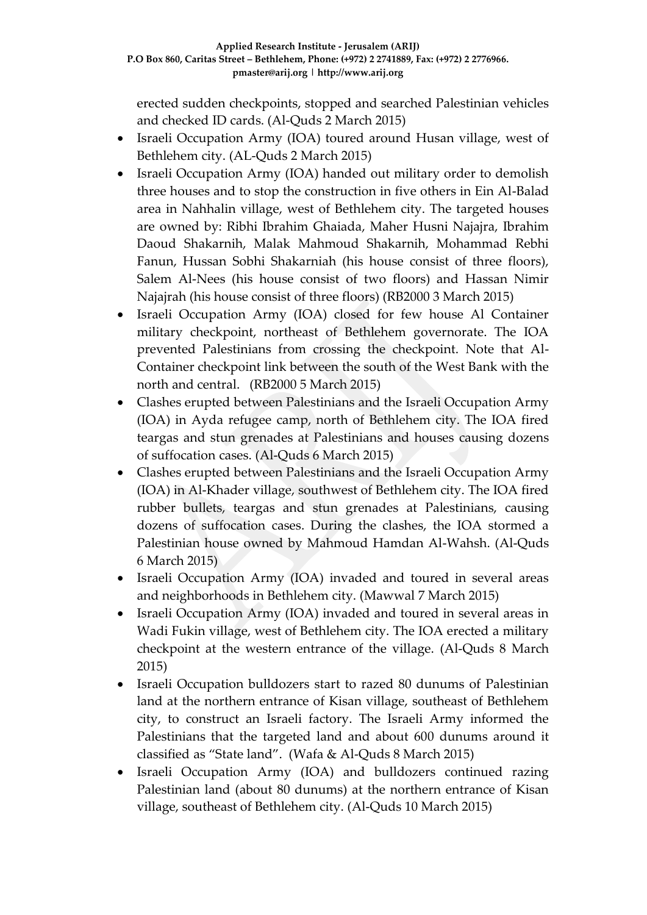erected sudden checkpoints, stopped and searched Palestinian vehicles and checked ID cards. (Al-Quds 2 March 2015)

- Israeli Occupation Army (IOA) toured around Husan village, west of Bethlehem city. (AL-Quds 2 March 2015)
- Israeli Occupation Army (IOA) handed out military order to demolish three houses and to stop the construction in five others in Ein Al-Balad area in Nahhalin village, west of Bethlehem city. The targeted houses are owned by: Ribhi Ibrahim Ghaiada, Maher Husni Najajra, Ibrahim Daoud Shakarnih, Malak Mahmoud Shakarnih, Mohammad Rebhi Fanun, Hussan Sobhi Shakarniah (his house consist of three floors), Salem Al-Nees (his house consist of two floors) and Hassan Nimir Najajrah (his house consist of three floors) (RB2000 3 March 2015)
- Israeli Occupation Army (IOA) closed for few house Al Container military checkpoint, northeast of Bethlehem governorate. The IOA prevented Palestinians from crossing the checkpoint. Note that Al-Container checkpoint link between the south of the West Bank with the north and central. (RB2000 5 March 2015)
- Clashes erupted between Palestinians and the Israeli Occupation Army (IOA) in Ayda refugee camp, north of Bethlehem city. The IOA fired teargas and stun grenades at Palestinians and houses causing dozens of suffocation cases. (Al-Quds 6 March 2015)
- Clashes erupted between Palestinians and the Israeli Occupation Army (IOA) in Al-Khader village, southwest of Bethlehem city. The IOA fired rubber bullets, teargas and stun grenades at Palestinians, causing dozens of suffocation cases. During the clashes, the IOA stormed a Palestinian house owned by Mahmoud Hamdan Al-Wahsh. (Al-Quds 6 March 2015)
- Israeli Occupation Army (IOA) invaded and toured in several areas and neighborhoods in Bethlehem city. (Mawwal 7 March 2015)
- Israeli Occupation Army (IOA) invaded and toured in several areas in Wadi Fukin village, west of Bethlehem city. The IOA erected a military checkpoint at the western entrance of the village. (Al-Quds 8 March 2015)
- Israeli Occupation bulldozers start to razed 80 dunums of Palestinian land at the northern entrance of Kisan village, southeast of Bethlehem city, to construct an Israeli factory. The Israeli Army informed the Palestinians that the targeted land and about 600 dunums around it classified as "State land". (Wafa & Al-Quds 8 March 2015)
- Israeli Occupation Army (IOA) and bulldozers continued razing Palestinian land (about 80 dunums) at the northern entrance of Kisan village, southeast of Bethlehem city. (Al-Quds 10 March 2015)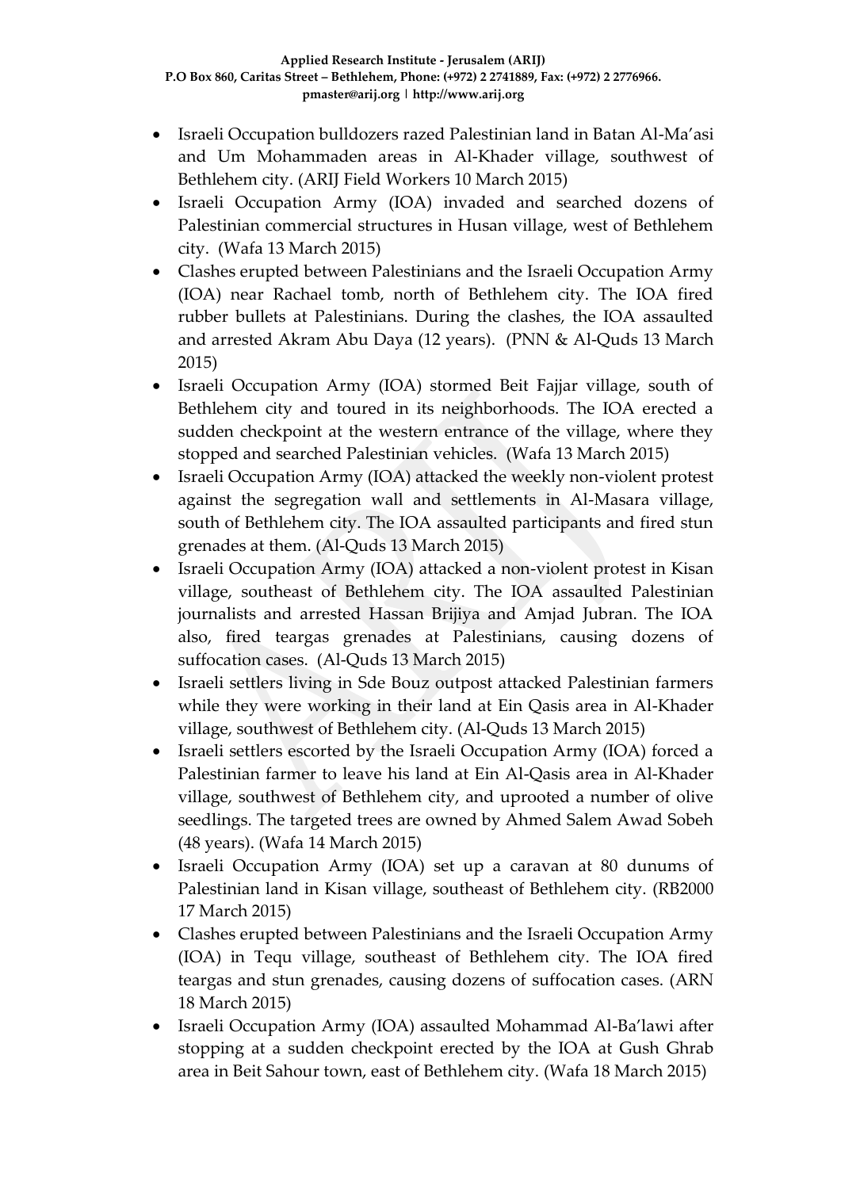- Israeli Occupation bulldozers razed Palestinian land in Batan Al-Ma'asi and Um Mohammaden areas in Al-Khader village, southwest of Bethlehem city. (ARIJ Field Workers 10 March 2015)
- Israeli Occupation Army (IOA) invaded and searched dozens of Palestinian commercial structures in Husan village, west of Bethlehem city. (Wafa 13 March 2015)
- Clashes erupted between Palestinians and the Israeli Occupation Army (IOA) near Rachael tomb, north of Bethlehem city. The IOA fired rubber bullets at Palestinians. During the clashes, the IOA assaulted and arrested Akram Abu Daya (12 years). (PNN & Al-Quds 13 March 2015)
- Israeli Occupation Army (IOA) stormed Beit Fajjar village, south of Bethlehem city and toured in its neighborhoods. The IOA erected a sudden checkpoint at the western entrance of the village, where they stopped and searched Palestinian vehicles. (Wafa 13 March 2015)
- Israeli Occupation Army (IOA) attacked the weekly non-violent protest against the segregation wall and settlements in Al-Masara village, south of Bethlehem city. The IOA assaulted participants and fired stun grenades at them. (Al-Quds 13 March 2015)
- Israeli Occupation Army (IOA) attacked a non-violent protest in Kisan village, southeast of Bethlehem city. The IOA assaulted Palestinian journalists and arrested Hassan Brijiya and Amjad Jubran. The IOA also, fired teargas grenades at Palestinians, causing dozens of suffocation cases. (Al-Quds 13 March 2015)
- Israeli settlers living in Sde Bouz outpost attacked Palestinian farmers while they were working in their land at Ein Qasis area in Al-Khader village, southwest of Bethlehem city. (Al-Quds 13 March 2015)
- Israeli settlers escorted by the Israeli Occupation Army (IOA) forced a Palestinian farmer to leave his land at Ein Al-Qasis area in Al-Khader village, southwest of Bethlehem city, and uprooted a number of olive seedlings. The targeted trees are owned by Ahmed Salem Awad Sobeh (48 years). (Wafa 14 March 2015)
- Israeli Occupation Army (IOA) set up a caravan at 80 dunums of Palestinian land in Kisan village, southeast of Bethlehem city. (RB2000 17 March 2015)
- Clashes erupted between Palestinians and the Israeli Occupation Army (IOA) in Tequ village, southeast of Bethlehem city. The IOA fired teargas and stun grenades, causing dozens of suffocation cases. (ARN 18 March 2015)
- Israeli Occupation Army (IOA) assaulted Mohammad Al-Ba'lawi after stopping at a sudden checkpoint erected by the IOA at Gush Ghrab area in Beit Sahour town, east of Bethlehem city. (Wafa 18 March 2015)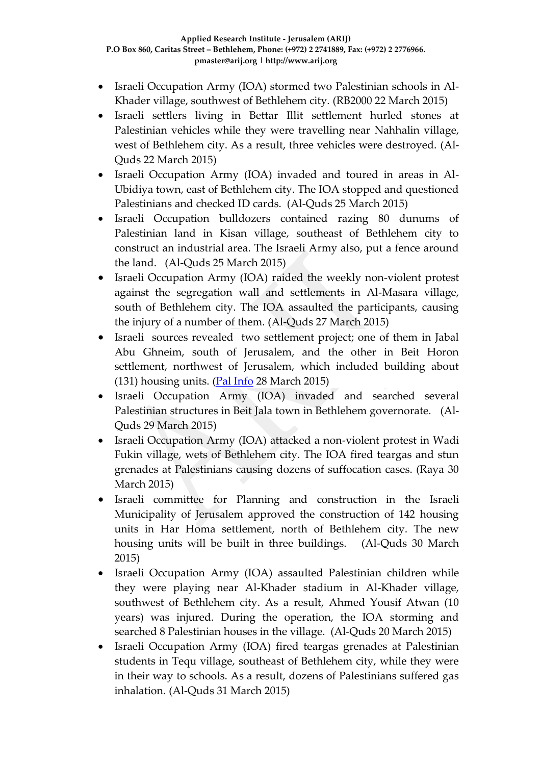- Israeli Occupation Army (IOA) stormed two Palestinian schools in Al-Khader village, southwest of Bethlehem city. (RB2000 22 March 2015)
- Israeli settlers living in Bettar Illit settlement hurled stones at Palestinian vehicles while they were travelling near Nahhalin village, west of Bethlehem city. As a result, three vehicles were destroyed. (Al-Quds 22 March 2015)
- Israeli Occupation Army (IOA) invaded and toured in areas in Al-Ubidiya town, east of Bethlehem city. The IOA stopped and questioned Palestinians and checked ID cards. (Al-Quds 25 March 2015)
- Israeli Occupation bulldozers contained razing 80 dunums of Palestinian land in Kisan village, southeast of Bethlehem city to construct an industrial area. The Israeli Army also, put a fence around the land. (Al-Quds 25 March 2015)
- Israeli Occupation Army (IOA) raided the weekly non-violent protest against the segregation wall and settlements in Al-Masara village, south of Bethlehem city. The IOA assaulted the participants, causing the injury of a number of them. (Al-Quds 27 March 2015)
- Israeli sources revealed two settlement project; one of them in Jabal Abu Ghneim, south of Jerusalem, and the other in Beit Horon settlement, northwest of Jerusalem, which included building about (131) housing units. (Pal Info 28 March 2015)
- Israeli Occupation Army (IOA) invaded and searched several Palestinian structures in Beit Jala town in Bethlehem governorate. (Al-Quds 29 March 2015)
- Israeli Occupation Army (IOA) attacked a non-violent protest in Wadi Fukin village, wets of Bethlehem city. The IOA fired teargas and stun grenades at Palestinians causing dozens of suffocation cases. (Raya 30 March 2015)
- Israeli committee for Planning and construction in the Israeli Municipality of Jerusalem approved the construction of 142 housing units in Har Homa settlement, north of Bethlehem city. The new housing units will be built in three buildings. (Al-Quds 30 March 2015)
- Israeli Occupation Army (IOA) assaulted Palestinian children while they were playing near Al-Khader stadium in Al-Khader village, southwest of Bethlehem city. As a result, Ahmed Yousif Atwan (10 years) was injured. During the operation, the IOA storming and searched 8 Palestinian houses in the village. (Al-Quds 20 March 2015)
- Israeli Occupation Army (IOA) fired teargas grenades at Palestinian students in Tequ village, southeast of Bethlehem city, while they were in their way to schools. As a result, dozens of Palestinians suffered gas inhalation. (Al-Quds 31 March 2015)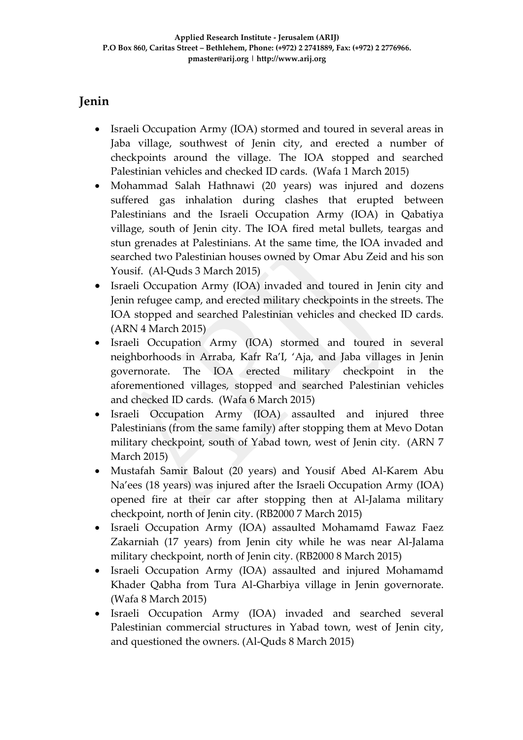## Jenin

- Israeli Occupation Army (IOA) stormed and toured in several areas in Jaba village, southwest of Jenin city, and erected a number of checkpoints around the village. The IOA stopped and searched Palestinian vehicles and checked ID cards. (Wafa 1 March 2015)
- Mohammad Salah Hathnawi (20 years) was injured and dozens suffered gas inhalation during clashes that erupted between Palestinians and the Israeli Occupation Army (IOA) in Qabatiya village, south of Jenin city. The IOA fired metal bullets, teargas and stun grenades at Palestinians. At the same time, the IOA invaded and searched two Palestinian houses owned by Omar Abu Zeid and his son Yousif. (Al-Quds 3 March 2015)
- Israeli Occupation Army (IOA) invaded and toured in Jenin city and Jenin refugee camp, and erected military checkpoints in the streets. The IOA stopped and searched Palestinian vehicles and checked ID cards. (ARN 4 March 2015)
- Israeli Occupation Army (IOA) stormed and toured in several neighborhoods in Arraba, Kafr Ra'I, 'Aja, and Jaba villages in Jenin governorate. The IOA erected military checkpoint in the aforementioned villages, stopped and searched Palestinian vehicles and checked ID cards. (Wafa 6 March 2015)
- Israeli Occupation Army (IOA) assaulted and injured three Palestinians (from the same family) after stopping them at Mevo Dotan military checkpoint, south of Yabad town, west of Jenin city. (ARN 7 March 2015)
- Mustafah Samir Balout (20 years) and Yousif Abed Al-Karem Abu Na'ees (18 years) was injured after the Israeli Occupation Army (IOA) opened fire at their car after stopping then at Al-Jalama military checkpoint, north of Jenin city. (RB2000 7 March 2015)
- Israeli Occupation Army (IOA) assaulted Mohamamd Fawaz Faez Zakarniah (17 years) from Jenin city while he was near Al-Jalama military checkpoint, north of Jenin city. (RB2000 8 March 2015)
- Israeli Occupation Army (IOA) assaulted and injured Mohamamd Khader Qabha from Tura Al-Gharbiya village in Jenin governorate. (Wafa 8 March 2015)
- Israeli Occupation Army (IOA) invaded and searched several Palestinian commercial structures in Yabad town, west of Jenin city, and questioned the owners. (Al-Quds 8 March 2015)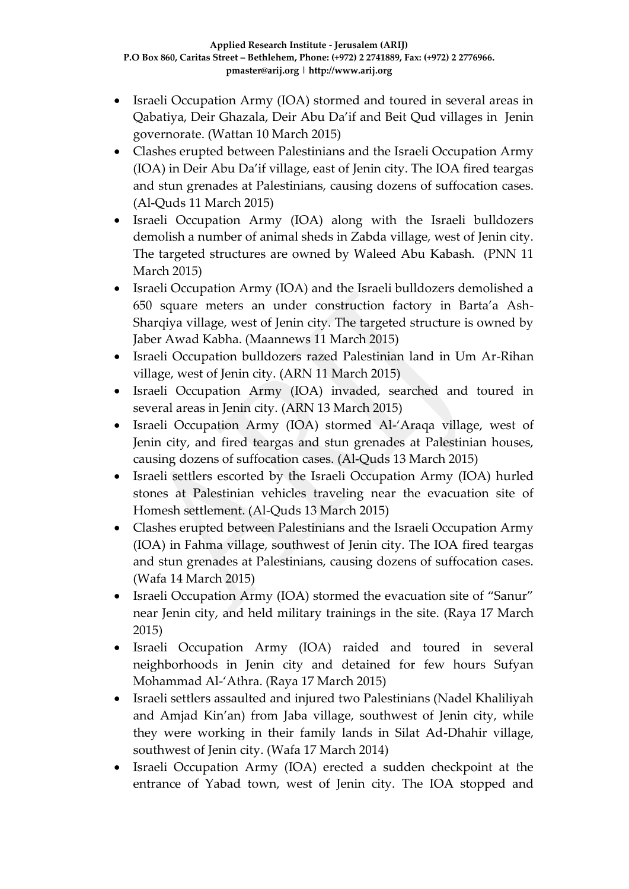- Israeli Occupation Army (IOA) stormed and toured in several areas in Qabatiya, Deir Ghazala, Deir Abu Da'if and Beit Qud villages in Jenin governorate. (Wattan 10 March 2015)
- Clashes erupted between Palestinians and the Israeli Occupation Army (IOA) in Deir Abu Da'if village, east of Jenin city. The IOA fired teargas and stun grenades at Palestinians, causing dozens of suffocation cases. (Al-Quds 11 March 2015)
- Israeli Occupation Army (IOA) along with the Israeli bulldozers demolish a number of animal sheds in Zabda village, west of Jenin city. The targeted structures are owned by Waleed Abu Kabash. (PNN 11 March 2015)
- Israeli Occupation Army (IOA) and the Israeli bulldozers demolished a 650 square meters an under construction factory in Barta'a Ash-Sharqiya village, west of Jenin city. The targeted structure is owned by Jaber Awad Kabha. (Maannews 11 March 2015)
- Israeli Occupation bulldozers razed Palestinian land in Um Ar-Rihan village, west of Jenin city. (ARN 11 March 2015)
- Israeli Occupation Army (IOA) invaded, searched and toured in several areas in Jenin city. (ARN 13 March 2015)
- Israeli Occupation Army (IOA) stormed Al-'Araqa village, west of Jenin city, and fired teargas and stun grenades at Palestinian houses, causing dozens of suffocation cases. (Al-Quds 13 March 2015)
- Israeli settlers escorted by the Israeli Occupation Army (IOA) hurled stones at Palestinian vehicles traveling near the evacuation site of Homesh settlement. (Al-Quds 13 March 2015)
- Clashes erupted between Palestinians and the Israeli Occupation Army (IOA) in Fahma village, southwest of Jenin city. The IOA fired teargas and stun grenades at Palestinians, causing dozens of suffocation cases. (Wafa 14 March 2015)
- Israeli Occupation Army (IOA) stormed the evacuation site of "Sanur" near Jenin city, and held military trainings in the site. (Raya 17 March 2015)
- Israeli Occupation Army (IOA) raided and toured in several neighborhoods in Jenin city and detained for few hours Sufyan Mohammad Al-'Athra. (Raya 17 March 2015)
- Israeli settlers assaulted and injured two Palestinians (Nadel Khaliliyah and Amjad Kin'an) from Jaba village, southwest of Jenin city, while they were working in their family lands in Silat Ad-Dhahir village, southwest of Jenin city. (Wafa 17 March 2014)
- Israeli Occupation Army (IOA) erected a sudden checkpoint at the entrance of Yabad town, west of Jenin city. The IOA stopped and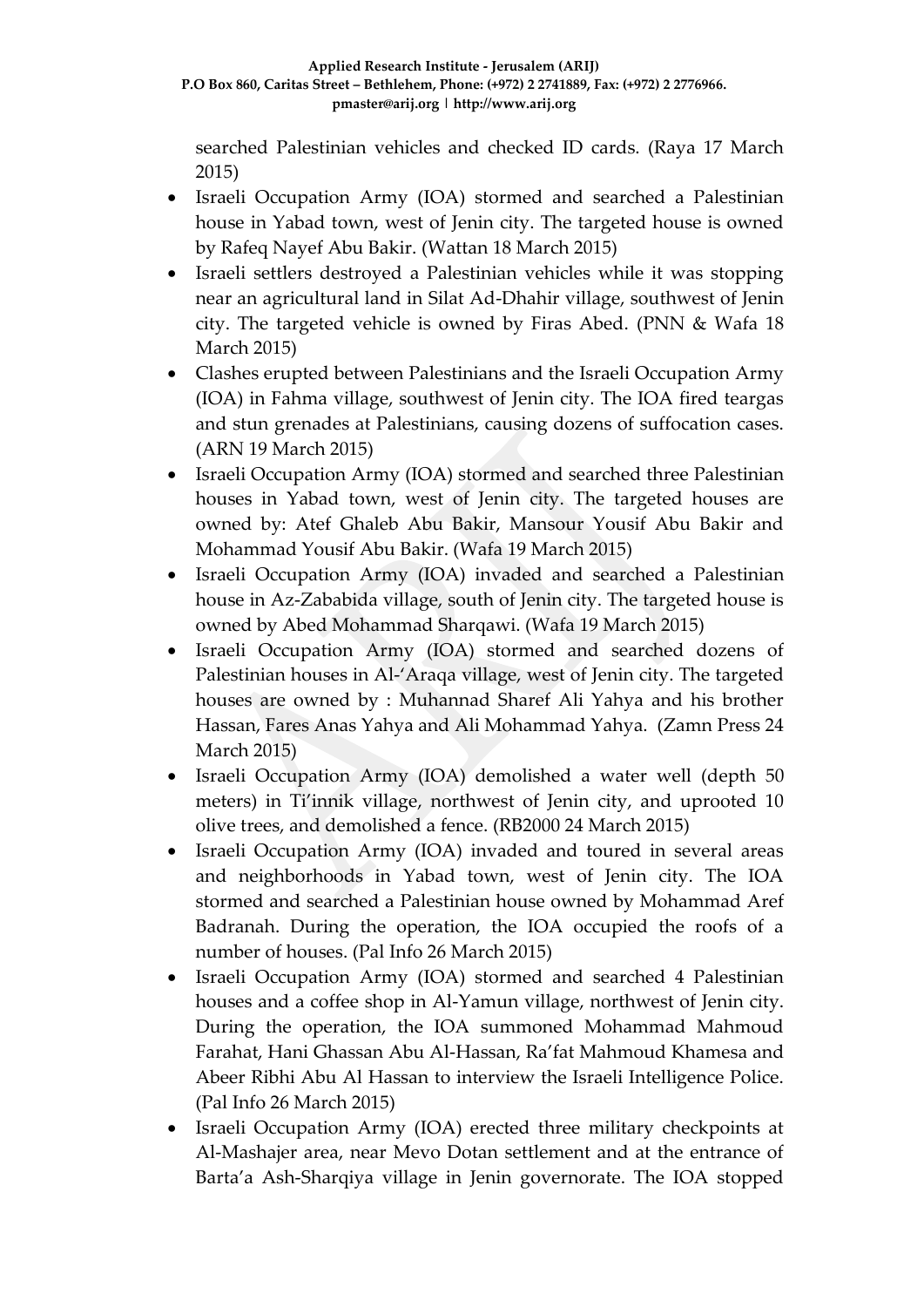searched Palestinian vehicles and checked ID cards. (Raya 17 March 2015)

- Israeli Occupation Army (IOA) stormed and searched a Palestinian house in Yabad town, west of Jenin city. The targeted house is owned by Rafeq Nayef Abu Bakir. (Wattan 18 March 2015)
- Israeli settlers destroyed a Palestinian vehicles while it was stopping near an agricultural land in Silat Ad-Dhahir village, southwest of Jenin city. The targeted vehicle is owned by Firas Abed. (PNN & Wafa 18 March 2015)
- Clashes erupted between Palestinians and the Israeli Occupation Army (IOA) in Fahma village, southwest of Jenin city. The IOA fired teargas and stun grenades at Palestinians, causing dozens of suffocation cases. (ARN 19 March 2015)
- Israeli Occupation Army (IOA) stormed and searched three Palestinian houses in Yabad town, west of Jenin city. The targeted houses are owned by: Atef Ghaleb Abu Bakir, Mansour Yousif Abu Bakir and Mohammad Yousif Abu Bakir. (Wafa 19 March 2015)
- Israeli Occupation Army (IOA) invaded and searched a Palestinian house in Az-Zababida village, south of Jenin city. The targeted house is owned by Abed Mohammad Sharqawi. (Wafa 19 March 2015)
- Israeli Occupation Army (IOA) stormed and searched dozens of Palestinian houses in Al-'Araqa village, west of Jenin city. The targeted houses are owned by : Muhannad Sharef Ali Yahya and his brother Hassan, Fares Anas Yahya and Ali Mohammad Yahya. (Zamn Press 24 March 2015)
- Israeli Occupation Army (IOA) demolished a water well (depth 50 meters) in Ti'innik village, northwest of Jenin city, and uprooted 10 olive trees, and demolished a fence. (RB2000 24 March 2015)
- Israeli Occupation Army (IOA) invaded and toured in several areas and neighborhoods in Yabad town, west of Jenin city. The IOA stormed and searched a Palestinian house owned by Mohammad Aref Badranah. During the operation, the IOA occupied the roofs of a number of houses. (Pal Info 26 March 2015)
- Israeli Occupation Army (IOA) stormed and searched 4 Palestinian houses and a coffee shop in Al-Yamun village, northwest of Jenin city. During the operation, the IOA summoned Mohammad Mahmoud Farahat, Hani Ghassan Abu Al-Hassan, Ra'fat Mahmoud Khamesa and Abeer Ribhi Abu Al Hassan to interview the Israeli Intelligence Police. (Pal Info 26 March 2015)
- Israeli Occupation Army (IOA) erected three military checkpoints at Al-Mashajer area, near Mevo Dotan settlement and at the entrance of Barta'a Ash-Sharqiya village in Jenin governorate. The IOA stopped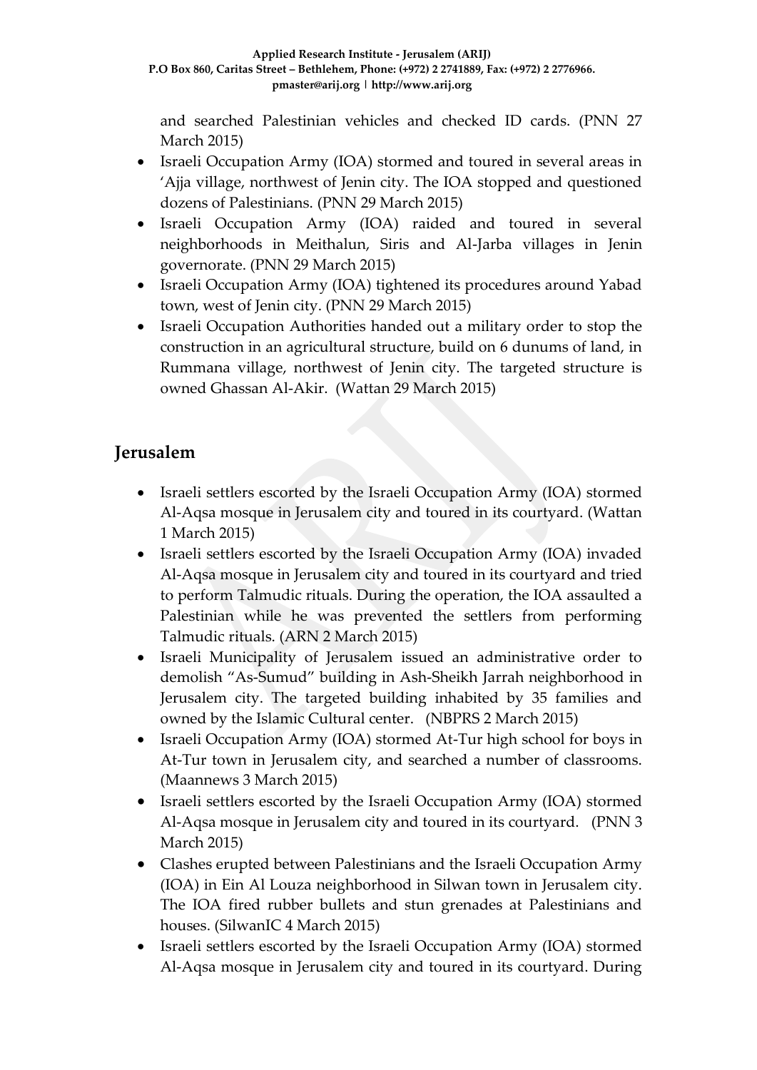and searched Palestinian vehicles and checked ID cards. (PNN 27 March 2015)

- Israeli Occupation Army (IOA) stormed and toured in several areas in 'Ajja village, northwest of Jenin city. The IOA stopped and questioned dozens of Palestinians. (PNN 29 March 2015)
- Israeli Occupation Army (IOA) raided and toured in several neighborhoods in Meithalun, Siris and Al-Jarba villages in Jenin governorate. (PNN 29 March 2015)
- Israeli Occupation Army (IOA) tightened its procedures around Yabad town, west of Jenin city. (PNN 29 March 2015)
- Israeli Occupation Authorities handed out a military order to stop the construction in an agricultural structure, build on 6 dunums of land, in Rummana village, northwest of Jenin city. The targeted structure is owned Ghassan Al-Akir. (Wattan 29 March 2015)

## Jerusalem

- Israeli settlers escorted by the Israeli Occupation Army (IOA) stormed Al-Aqsa mosque in Jerusalem city and toured in its courtyard. (Wattan 1 March 2015)
- Israeli settlers escorted by the Israeli Occupation Army (IOA) invaded Al-Aqsa mosque in Jerusalem city and toured in its courtyard and tried to perform Talmudic rituals. During the operation, the IOA assaulted a Palestinian while he was prevented the settlers from performing Talmudic rituals. (ARN 2 March 2015)
- Israeli Municipality of Jerusalem issued an administrative order to demolish "As-Sumud" building in Ash-Sheikh Jarrah neighborhood in Jerusalem city. The targeted building inhabited by 35 families and owned by the Islamic Cultural center. (NBPRS 2 March 2015)
- Israeli Occupation Army (IOA) stormed At-Tur high school for boys in At-Tur town in Jerusalem city, and searched a number of classrooms. (Maannews 3 March 2015)
- Israeli settlers escorted by the Israeli Occupation Army (IOA) stormed Al-Aqsa mosque in Jerusalem city and toured in its courtyard. (PNN 3 March 2015)
- Clashes erupted between Palestinians and the Israeli Occupation Army (IOA) in Ein Al Louza neighborhood in Silwan town in Jerusalem city. The IOA fired rubber bullets and stun grenades at Palestinians and houses. (SilwanIC 4 March 2015)
- Israeli settlers escorted by the Israeli Occupation Army (IOA) stormed Al-Aqsa mosque in Jerusalem city and toured in its courtyard. During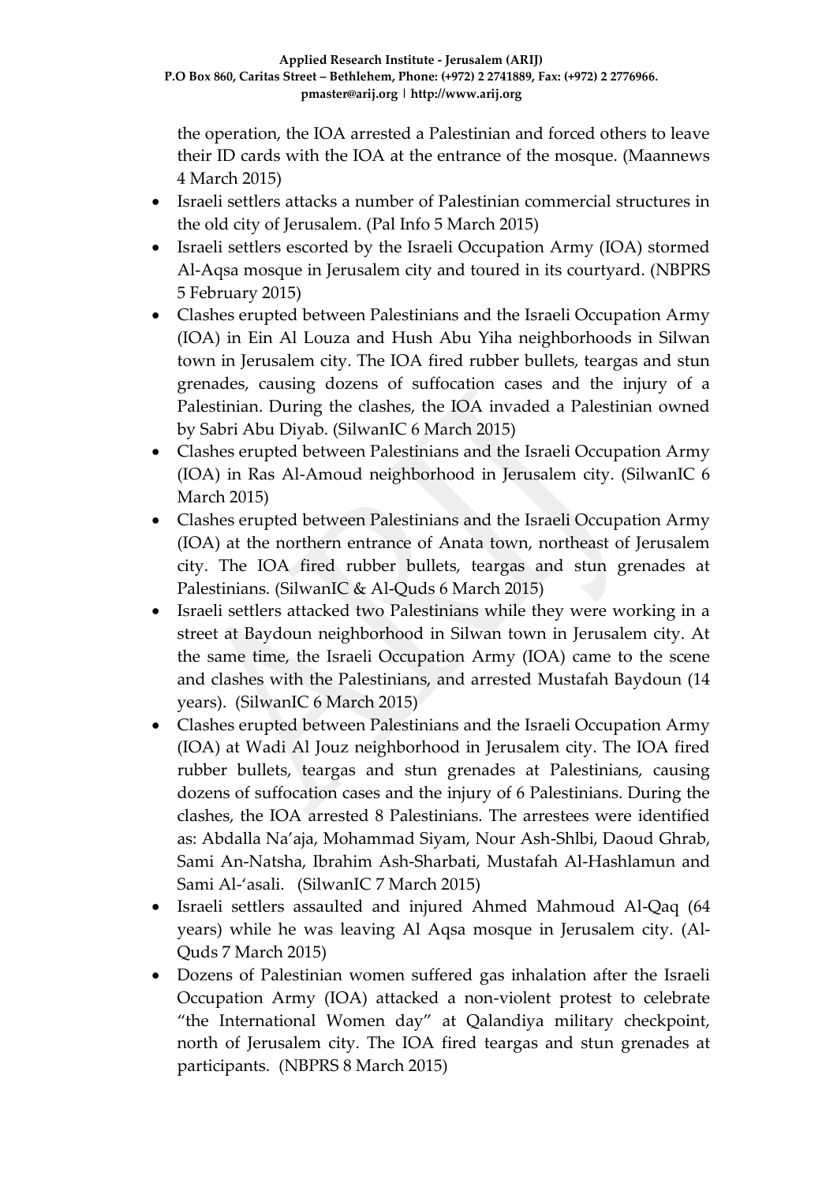the operation, the IOA arrested a Palestinian and forced others to leave their ID cards with the IOA at the entrance of the mosque. (Maannews 4 March 2015)

- Israeli settlers attacks a number of Palestinian commercial structures in the old city of Jerusalem. (Pal Info 5 March 2015)
- Israeli settlers escorted by the Israeli Occupation Army (IOA) stormed Al-Aqsa mosque in Jerusalem city and toured in its courtyard. (NBPRS 5 February 2015)
- Clashes erupted between Palestinians and the Israeli Occupation Army (IOA) in Ein Al Louza and Hush Abu Yiha neighborhoods in Silwan town in Jerusalem city. The IOA fired rubber bullets, teargas and stun grenades, causing dozens of suffocation cases and the injury of a Palestinian. During the clashes, the IOA invaded a Palestinian owned by Sabri Abu Diyab. (SilwanIC 6 March 2015)
- Clashes erupted between Palestinians and the Israeli Occupation Army (IOA) in Ras Al-Amoud neighborhood in Jerusalem city. (SilwanIC 6 March 2015)
- Clashes erupted between Palestinians and the Israeli Occupation Army (IOA) at the northern entrance of Anata town, northeast of Jerusalem city. The IOA fired rubber bullets, teargas and stun grenades at Palestinians. (SilwanIC & Al-Quds 6 March 2015)
- Israeli settlers attacked two Palestinians while they were working in a street at Baydoun neighborhood in Silwan town in Jerusalem city. At the same time, the Israeli Occupation Army (IOA) came to the scene and clashes with the Palestinians, and arrested Mustafah Baydoun (14 years). (SilwanIC 6 March 2015)
- Clashes erupted between Palestinians and the Israeli Occupation Army (IOA) at Wadi Al Jouz neighborhood in Jerusalem city. The IOA fired rubber bullets, teargas and stun grenades at Palestinians, causing dozens of suffocation cases and the injury of 6 Palestinians. During the clashes, the IOA arrested 8 Palestinians. The arrestees were identified as: Abdalla Na'aja, Mohammad Siyam, Nour Ash-Shlbi, Daoud Ghrab, Sami An-Natsha, Ibrahim Ash-Sharbati, Mustafah Al-Hashlamun and Sami Al-'asali. (SilwanIC 7 March 2015)
- Israeli settlers assaulted and injured Ahmed Mahmoud Al-Qaq (64 years) while he was leaving Al Aqsa mosque in Jerusalem city. (Al-Quds 7 March 2015)
- Dozens of Palestinian women suffered gas inhalation after the Israeli Occupation Army (IOA) attacked a non-violent protest to celebrate "the International Women day" at Qalandiya military checkpoint, north of Jerusalem city. The IOA fired teargas and stun grenades at participants. (NBPRS 8 March 2015)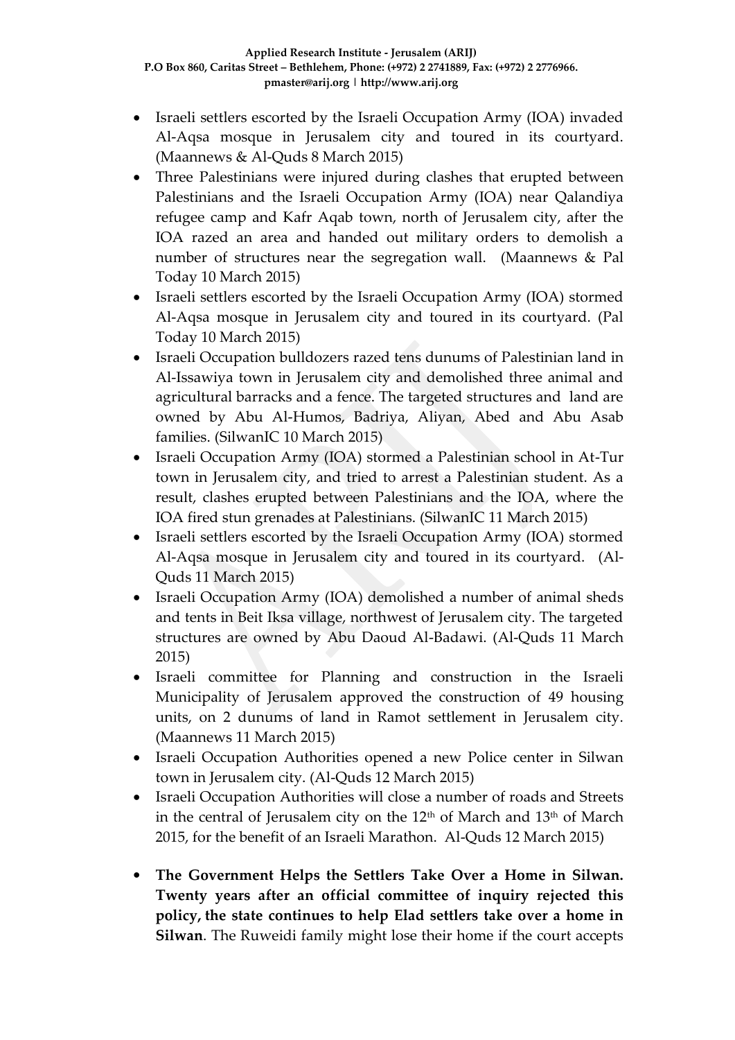- Israeli settlers escorted by the Israeli Occupation Army (IOA) invaded Al-Aqsa mosque in Jerusalem city and toured in its courtyard. (Maannews & Al-Quds 8 March 2015)
- Three Palestinians were injured during clashes that erupted between Palestinians and the Israeli Occupation Army (IOA) near Qalandiya refugee camp and Kafr Aqab town, north of Jerusalem city, after the IOA razed an area and handed out military orders to demolish a number of structures near the segregation wall. (Maannews & Pal Today 10 March 2015)
- Israeli settlers escorted by the Israeli Occupation Army (IOA) stormed Al-Aqsa mosque in Jerusalem city and toured in its courtyard. (Pal Today 10 March 2015)
- Israeli Occupation bulldozers razed tens dunums of Palestinian land in Al-Issawiya town in Jerusalem city and demolished three animal and agricultural barracks and a fence. The targeted structures and land are owned by Abu Al-Humos, Badriya, Aliyan, Abed and Abu Asab families. (SilwanIC 10 March 2015)
- Israeli Occupation Army (IOA) stormed a Palestinian school in At-Tur town in Jerusalem city, and tried to arrest a Palestinian student. As a result, clashes erupted between Palestinians and the IOA, where the IOA fired stun grenades at Palestinians. (SilwanIC 11 March 2015)
- Israeli settlers escorted by the Israeli Occupation Army (IOA) stormed Al-Aqsa mosque in Jerusalem city and toured in its courtyard. (Al-Quds 11 March 2015)
- Israeli Occupation Army (IOA) demolished a number of animal sheds and tents in Beit Iksa village, northwest of Jerusalem city. The targeted structures are owned by Abu Daoud Al-Badawi. (Al-Quds 11 March 2015)
- Israeli committee for Planning and construction in the Israeli Municipality of Jerusalem approved the construction of 49 housing units, on 2 dunums of land in Ramot settlement in Jerusalem city. (Maannews 11 March 2015)
- Israeli Occupation Authorities opened a new Police center in Silwan town in Jerusalem city. (Al-Quds 12 March 2015)
- Israeli Occupation Authorities will close a number of roads and Streets in the central of Jerusalem city on the 12th of March and 13th of March 2015, for the benefit of an Israeli Marathon. Al-Quds 12 March 2015)
- **The Government Helps the Settlers Take Over a Home in Silwan. Twenty years after an official committee of inquiry rejected this policy, the state continues to help Elad settlers take over a home in Silwan**. The Ruweidi family might lose their home if the court accepts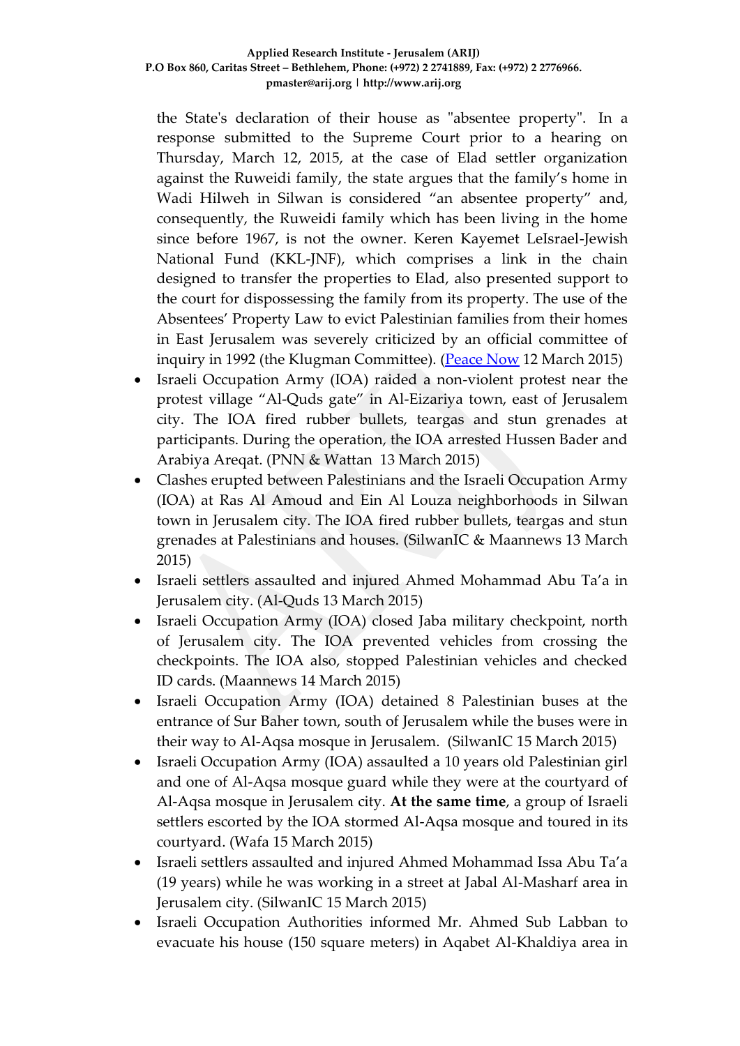the State's declaration of their house as "absentee property". In a response submitted to the Supreme Court prior to a hearing on Thursday, March 12, 2015, at the case of Elad settler organization against the Ruweidi family, the state argues that the family's home in Wadi Hilweh in Silwan is considered "an absentee property" and, consequently, the Ruweidi family which has been living in the home since before 1967, is not the owner. Keren Kayemet LeIsrael-Jewish National Fund (KKL-JNF), which comprises a link in the chain designed to transfer the properties to Elad, also presented support to the court for dispossessing the family from its property. The use of the Absentees' Property Law to evict Palestinian families from their homes in East Jerusalem was severely criticized by an official committee of inquiry in 1992 (the Klugman Committee). (Peace Now 12 March 2015)

- Israeli Occupation Army (IOA) raided a non-violent protest near the protest village "Al-Quds gate" in Al-Eizariya town, east of Jerusalem city. The IOA fired rubber bullets, teargas and stun grenades at participants. During the operation, the IOA arrested Hussen Bader and Arabiya Areqat. (PNN & Wattan 13 March 2015)
- Clashes erupted between Palestinians and the Israeli Occupation Army (IOA) at Ras Al Amoud and Ein Al Louza neighborhoods in Silwan town in Jerusalem city. The IOA fired rubber bullets, teargas and stun grenades at Palestinians and houses. (SilwanIC & Maannews 13 March 2015)
- Israeli settlers assaulted and injured Ahmed Mohammad Abu Ta'a in Jerusalem city. (Al-Quds 13 March 2015)
- Israeli Occupation Army (IOA) closed Jaba military checkpoint, north of Jerusalem city. The IOA prevented vehicles from crossing the checkpoints. The IOA also, stopped Palestinian vehicles and checked ID cards. (Maannews 14 March 2015)
- Israeli Occupation Army (IOA) detained 8 Palestinian buses at the entrance of Sur Baher town, south of Jerusalem while the buses were in their way to Al-Aqsa mosque in Jerusalem. (SilwanIC 15 March 2015)
- Israeli Occupation Army (IOA) assaulted a 10 years old Palestinian girl and one of Al-Aqsa mosque guard while they were at the courtyard of Al-Aqsa mosque in Jerusalem city. **At the same time**, a group of Israeli settlers escorted by the IOA stormed Al-Aqsa mosque and toured in its courtyard. (Wafa 15 March 2015)
- Israeli settlers assaulted and injured Ahmed Mohammad Issa Abu Ta'a (19 years) while he was working in a street at Jabal Al-Masharf area in Jerusalem city. (SilwanIC 15 March 2015)
- Israeli Occupation Authorities informed Mr. Ahmed Sub Labban to evacuate his house (150 square meters) in Aqabet Al-Khaldiya area in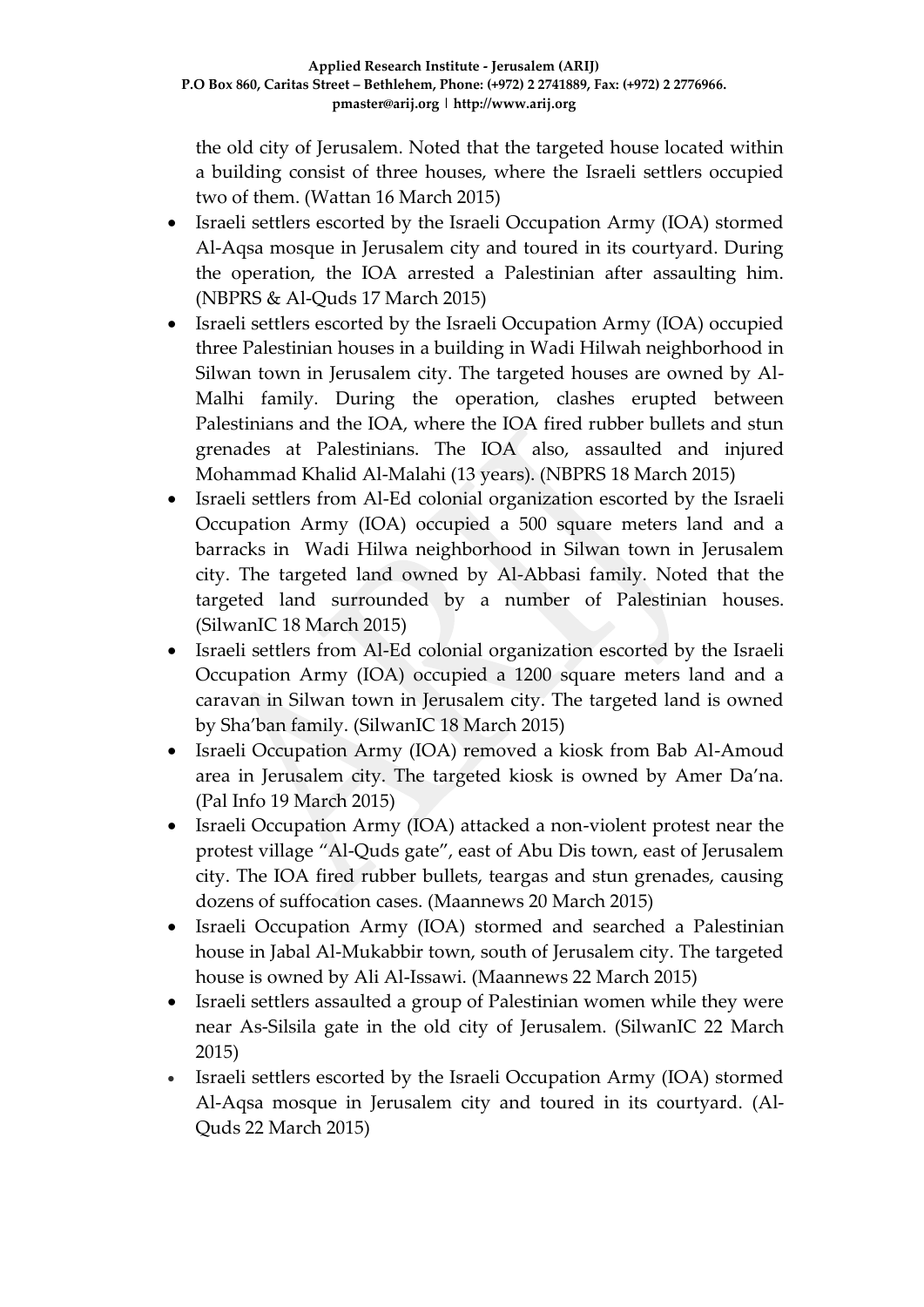the old city of Jerusalem. Noted that the targeted house located within a building consist of three houses, where the Israeli settlers occupied two of them. (Wattan 16 March 2015)

- Israeli settlers escorted by the Israeli Occupation Army (IOA) stormed Al-Aqsa mosque in Jerusalem city and toured in its courtyard. During the operation, the IOA arrested a Palestinian after assaulting him. (NBPRS & Al-Quds 17 March 2015)
- Israeli settlers escorted by the Israeli Occupation Army (IOA) occupied three Palestinian houses in a building in Wadi Hilwah neighborhood in Silwan town in Jerusalem city. The targeted houses are owned by Al-Malhi family. During the operation, clashes erupted between Palestinians and the IOA, where the IOA fired rubber bullets and stun grenades at Palestinians. The IOA also, assaulted and injured Mohammad Khalid Al-Malahi (13 years). (NBPRS 18 March 2015)
- Israeli settlers from Al-Ed colonial organization escorted by the Israeli Occupation Army (IOA) occupied a 500 square meters land and a barracks in Wadi Hilwa neighborhood in Silwan town in Jerusalem city. The targeted land owned by Al-Abbasi family. Noted that the targeted land surrounded by a number of Palestinian houses. (SilwanIC 18 March 2015)
- Israeli settlers from Al-Ed colonial organization escorted by the Israeli Occupation Army (IOA) occupied a 1200 square meters land and a caravan in Silwan town in Jerusalem city. The targeted land is owned by Sha'ban family. (SilwanIC 18 March 2015)
- Israeli Occupation Army (IOA) removed a kiosk from Bab Al-Amoud area in Jerusalem city. The targeted kiosk is owned by Amer Da'na. (Pal Info 19 March 2015)
- Israeli Occupation Army (IOA) attacked a non-violent protest near the protest village "Al-Quds gate", east of Abu Dis town, east of Jerusalem city. The IOA fired rubber bullets, teargas and stun grenades, causing dozens of suffocation cases. (Maannews 20 March 2015)
- Israeli Occupation Army (IOA) stormed and searched a Palestinian house in Jabal Al-Mukabbir town, south of Jerusalem city. The targeted house is owned by Ali Al-Issawi. (Maannews 22 March 2015)
- Israeli settlers assaulted a group of Palestinian women while they were near As-Silsila gate in the old city of Jerusalem. (SilwanIC 22 March 2015)
- Israeli settlers escorted by the Israeli Occupation Army (IOA) stormed Al-Aqsa mosque in Jerusalem city and toured in its courtyard. (Al-Quds 22 March 2015)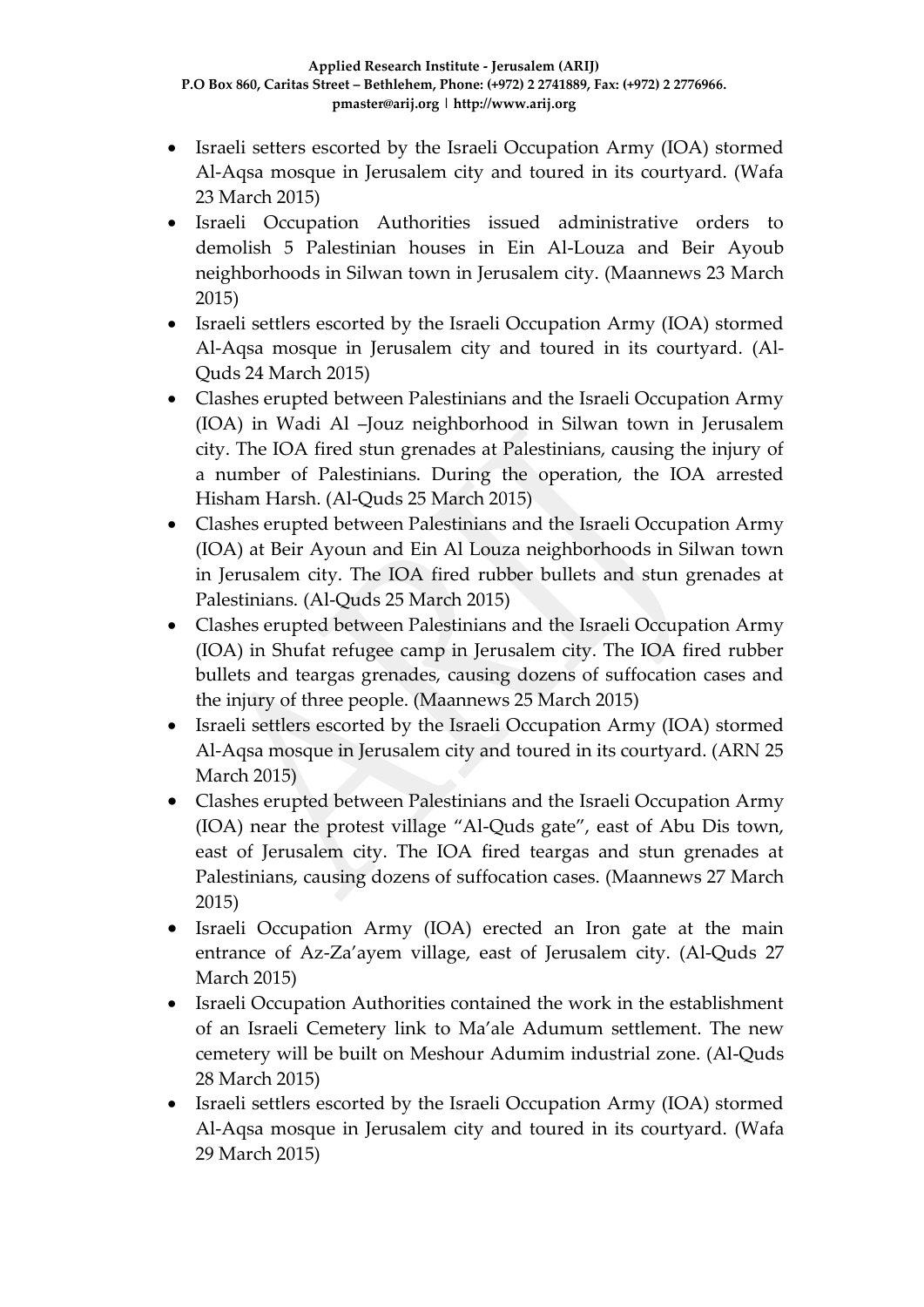- Israeli setters escorted by the Israeli Occupation Army (IOA) stormed Al-Aqsa mosque in Jerusalem city and toured in its courtyard. (Wafa 23 March 2015)
- Israeli Occupation Authorities issued administrative orders to demolish 5 Palestinian houses in Ein Al-Louza and Beir Ayoub neighborhoods in Silwan town in Jerusalem city. (Maannews 23 March 2015)
- Israeli settlers escorted by the Israeli Occupation Army (IOA) stormed Al-Aqsa mosque in Jerusalem city and toured in its courtyard. (Al-Quds 24 March 2015)
- Clashes erupted between Palestinians and the Israeli Occupation Army (IOA) in Wadi Al –Jouz neighborhood in Silwan town in Jerusalem city. The IOA fired stun grenades at Palestinians, causing the injury of a number of Palestinians. During the operation, the IOA arrested Hisham Harsh. (Al-Quds 25 March 2015)
- Clashes erupted between Palestinians and the Israeli Occupation Army (IOA) at Beir Ayoun and Ein Al Louza neighborhoods in Silwan town in Jerusalem city. The IOA fired rubber bullets and stun grenades at Palestinians. (Al-Quds 25 March 2015)
- Clashes erupted between Palestinians and the Israeli Occupation Army (IOA) in Shufat refugee camp in Jerusalem city. The IOA fired rubber bullets and teargas grenades, causing dozens of suffocation cases and the injury of three people. (Maannews 25 March 2015)
- Israeli settlers escorted by the Israeli Occupation Army (IOA) stormed Al-Aqsa mosque in Jerusalem city and toured in its courtyard. (ARN 25 March 2015)
- Clashes erupted between Palestinians and the Israeli Occupation Army (IOA) near the protest village "Al-Quds gate", east of Abu Dis town, east of Jerusalem city. The IOA fired teargas and stun grenades at Palestinians, causing dozens of suffocation cases. (Maannews 27 March 2015)
- Israeli Occupation Army (IOA) erected an Iron gate at the main entrance of Az-Za'ayem village, east of Jerusalem city. (Al-Quds 27 March 2015)
- Israeli Occupation Authorities contained the work in the establishment of an Israeli Cemetery link to Ma'ale Adumum settlement. The new cemetery will be built on Meshour Adumim industrial zone. (Al-Quds 28 March 2015)
- Israeli settlers escorted by the Israeli Occupation Army (IOA) stormed Al-Aqsa mosque in Jerusalem city and toured in its courtyard. (Wafa 29 March 2015)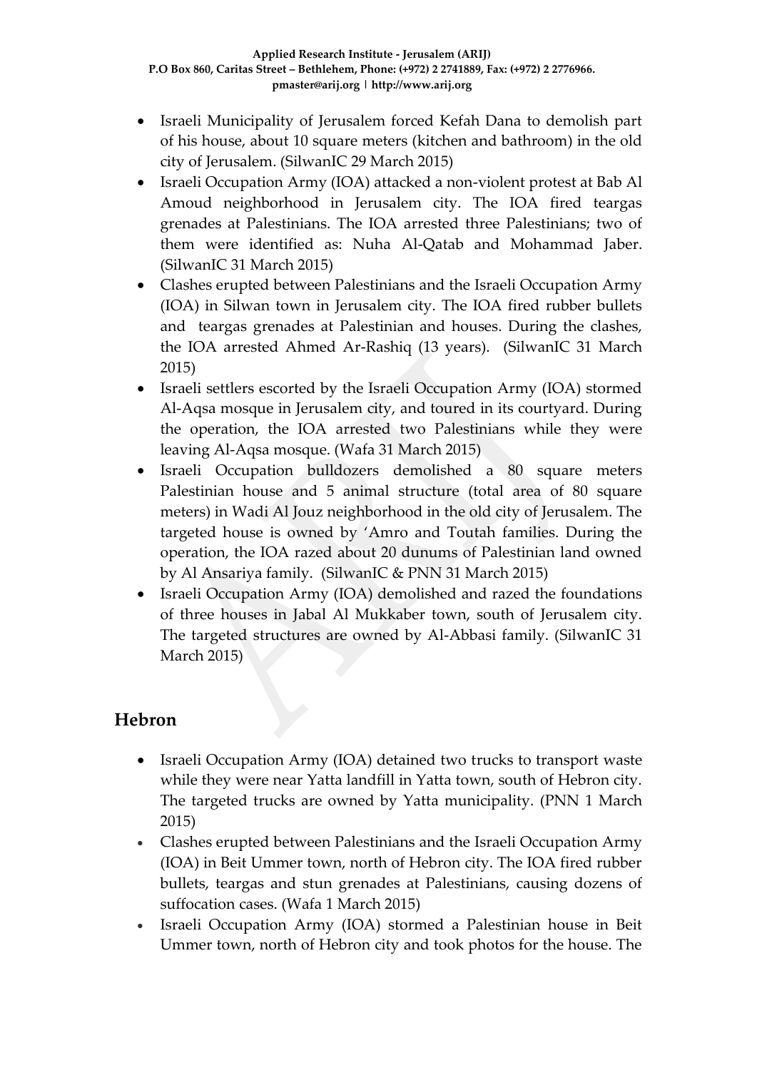- Israeli Municipality of Jerusalem forced Kefah Dana to demolish part of his house, about 10 square meters (kitchen and bathroom) in the old city of Jerusalem. (SilwanIC 29 March 2015)
- Israeli Occupation Army (IOA) attacked a non-violent protest at Bab Al Amoud neighborhood in Jerusalem city. The IOA fired teargas grenades at Palestinians. The IOA arrested three Palestinians; two of them were identified as: Nuha Al-Qatab and Mohammad Jaber. (SilwanIC 31 March 2015)
- Clashes erupted between Palestinians and the Israeli Occupation Army (IOA) in Silwan town in Jerusalem city. The IOA fired rubber bullets and teargas grenades at Palestinian and houses. During the clashes, the IOA arrested Ahmed Ar-Rashiq (13 years). (SilwanIC 31 March 2015)
- Israeli settlers escorted by the Israeli Occupation Army (IOA) stormed Al-Aqsa mosque in Jerusalem city, and toured in its courtyard. During the operation, the IOA arrested two Palestinians while they were leaving Al-Aqsa mosque. (Wafa 31 March 2015)
- Israeli Occupation bulldozers demolished a 80 square meters Palestinian house and 5 animal structure (total area of 80 square meters) in Wadi Al Jouz neighborhood in the old city of Jerusalem. The targeted house is owned by 'Amro and Toutah families. During the operation, the IOA razed about 20 dunums of Palestinian land owned by Al Ansariya family. (SilwanIC & PNN 31 March 2015)
- Israeli Occupation Army (IOA) demolished and razed the foundations of three houses in Jabal Al Mukkaber town, south of Jerusalem city. The targeted structures are owned by Al-Abbasi family. (SilwanIC 31 March 2015)

## Hebron

- Israeli Occupation Army (IOA) detained two trucks to transport waste while they were near Yatta landfill in Yatta town, south of Hebron city. The targeted trucks are owned by Yatta municipality. (PNN 1 March 2015)
- Clashes erupted between Palestinians and the Israeli Occupation Army (IOA) in Beit Ummer town, north of Hebron city. The IOA fired rubber bullets, teargas and stun grenades at Palestinians, causing dozens of suffocation cases. (Wafa 1 March 2015)
- Israeli Occupation Army (IOA) stormed a Palestinian house in Beit Ummer town, north of Hebron city and took photos for the house. The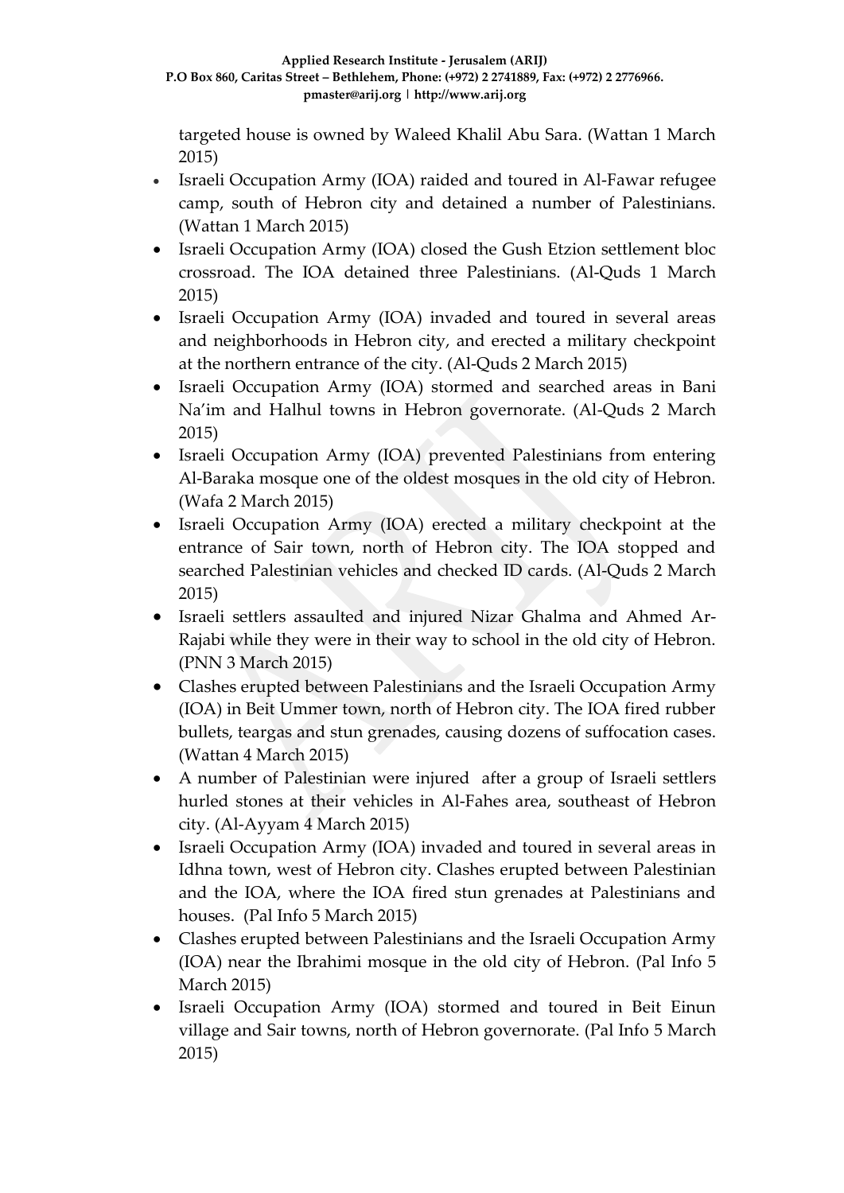targeted house is owned by Waleed Khalil Abu Sara. (Wattan 1 March 2015)

- Israeli Occupation Army (IOA) raided and toured in Al-Fawar refugee camp, south of Hebron city and detained a number of Palestinians. (Wattan 1 March 2015)
- Israeli Occupation Army (IOA) closed the Gush Etzion settlement bloc crossroad. The IOA detained three Palestinians. (Al-Quds 1 March 2015)
- Israeli Occupation Army (IOA) invaded and toured in several areas and neighborhoods in Hebron city, and erected a military checkpoint at the northern entrance of the city. (Al-Quds 2 March 2015)
- Israeli Occupation Army (IOA) stormed and searched areas in Bani Na'im and Halhul towns in Hebron governorate. (Al-Quds 2 March 2015)
- Israeli Occupation Army (IOA) prevented Palestinians from entering Al-Baraka mosque one of the oldest mosques in the old city of Hebron. (Wafa 2 March 2015)
- Israeli Occupation Army (IOA) erected a military checkpoint at the entrance of Sair town, north of Hebron city. The IOA stopped and searched Palestinian vehicles and checked ID cards. (Al-Quds 2 March 2015)
- Israeli settlers assaulted and injured Nizar Ghalma and Ahmed Ar-Rajabi while they were in their way to school in the old city of Hebron. (PNN 3 March 2015)
- Clashes erupted between Palestinians and the Israeli Occupation Army (IOA) in Beit Ummer town, north of Hebron city. The IOA fired rubber bullets, teargas and stun grenades, causing dozens of suffocation cases. (Wattan 4 March 2015)
- A number of Palestinian were injured after a group of Israeli settlers hurled stones at their vehicles in Al-Fahes area, southeast of Hebron city. (Al-Ayyam 4 March 2015)
- Israeli Occupation Army (IOA) invaded and toured in several areas in Idhna town, west of Hebron city. Clashes erupted between Palestinian and the IOA, where the IOA fired stun grenades at Palestinians and houses. (Pal Info 5 March 2015)
- Clashes erupted between Palestinians and the Israeli Occupation Army (IOA) near the Ibrahimi mosque in the old city of Hebron. (Pal Info 5 March 2015)
- Israeli Occupation Army (IOA) stormed and toured in Beit Einun village and Sair towns, north of Hebron governorate. (Pal Info 5 March 2015)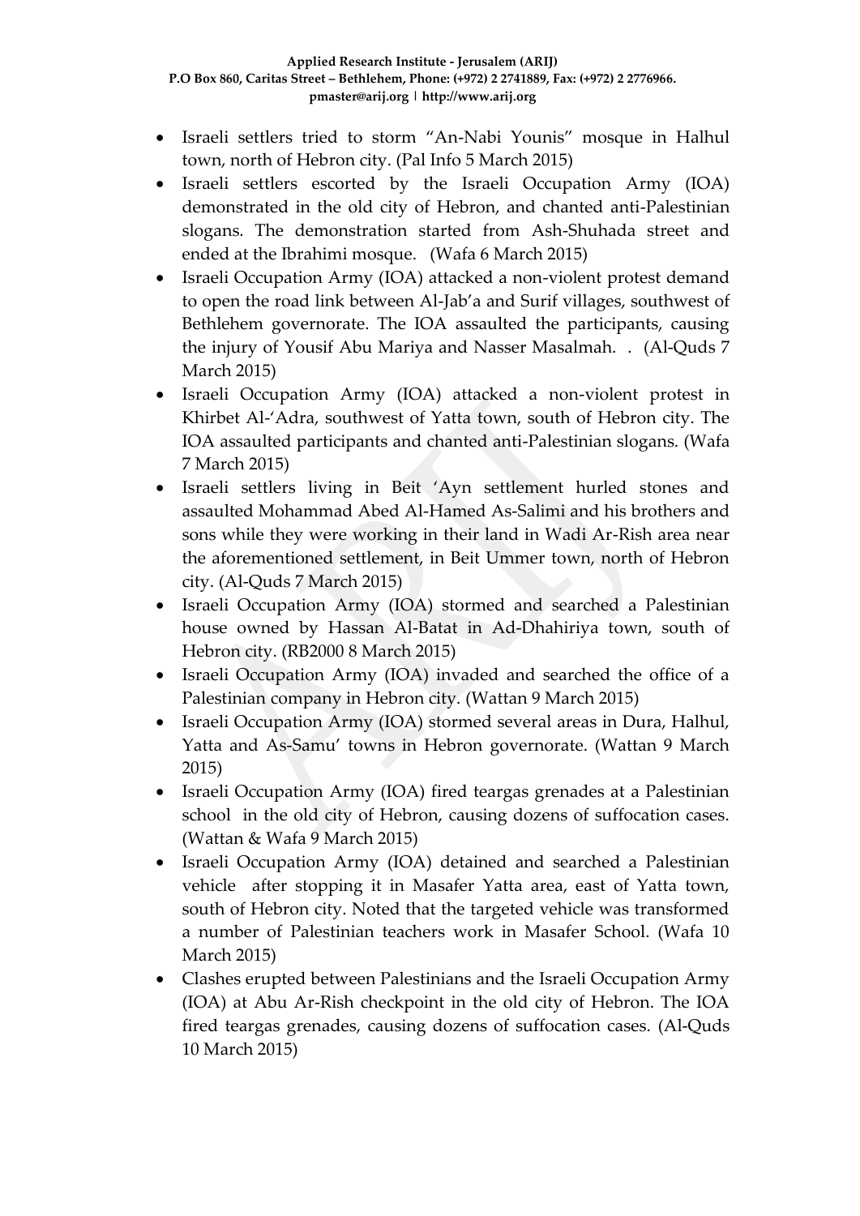- Israeli settlers tried to storm "An-Nabi Younis" mosque in Halhul town, north of Hebron city. (Pal Info 5 March 2015)
- Israeli settlers escorted by the Israeli Occupation Army (IOA) demonstrated in the old city of Hebron, and chanted anti-Palestinian slogans. The demonstration started from Ash-Shuhada street and ended at the Ibrahimi mosque. (Wafa 6 March 2015)
- Israeli Occupation Army (IOA) attacked a non-violent protest demand to open the road link between Al-Jab'a and Surif villages, southwest of Bethlehem governorate. The IOA assaulted the participants, causing the injury of Yousif Abu Mariya and Nasser Masalmah. . (Al-Quds 7 March 2015)
- Israeli Occupation Army (IOA) attacked a non-violent protest in Khirbet Al-'Adra, southwest of Yatta town, south of Hebron city. The IOA assaulted participants and chanted anti-Palestinian slogans. (Wafa 7 March 2015)
- Israeli settlers living in Beit 'Ayn settlement hurled stones and assaulted Mohammad Abed Al-Hamed As-Salimi and his brothers and sons while they were working in their land in Wadi Ar-Rish area near the aforementioned settlement, in Beit Ummer town, north of Hebron city. (Al-Quds 7 March 2015)
- Israeli Occupation Army (IOA) stormed and searched a Palestinian house owned by Hassan Al-Batat in Ad-Dhahiriya town, south of Hebron city. (RB2000 8 March 2015)
- Israeli Occupation Army (IOA) invaded and searched the office of a Palestinian company in Hebron city. (Wattan 9 March 2015)
- Israeli Occupation Army (IOA) stormed several areas in Dura, Halhul, Yatta and As-Samu' towns in Hebron governorate. (Wattan 9 March 2015)
- Israeli Occupation Army (IOA) fired teargas grenades at a Palestinian school in the old city of Hebron, causing dozens of suffocation cases. (Wattan & Wafa 9 March 2015)
- Israeli Occupation Army (IOA) detained and searched a Palestinian vehicle after stopping it in Masafer Yatta area, east of Yatta town, south of Hebron city. Noted that the targeted vehicle was transformed a number of Palestinian teachers work in Masafer School. (Wafa 10 March 2015)
- Clashes erupted between Palestinians and the Israeli Occupation Army (IOA) at Abu Ar-Rish checkpoint in the old city of Hebron. The IOA fired teargas grenades, causing dozens of suffocation cases. (Al-Quds 10 March 2015)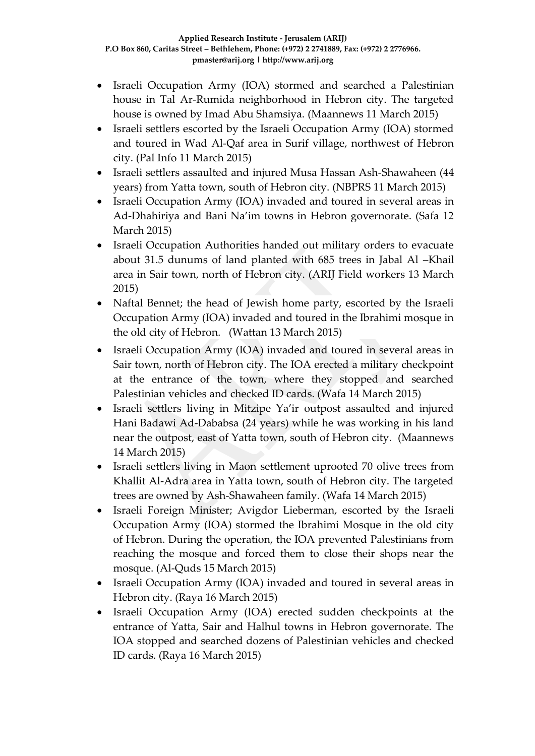- Israeli Occupation Army (IOA) stormed and searched a Palestinian house in Tal Ar-Rumida neighborhood in Hebron city. The targeted house is owned by Imad Abu Shamsiya. (Maannews 11 March 2015)
- Israeli settlers escorted by the Israeli Occupation Army (IOA) stormed and toured in Wad Al-Qaf area in Surif village, northwest of Hebron city. (Pal Info 11 March 2015)
- Israeli settlers assaulted and injured Musa Hassan Ash-Shawaheen (44 years) from Yatta town, south of Hebron city. (NBPRS 11 March 2015)
- Israeli Occupation Army (IOA) invaded and toured in several areas in Ad-Dhahiriya and Bani Na'im towns in Hebron governorate. (Safa 12 March 2015)
- Israeli Occupation Authorities handed out military orders to evacuate about 31.5 dunums of land planted with 685 trees in Jabal Al –Khail area in Sair town, north of Hebron city. (ARIJ Field workers 13 March 2015)
- Naftal Bennet; the head of Jewish home party, escorted by the Israeli Occupation Army (IOA) invaded and toured in the Ibrahimi mosque in the old city of Hebron. (Wattan 13 March 2015)
- Israeli Occupation Army (IOA) invaded and toured in several areas in Sair town, north of Hebron city. The IOA erected a military checkpoint at the entrance of the town, where they stopped and searched Palestinian vehicles and checked ID cards. (Wafa 14 March 2015)
- Israeli settlers living in Mitzipe Ya'ir outpost assaulted and injured Hani Badawi Ad-Dababsa (24 years) while he was working in his land near the outpost, east of Yatta town, south of Hebron city. (Maannews 14 March 2015)
- Israeli settlers living in Maon settlement uprooted 70 olive trees from Khallit Al-Adra area in Yatta town, south of Hebron city. The targeted trees are owned by Ash-Shawaheen family. (Wafa 14 March 2015)
- Israeli Foreign Minister; Avigdor Lieberman, escorted by the Israeli Occupation Army (IOA) stormed the Ibrahimi Mosque in the old city of Hebron. During the operation, the IOA prevented Palestinians from reaching the mosque and forced them to close their shops near the mosque. (Al-Quds 15 March 2015)
- Israeli Occupation Army (IOA) invaded and toured in several areas in Hebron city. (Raya 16 March 2015)
- Israeli Occupation Army (IOA) erected sudden checkpoints at the entrance of Yatta, Sair and Halhul towns in Hebron governorate. The IOA stopped and searched dozens of Palestinian vehicles and checked ID cards. (Raya 16 March 2015)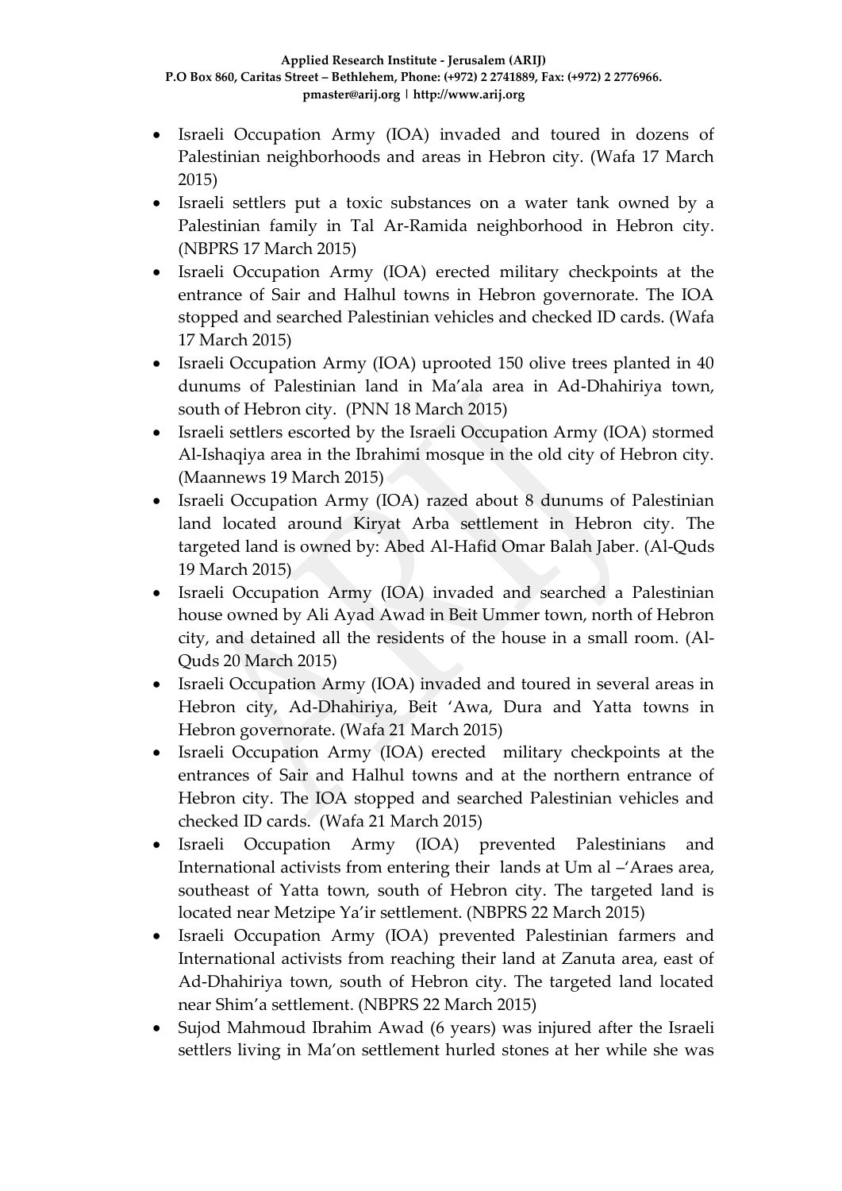- Israeli Occupation Army (IOA) invaded and toured in dozens of Palestinian neighborhoods and areas in Hebron city. (Wafa 17 March 2015)
- Israeli settlers put a toxic substances on a water tank owned by a Palestinian family in Tal Ar-Ramida neighborhood in Hebron city. (NBPRS 17 March 2015)
- Israeli Occupation Army (IOA) erected military checkpoints at the entrance of Sair and Halhul towns in Hebron governorate. The IOA stopped and searched Palestinian vehicles and checked ID cards. (Wafa 17 March 2015)
- Israeli Occupation Army (IOA) uprooted 150 olive trees planted in 40 dunums of Palestinian land in Ma'ala area in Ad-Dhahiriya town, south of Hebron city. (PNN 18 March 2015)
- Israeli settlers escorted by the Israeli Occupation Army (IOA) stormed Al-Ishaqiya area in the Ibrahimi mosque in the old city of Hebron city. (Maannews 19 March 2015)
- Israeli Occupation Army (IOA) razed about 8 dunums of Palestinian land located around Kiryat Arba settlement in Hebron city. The targeted land is owned by: Abed Al-Hafid Omar Balah Jaber. (Al-Quds 19 March 2015)
- Israeli Occupation Army (IOA) invaded and searched a Palestinian house owned by Ali Ayad Awad in Beit Ummer town, north of Hebron city, and detained all the residents of the house in a small room. (Al-Quds 20 March 2015)
- Israeli Occupation Army (IOA) invaded and toured in several areas in Hebron city, Ad-Dhahiriya, Beit 'Awa, Dura and Yatta towns in Hebron governorate. (Wafa 21 March 2015)
- Israeli Occupation Army (IOA) erected military checkpoints at the entrances of Sair and Halhul towns and at the northern entrance of Hebron city. The IOA stopped and searched Palestinian vehicles and checked ID cards. (Wafa 21 March 2015)
- Israeli Occupation Army (IOA) prevented Palestinians and International activists from entering their lands at Um al –'Araes area, southeast of Yatta town, south of Hebron city. The targeted land is located near Metzipe Ya'ir settlement. (NBPRS 22 March 2015)
- Israeli Occupation Army (IOA) prevented Palestinian farmers and International activists from reaching their land at Zanuta area, east of Ad-Dhahiriya town, south of Hebron city. The targeted land located near Shim'a settlement. (NBPRS 22 March 2015)
- Sujod Mahmoud Ibrahim Awad (6 years) was injured after the Israeli settlers living in Ma'on settlement hurled stones at her while she was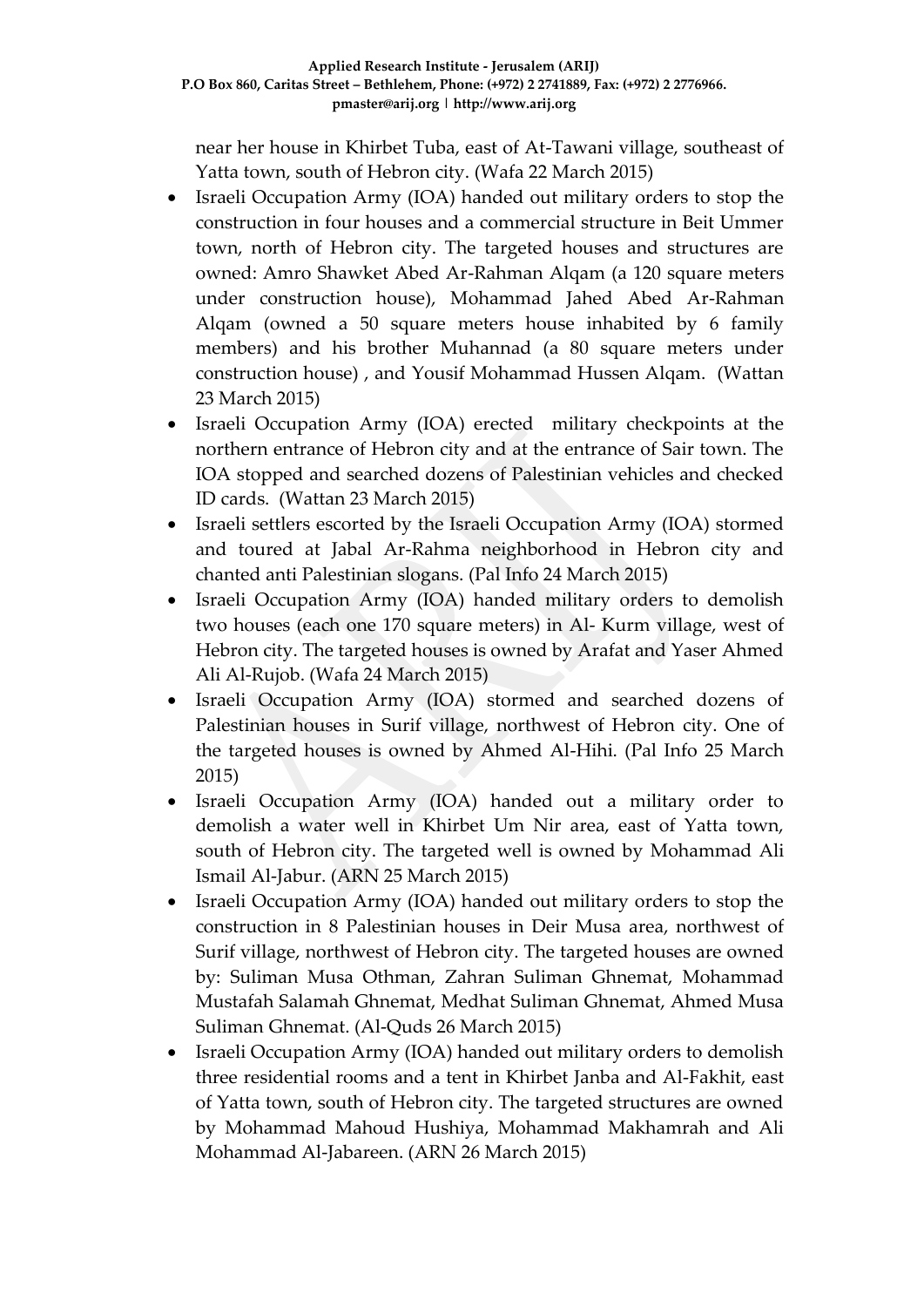near her house in Khirbet Tuba, east of At-Tawani village, southeast of Yatta town, south of Hebron city. (Wafa 22 March 2015)

- Israeli Occupation Army (IOA) handed out military orders to stop the construction in four houses and a commercial structure in Beit Ummer town, north of Hebron city. The targeted houses and structures are owned: Amro Shawket Abed Ar-Rahman Alqam (a 120 square meters under construction house), Mohammad Jahed Abed Ar-Rahman Alqam (owned a 50 square meters house inhabited by 6 family members) and his brother Muhannad (a 80 square meters under construction house) , and Yousif Mohammad Hussen Alqam. (Wattan 23 March 2015)
- Israeli Occupation Army (IOA) erected military checkpoints at the northern entrance of Hebron city and at the entrance of Sair town. The IOA stopped and searched dozens of Palestinian vehicles and checked ID cards. (Wattan 23 March 2015)
- Israeli settlers escorted by the Israeli Occupation Army (IOA) stormed and toured at Jabal Ar-Rahma neighborhood in Hebron city and chanted anti Palestinian slogans. (Pal Info 24 March 2015)
- Israeli Occupation Army (IOA) handed military orders to demolish two houses (each one 170 square meters) in Al- Kurm village, west of Hebron city. The targeted houses is owned by Arafat and Yaser Ahmed Ali Al-Rujob. (Wafa 24 March 2015)
- Israeli Occupation Army (IOA) stormed and searched dozens of Palestinian houses in Surif village, northwest of Hebron city. One of the targeted houses is owned by Ahmed Al-Hihi. (Pal Info 25 March 2015)
- Israeli Occupation Army (IOA) handed out a military order to demolish a water well in Khirbet Um Nir area, east of Yatta town, south of Hebron city. The targeted well is owned by Mohammad Ali Ismail Al-Jabur. (ARN 25 March 2015)
- Israeli Occupation Army (IOA) handed out military orders to stop the construction in 8 Palestinian houses in Deir Musa area, northwest of Surif village, northwest of Hebron city. The targeted houses are owned by: Suliman Musa Othman, Zahran Suliman Ghnemat, Mohammad Mustafah Salamah Ghnemat, Medhat Suliman Ghnemat, Ahmed Musa Suliman Ghnemat. (Al-Quds 26 March 2015)
- Israeli Occupation Army (IOA) handed out military orders to demolish three residential rooms and a tent in Khirbet Janba and Al-Fakhit, east of Yatta town, south of Hebron city. The targeted structures are owned by Mohammad Mahoud Hushiya, Mohammad Makhamrah and Ali Mohammad Al-Jabareen. (ARN 26 March 2015)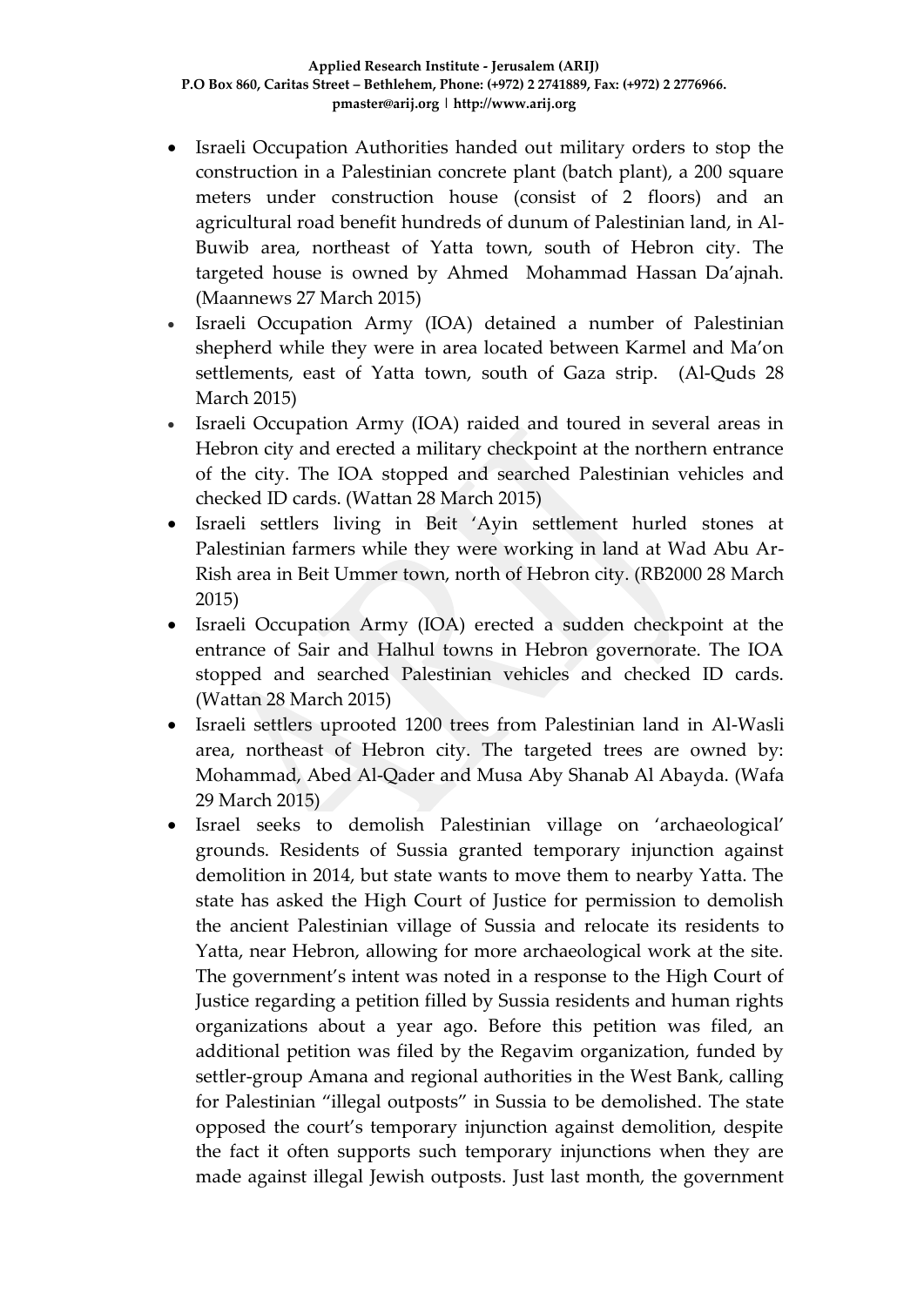- Israeli Occupation Authorities handed out military orders to stop the construction in a Palestinian concrete plant (batch plant), a 200 square meters under construction house (consist of 2 floors) and an agricultural road benefit hundreds of dunum of Palestinian land, in Al-Buwib area, northeast of Yatta town, south of Hebron city. The targeted house is owned by Ahmed Mohammad Hassan Da'ajnah. (Maannews 27 March 2015)
- Israeli Occupation Army (IOA) detained a number of Palestinian shepherd while they were in area located between Karmel and Ma'on settlements, east of Yatta town, south of Gaza strip. (Al-Quds 28 March 2015)
- Israeli Occupation Army (IOA) raided and toured in several areas in Hebron city and erected a military checkpoint at the northern entrance of the city. The IOA stopped and searched Palestinian vehicles and checked ID cards. (Wattan 28 March 2015)
- Israeli settlers living in Beit 'Ayin settlement hurled stones at Palestinian farmers while they were working in land at Wad Abu Ar-Rish area in Beit Ummer town, north of Hebron city. (RB2000 28 March 2015)
- Israeli Occupation Army (IOA) erected a sudden checkpoint at the entrance of Sair and Halhul towns in Hebron governorate. The IOA stopped and searched Palestinian vehicles and checked ID cards. (Wattan 28 March 2015)
- Israeli settlers uprooted 1200 trees from Palestinian land in Al-Wasli area, northeast of Hebron city. The targeted trees are owned by: Mohammad, Abed Al-Qader and Musa Aby Shanab Al Abayda. (Wafa 29 March 2015)
- Israel seeks to demolish Palestinian village on 'archaeological' grounds. Residents of Sussia granted temporary injunction against demolition in 2014, but state wants to move them to nearby Yatta. The state has asked the High Court of Justice for permission to demolish the ancient Palestinian village of Sussia and relocate its residents to Yatta, near Hebron, allowing for more archaeological work at the site. The government's intent was noted in a response to the High Court of Justice regarding a petition filled by Sussia residents and human rights organizations about a year ago. Before this petition was filed, an additional petition was filed by the Regavim organization, funded by settler-group Amana and regional authorities in the West Bank, calling for Palestinian "illegal outposts" in Sussia to be demolished. The state opposed the court's temporary injunction against demolition, despite the fact it often supports such temporary injunctions when they are made against illegal Jewish outposts. Just last month, the government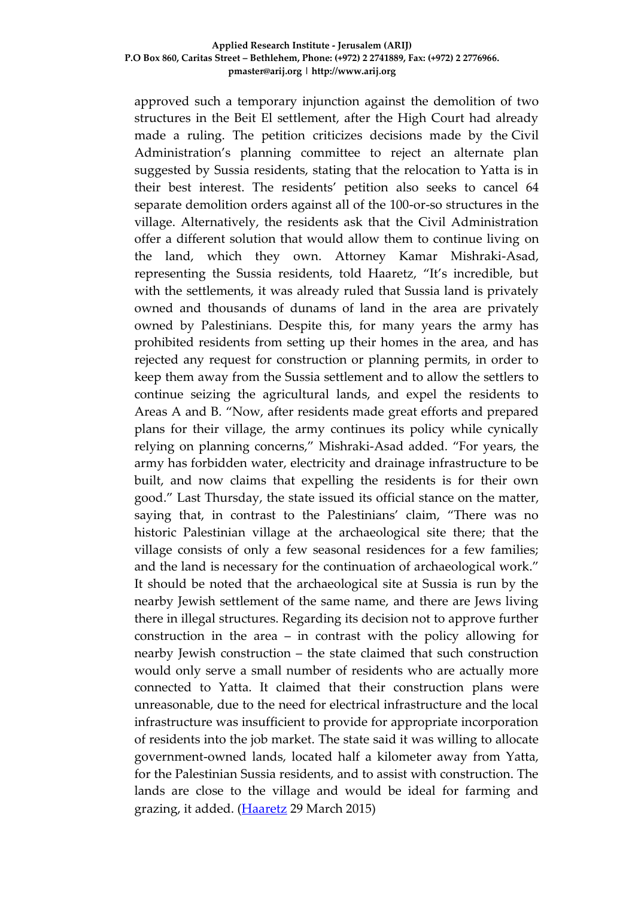approved such a temporary injunction against the demolition of two structures in the Beit El settlement, after the High Court had already made a ruling. The petition criticizes decisions made by the Civil Administration's planning committee to reject an alternate plan suggested by Sussia residents, stating that the relocation to Yatta is in their best interest. The residents' petition also seeks to cancel 64 separate demolition orders against all of the 100-or-so structures in the village. Alternatively, the residents ask that the Civil Administration offer a different solution that would allow them to continue living on the land, which they own. Attorney Kamar Mishraki-Asad, representing the Sussia residents, told Haaretz, "It's incredible, but with the settlements, it was already ruled that Sussia land is privately owned and thousands of dunams of land in the area are privately owned by Palestinians. Despite this, for many years the army has prohibited residents from setting up their homes in the area, and has rejected any request for construction or planning permits, in order to keep them away from the Sussia settlement and to allow the settlers to continue seizing the agricultural lands, and expel the residents to Areas A and B. "Now, after residents made great efforts and prepared plans for their village, the army continues its policy while cynically relying on planning concerns," Mishraki-Asad added. "For years, the army has forbidden water, electricity and drainage infrastructure to be built, and now claims that expelling the residents is for their own good." Last Thursday, the state issued its official stance on the matter, saying that, in contrast to the Palestinians' claim, "There was no historic Palestinian village at the archaeological site there; that the village consists of only a few seasonal residences for a few families; and the land is necessary for the continuation of archaeological work." It should be noted that the archaeological site at Sussia is run by the nearby Jewish settlement of the same name, and there are Jews living there in illegal structures. Regarding its decision not to approve further construction in the area – in contrast with the policy allowing for nearby Jewish construction – the state claimed that such construction would only serve a small number of residents who are actually more connected to Yatta. It claimed that their construction plans were unreasonable, due to the need for electrical infrastructure and the local infrastructure was insufficient to provide for appropriate incorporation of residents into the job market. The state said it was willing to allocate government-owned lands, located half a kilometer away from Yatta, for the Palestinian Sussia residents, and to assist with construction. The lands are close to the village and would be ideal for farming and grazing, it added. (Haaretz 29 March 2015)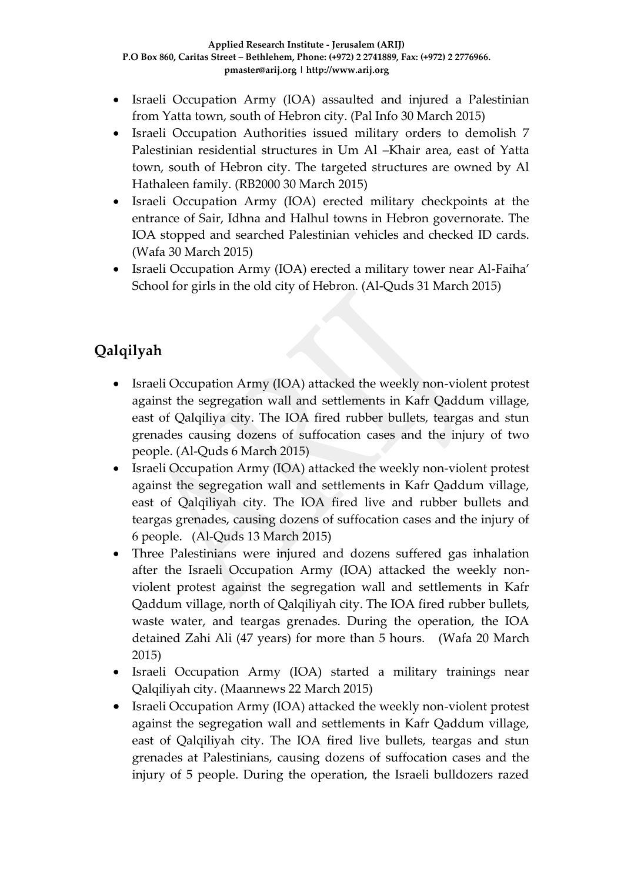- Israeli Occupation Army (IOA) assaulted and injured a Palestinian from Yatta town, south of Hebron city. (Pal Info 30 March 2015)
- Israeli Occupation Authorities issued military orders to demolish 7 Palestinian residential structures in Um Al –Khair area, east of Yatta town, south of Hebron city. The targeted structures are owned by Al Hathaleen family. (RB2000 30 March 2015)
- Israeli Occupation Army (IOA) erected military checkpoints at the entrance of Sair, Idhna and Halhul towns in Hebron governorate. The IOA stopped and searched Palestinian vehicles and checked ID cards. (Wafa 30 March 2015)
- Israeli Occupation Army (IOA) erected a military tower near Al-Faiha' School for girls in the old city of Hebron. (Al-Quds 31 March 2015)

## Qalqilyah

- Israeli Occupation Army (IOA) attacked the weekly non-violent protest against the segregation wall and settlements in Kafr Qaddum village, east of Qalqiliya city. The IOA fired rubber bullets, teargas and stun grenades causing dozens of suffocation cases and the injury of two people. (Al-Quds 6 March 2015)
- Israeli Occupation Army (IOA) attacked the weekly non-violent protest against the segregation wall and settlements in Kafr Qaddum village, east of Qalqiliyah city. The IOA fired live and rubber bullets and teargas grenades, causing dozens of suffocation cases and the injury of 6 people. (Al-Quds 13 March 2015)
- Three Palestinians were injured and dozens suffered gas inhalation after the Israeli Occupation Army (IOA) attacked the weekly non-violent protest against the segregation wall and settlements in Kafr Qaddum village, north of Qalqiliyah city. The IOA fired rubber bullets, waste water, and teargas grenades. During the operation, the IOA detained Zahi Ali (47 years) for more than 5 hours. (Wafa 20 March 2015)
- Israeli Occupation Army (IOA) started a military trainings near Qalqiliyah city. (Maannews 22 March 2015)
- Israeli Occupation Army (IOA) attacked the weekly non-violent protest against the segregation wall and settlements in Kafr Qaddum village, east of Qalqiliyah city. The IOA fired live bullets, teargas and stun grenades at Palestinians, causing dozens of suffocation cases and the injury of 5 people. During the operation, the Israeli bulldozers razed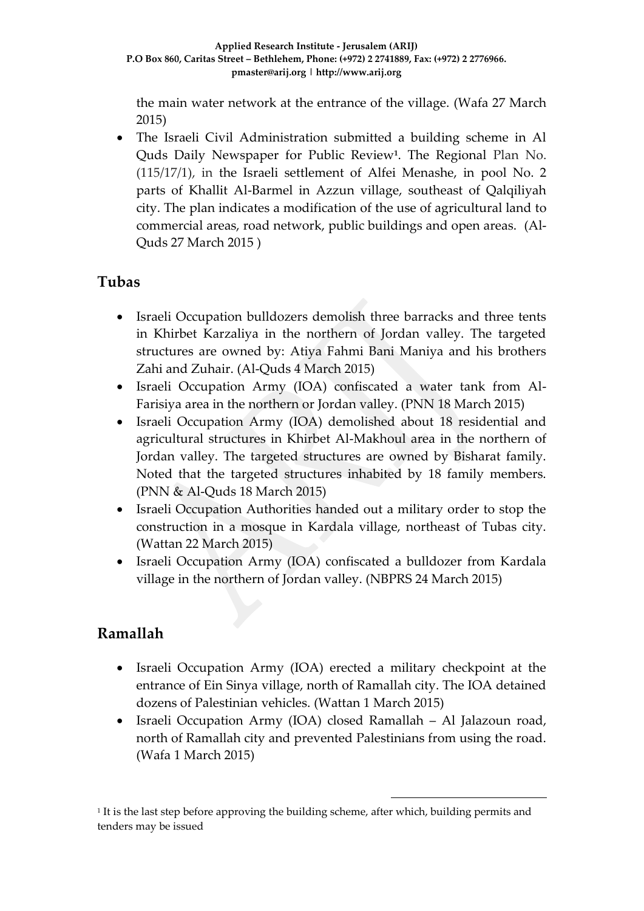the main water network at the entrance of the village. (Wafa 27 March 2015)

- The Israeli Civil Administration submitted a building scheme in Al Quds Daily Newspaper for Public Review[1]. The Regional Plan No. (115/17/1), in the Israeli settlement of Alfei Menashe, in pool No. 2 parts of Khallit Al-Barmel in Azzun village, southeast of Qalqiliyah city. The plan indicates a modification of the use of agricultural land to commercial areas, road network, public buildings and open areas. (Al-Quds 27 March 2015 )

## Tubas

- Israeli Occupation bulldozers demolish three barracks and three tents in Khirbet Karzaliya in the northern of Jordan valley. The targeted structures are owned by: Atiya Fahmi Bani Maniya and his brothers Zahi and Zuhair. (Al-Quds 4 March 2015)
- Israeli Occupation Army (IOA) confiscated a water tank from Al-Farisiya area in the northern or Jordan valley. (PNN 18 March 2015)
- Israeli Occupation Army (IOA) demolished about 18 residential and agricultural structures in Khirbet Al-Makhoul area in the northern of Jordan valley. The targeted structures are owned by Bisharat family. Noted that the targeted structures inhabited by 18 family members. (PNN & Al-Quds 18 March 2015)
- Israeli Occupation Authorities handed out a military order to stop the construction in a mosque in Kardala village, northeast of Tubas city. (Wattan 22 March 2015)
- Israeli Occupation Army (IOA) confiscated a bulldozer from Kardala village in the northern of Jordan valley. (NBPRS 24 March 2015)

## Ramallah

- Israeli Occupation Army (IOA) erected a military checkpoint at the entrance of Ein Sinya village, north of Ramallah city. The IOA detained dozens of Palestinian vehicles. (Wattan 1 March 2015)
- Israeli Occupation Army (IOA) closed Ramallah – Al Jalazoun road, north of Ramallah city and prevented Palestinians from using the road. (Wafa 1 March 2015)

[1] It is the last step before approving the building scheme, after which, building permits and tenders may be issued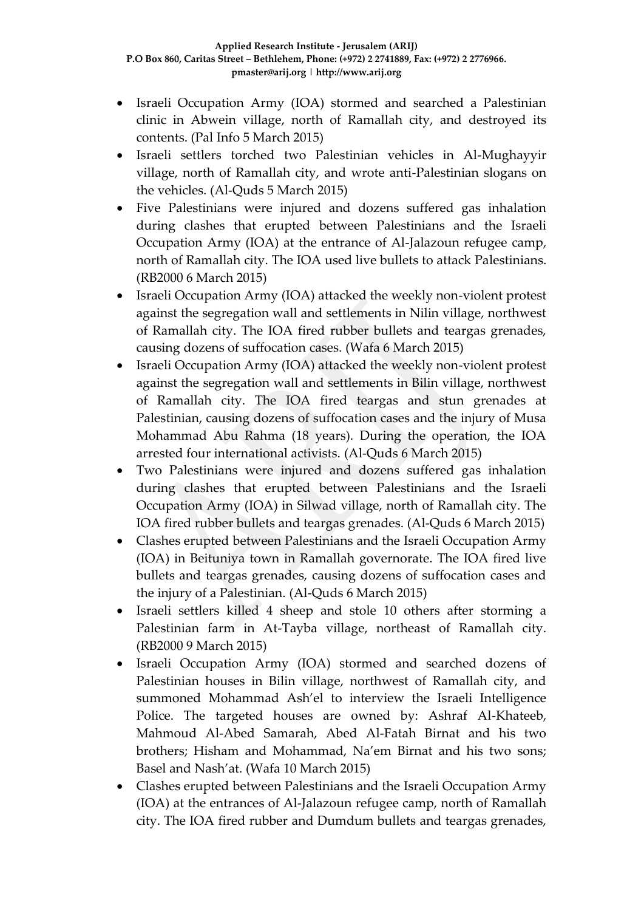- Israeli Occupation Army (IOA) stormed and searched a Palestinian clinic in Abwein village, north of Ramallah city, and destroyed its contents. (Pal Info 5 March 2015)
- Israeli settlers torched two Palestinian vehicles in Al-Mughayyir village, north of Ramallah city, and wrote anti-Palestinian slogans on the vehicles. (Al-Quds 5 March 2015)
- Five Palestinians were injured and dozens suffered gas inhalation during clashes that erupted between Palestinians and the Israeli Occupation Army (IOA) at the entrance of Al-Jalazoun refugee camp, north of Ramallah city. The IOA used live bullets to attack Palestinians. (RB2000 6 March 2015)
- Israeli Occupation Army (IOA) attacked the weekly non-violent protest against the segregation wall and settlements in Nilin village, northwest of Ramallah city. The IOA fired rubber bullets and teargas grenades, causing dozens of suffocation cases. (Wafa 6 March 2015)
- Israeli Occupation Army (IOA) attacked the weekly non-violent protest against the segregation wall and settlements in Bilin village, northwest of Ramallah city. The IOA fired teargas and stun grenades at Palestinian, causing dozens of suffocation cases and the injury of Musa Mohammad Abu Rahma (18 years). During the operation, the IOA arrested four international activists. (Al-Quds 6 March 2015)
- Two Palestinians were injured and dozens suffered gas inhalation during clashes that erupted between Palestinians and the Israeli Occupation Army (IOA) in Silwad village, north of Ramallah city. The IOA fired rubber bullets and teargas grenades. (Al-Quds 6 March 2015)
- Clashes erupted between Palestinians and the Israeli Occupation Army (IOA) in Beituniya town in Ramallah governorate. The IOA fired live bullets and teargas grenades, causing dozens of suffocation cases and the injury of a Palestinian. (Al-Quds 6 March 2015)
- Israeli settlers killed 4 sheep and stole 10 others after storming a Palestinian farm in At-Tayba village, northeast of Ramallah city. (RB2000 9 March 2015)
- Israeli Occupation Army (IOA) stormed and searched dozens of Palestinian houses in Bilin village, northwest of Ramallah city, and summoned Mohammad Ash'el to interview the Israeli Intelligence Police. The targeted houses are owned by: Ashraf Al-Khateeb, Mahmoud Al-Abed Samarah, Abed Al-Fatah Birnat and his two brothers; Hisham and Mohammad, Na'em Birnat and his two sons; Basel and Nash'at. (Wafa 10 March 2015)
- Clashes erupted between Palestinians and the Israeli Occupation Army (IOA) at the entrances of Al-Jalazoun refugee camp, north of Ramallah city. The IOA fired rubber and Dumdum bullets and teargas grenades,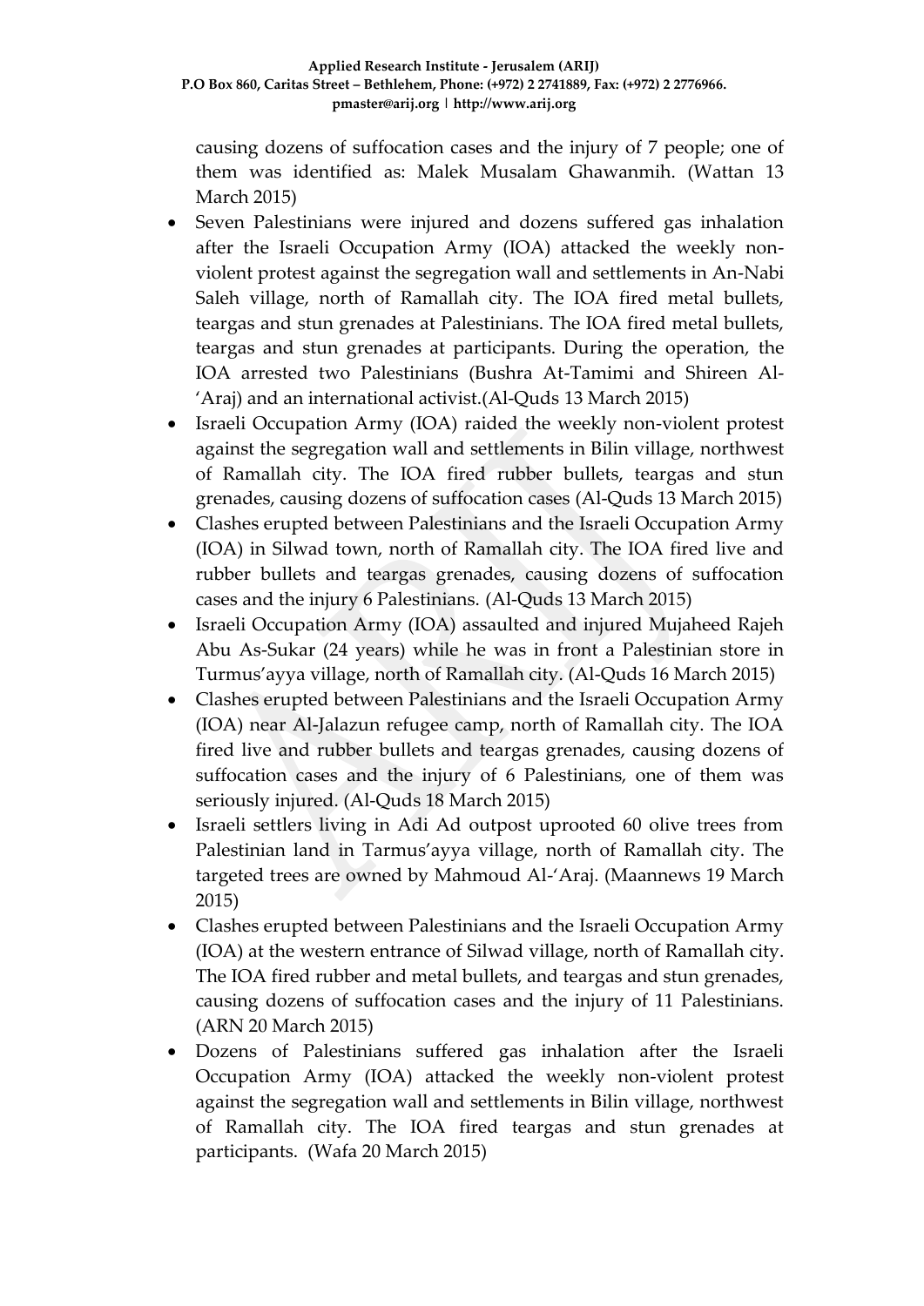causing dozens of suffocation cases and the injury of 7 people; one of them was identified as: Malek Musalam Ghawanmih. (Wattan 13 March 2015)

- Seven Palestinians were injured and dozens suffered gas inhalation after the Israeli Occupation Army (IOA) attacked the weekly non-violent protest against the segregation wall and settlements in An-Nabi Saleh village, north of Ramallah city. The IOA fired metal bullets, teargas and stun grenades at Palestinians. The IOA fired metal bullets, teargas and stun grenades at participants. During the operation, the IOA arrested two Palestinians (Bushra At-Tamimi and Shireen Al-'Araj) and an international activist.(Al-Quds 13 March 2015)
- Israeli Occupation Army (IOA) raided the weekly non-violent protest against the segregation wall and settlements in Bilin village, northwest of Ramallah city. The IOA fired rubber bullets, teargas and stun grenades, causing dozens of suffocation cases (Al-Quds 13 March 2015)
- Clashes erupted between Palestinians and the Israeli Occupation Army (IOA) in Silwad town, north of Ramallah city. The IOA fired live and rubber bullets and teargas grenades, causing dozens of suffocation cases and the injury 6 Palestinians. (Al-Quds 13 March 2015)
- Israeli Occupation Army (IOA) assaulted and injured Mujaheed Rajeh Abu As-Sukar (24 years) while he was in front a Palestinian store in Turmus'ayya village, north of Ramallah city. (Al-Quds 16 March 2015)
- Clashes erupted between Palestinians and the Israeli Occupation Army (IOA) near Al-Jalazun refugee camp, north of Ramallah city. The IOA fired live and rubber bullets and teargas grenades, causing dozens of suffocation cases and the injury of 6 Palestinians, one of them was seriously injured. (Al-Quds 18 March 2015)
- Israeli settlers living in Adi Ad outpost uprooted 60 olive trees from Palestinian land in Tarmus'ayya village, north of Ramallah city. The targeted trees are owned by Mahmoud Al-'Araj. (Maannews 19 March 2015)
- Clashes erupted between Palestinians and the Israeli Occupation Army (IOA) at the western entrance of Silwad village, north of Ramallah city. The IOA fired rubber and metal bullets, and teargas and stun grenades, causing dozens of suffocation cases and the injury of 11 Palestinians. (ARN 20 March 2015)
- Dozens of Palestinians suffered gas inhalation after the Israeli Occupation Army (IOA) attacked the weekly non-violent protest against the segregation wall and settlements in Bilin village, northwest of Ramallah city. The IOA fired teargas and stun grenades at participants. (Wafa 20 March 2015)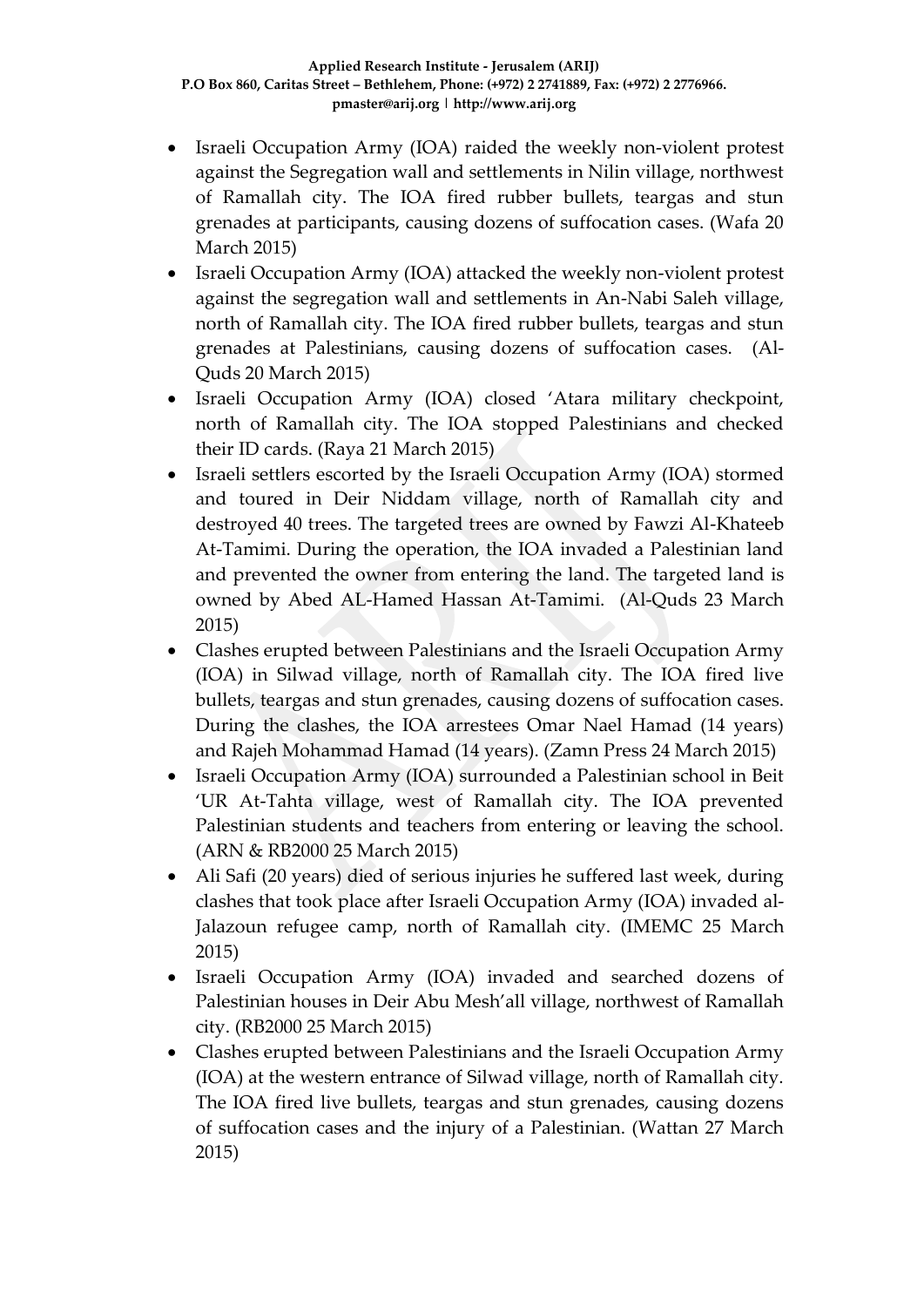- Israeli Occupation Army (IOA) raided the weekly non-violent protest against the Segregation wall and settlements in Nilin village, northwest of Ramallah city. The IOA fired rubber bullets, teargas and stun grenades at participants, causing dozens of suffocation cases. (Wafa 20 March 2015)
- Israeli Occupation Army (IOA) attacked the weekly non-violent protest against the segregation wall and settlements in An-Nabi Saleh village, north of Ramallah city. The IOA fired rubber bullets, teargas and stun grenades at Palestinians, causing dozens of suffocation cases. (Al-Quds 20 March 2015)
- Israeli Occupation Army (IOA) closed 'Atara military checkpoint, north of Ramallah city. The IOA stopped Palestinians and checked their ID cards. (Raya 21 March 2015)
- Israeli settlers escorted by the Israeli Occupation Army (IOA) stormed and toured in Deir Niddam village, north of Ramallah city and destroyed 40 trees. The targeted trees are owned by Fawzi Al-Khateeb At-Tamimi. During the operation, the IOA invaded a Palestinian land and prevented the owner from entering the land. The targeted land is owned by Abed AL-Hamed Hassan At-Tamimi. (Al-Quds 23 March 2015)
- Clashes erupted between Palestinians and the Israeli Occupation Army (IOA) in Silwad village, north of Ramallah city. The IOA fired live bullets, teargas and stun grenades, causing dozens of suffocation cases. During the clashes, the IOA arrestees Omar Nael Hamad (14 years) and Rajeh Mohammad Hamad (14 years). (Zamn Press 24 March 2015)
- Israeli Occupation Army (IOA) surrounded a Palestinian school in Beit 'UR At-Tahta village, west of Ramallah city. The IOA prevented Palestinian students and teachers from entering or leaving the school. (ARN & RB2000 25 March 2015)
- Ali Safi (20 years) died of serious injuries he suffered last week, during clashes that took place after Israeli Occupation Army (IOA) invaded al-Jalazoun refugee camp, north of Ramallah city. (IMEMC 25 March 2015)
- Israeli Occupation Army (IOA) invaded and searched dozens of Palestinian houses in Deir Abu Mesh'all village, northwest of Ramallah city. (RB2000 25 March 2015)
- Clashes erupted between Palestinians and the Israeli Occupation Army (IOA) at the western entrance of Silwad village, north of Ramallah city. The IOA fired live bullets, teargas and stun grenades, causing dozens of suffocation cases and the injury of a Palestinian. (Wattan 27 March 2015)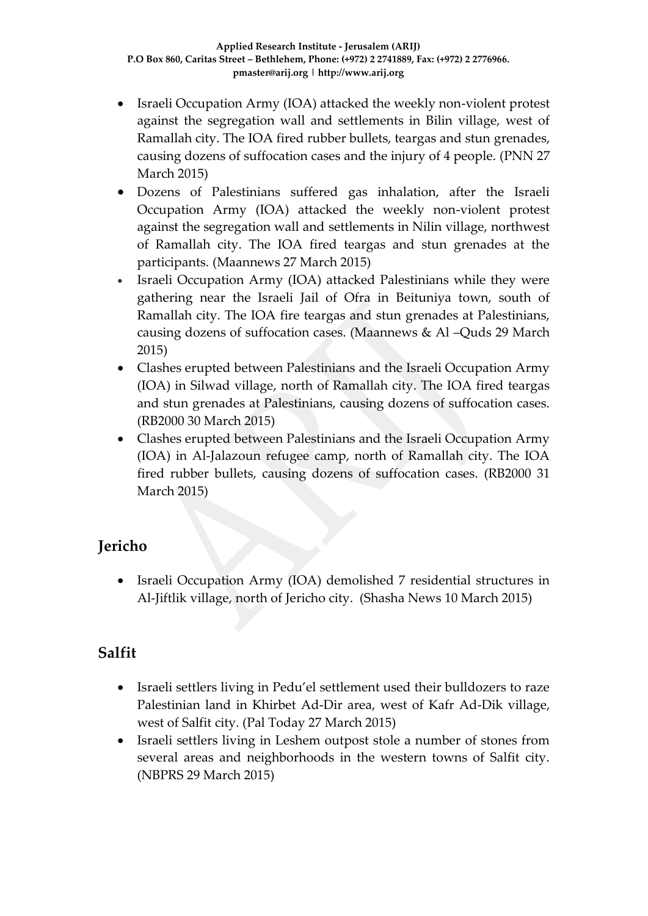- Israeli Occupation Army (IOA) attacked the weekly non-violent protest against the segregation wall and settlements in Bilin village, west of Ramallah city. The IOA fired rubber bullets, teargas and stun grenades, causing dozens of suffocation cases and the injury of 4 people. (PNN 27 March 2015)
- Dozens of Palestinians suffered gas inhalation, after the Israeli Occupation Army (IOA) attacked the weekly non-violent protest against the segregation wall and settlements in Nilin village, northwest of Ramallah city. The IOA fired teargas and stun grenades at the participants. (Maannews 27 March 2015)
- Israeli Occupation Army (IOA) attacked Palestinians while they were gathering near the Israeli Jail of Ofra in Beituniya town, south of Ramallah city. The IOA fire teargas and stun grenades at Palestinians, causing dozens of suffocation cases. (Maannews & Al –Quds 29 March 2015)
- Clashes erupted between Palestinians and the Israeli Occupation Army (IOA) in Silwad village, north of Ramallah city. The IOA fired teargas and stun grenades at Palestinians, causing dozens of suffocation cases. (RB2000 30 March 2015)
- Clashes erupted between Palestinians and the Israeli Occupation Army (IOA) in Al-Jalazoun refugee camp, north of Ramallah city. The IOA fired rubber bullets, causing dozens of suffocation cases. (RB2000 31 March 2015)

## Jericho

- Israeli Occupation Army (IOA) demolished 7 residential structures in Al-Jiftlik village, north of Jericho city. (Shasha News 10 March 2015)

## Salfit

- Israeli settlers living in Pedu'el settlement used their bulldozers to raze Palestinian land in Khirbet Ad-Dir area, west of Kafr Ad-Dik village, west of Salfit city. (Pal Today 27 March 2015)
- Israeli settlers living in Leshem outpost stole a number of stones from several areas and neighborhoods in the western towns of Salfit city. (NBPRS 29 March 2015)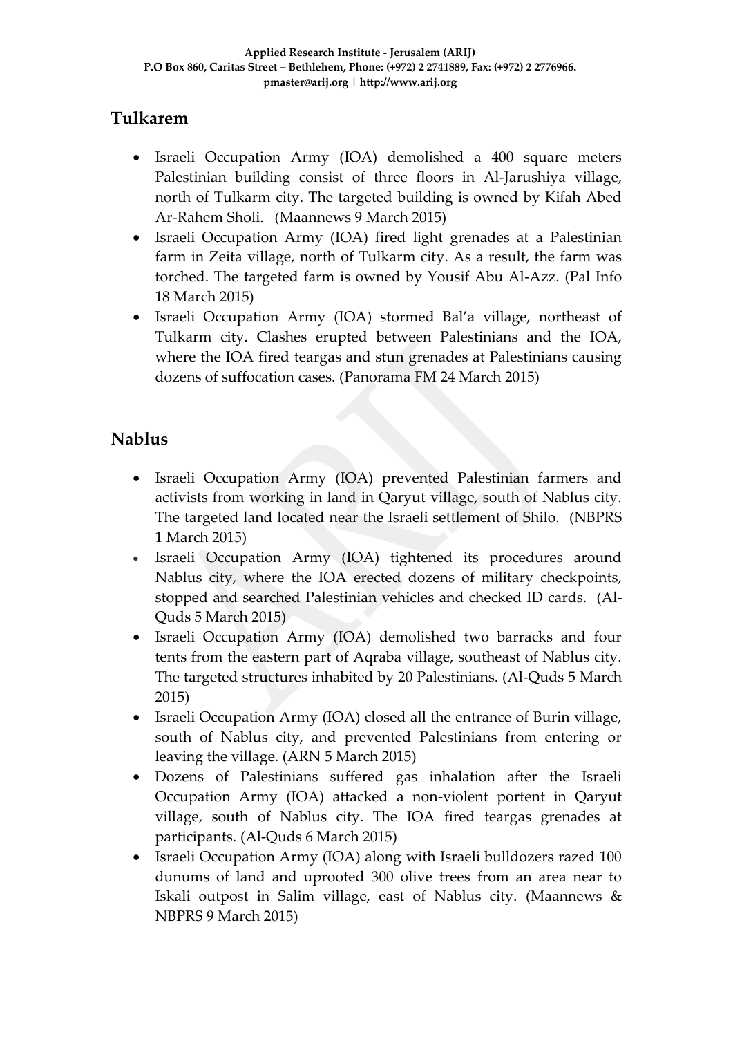## Tulkarem

- Israeli Occupation Army (IOA) demolished a 400 square meters Palestinian building consist of three floors in Al-Jarushiya village, north of Tulkarm city. The targeted building is owned by Kifah Abed Ar-Rahem Sholi. (Maannews 9 March 2015)
- Israeli Occupation Army (IOA) fired light grenades at a Palestinian farm in Zeita village, north of Tulkarm city. As a result, the farm was torched. The targeted farm is owned by Yousif Abu Al-Azz. (Pal Info 18 March 2015)
- Israeli Occupation Army (IOA) stormed Bal'a village, northeast of Tulkarm city. Clashes erupted between Palestinians and the IOA, where the IOA fired teargas and stun grenades at Palestinians causing dozens of suffocation cases. (Panorama FM 24 March 2015)

## Nablus

- Israeli Occupation Army (IOA) prevented Palestinian farmers and activists from working in land in Qaryut village, south of Nablus city. The targeted land located near the Israeli settlement of Shilo. (NBPRS 1 March 2015)
- Israeli Occupation Army (IOA) tightened its procedures around Nablus city, where the IOA erected dozens of military checkpoints, stopped and searched Palestinian vehicles and checked ID cards. (Al-Quds 5 March 2015)
- Israeli Occupation Army (IOA) demolished two barracks and four tents from the eastern part of Aqraba village, southeast of Nablus city. The targeted structures inhabited by 20 Palestinians. (Al-Quds 5 March 2015)
- Israeli Occupation Army (IOA) closed all the entrance of Burin village, south of Nablus city, and prevented Palestinians from entering or leaving the village. (ARN 5 March 2015)
- Dozens of Palestinians suffered gas inhalation after the Israeli Occupation Army (IOA) attacked a non-violent portent in Qaryut village, south of Nablus city. The IOA fired teargas grenades at participants. (Al-Quds 6 March 2015)
- Israeli Occupation Army (IOA) along with Israeli bulldozers razed 100 dunums of land and uprooted 300 olive trees from an area near to Iskali outpost in Salim village, east of Nablus city. (Maannews & NBPRS 9 March 2015)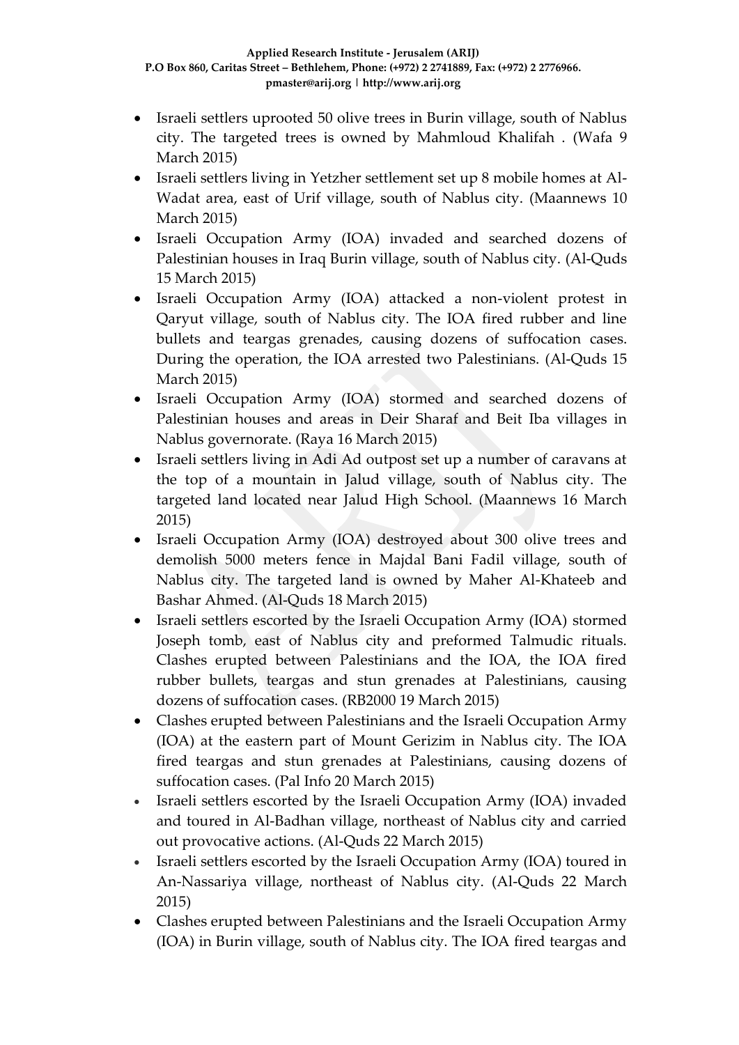- Israeli settlers uprooted 50 olive trees in Burin village, south of Nablus city. The targeted trees is owned by Mahmloud Khalifah . (Wafa 9 March 2015)
- Israeli settlers living in Yetzher settlement set up 8 mobile homes at Al-Wadat area, east of Urif village, south of Nablus city. (Maannews 10 March 2015)
- Israeli Occupation Army (IOA) invaded and searched dozens of Palestinian houses in Iraq Burin village, south of Nablus city. (Al-Quds 15 March 2015)
- Israeli Occupation Army (IOA) attacked a non-violent protest in Qaryut village, south of Nablus city. The IOA fired rubber and line bullets and teargas grenades, causing dozens of suffocation cases. During the operation, the IOA arrested two Palestinians. (Al-Quds 15 March 2015)
- Israeli Occupation Army (IOA) stormed and searched dozens of Palestinian houses and areas in Deir Sharaf and Beit Iba villages in Nablus governorate. (Raya 16 March 2015)
- Israeli settlers living in Adi Ad outpost set up a number of caravans at the top of a mountain in Jalud village, south of Nablus city. The targeted land located near Jalud High School. (Maannews 16 March 2015)
- Israeli Occupation Army (IOA) destroyed about 300 olive trees and demolish 5000 meters fence in Majdal Bani Fadil village, south of Nablus city. The targeted land is owned by Maher Al-Khateeb and Bashar Ahmed. (Al-Quds 18 March 2015)
- Israeli settlers escorted by the Israeli Occupation Army (IOA) stormed Joseph tomb, east of Nablus city and preformed Talmudic rituals. Clashes erupted between Palestinians and the IOA, the IOA fired rubber bullets, teargas and stun grenades at Palestinians, causing dozens of suffocation cases. (RB2000 19 March 2015)
- Clashes erupted between Palestinians and the Israeli Occupation Army (IOA) at the eastern part of Mount Gerizim in Nablus city. The IOA fired teargas and stun grenades at Palestinians, causing dozens of suffocation cases. (Pal Info 20 March 2015)
- Israeli settlers escorted by the Israeli Occupation Army (IOA) invaded and toured in Al-Badhan village, northeast of Nablus city and carried out provocative actions. (Al-Quds 22 March 2015)
- Israeli settlers escorted by the Israeli Occupation Army (IOA) toured in An-Nassariya village, northeast of Nablus city. (Al-Quds 22 March 2015)
- Clashes erupted between Palestinians and the Israeli Occupation Army (IOA) in Burin village, south of Nablus city. The IOA fired teargas and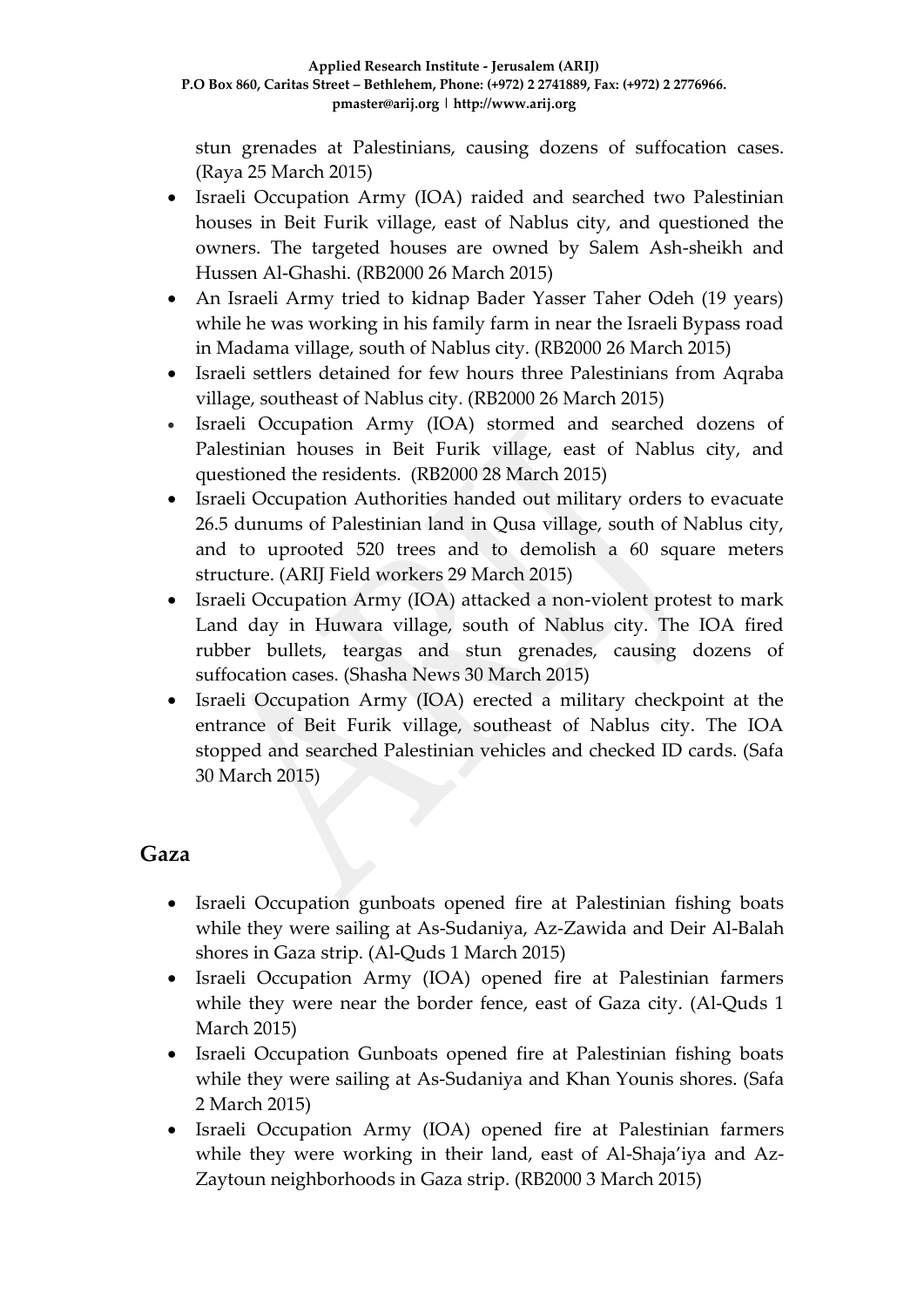stun grenades at Palestinians, causing dozens of suffocation cases. (Raya 25 March 2015)

- Israeli Occupation Army (IOA) raided and searched two Palestinian houses in Beit Furik village, east of Nablus city, and questioned the owners. The targeted houses are owned by Salem Ash-sheikh and Hussen Al-Ghashi. (RB2000 26 March 2015)
- An Israeli Army tried to kidnap Bader Yasser Taher Odeh (19 years) while he was working in his family farm in near the Israeli Bypass road in Madama village, south of Nablus city. (RB2000 26 March 2015)
- Israeli settlers detained for few hours three Palestinians from Aqraba village, southeast of Nablus city. (RB2000 26 March 2015)
- Israeli Occupation Army (IOA) stormed and searched dozens of Palestinian houses in Beit Furik village, east of Nablus city, and questioned the residents. (RB2000 28 March 2015)
- Israeli Occupation Authorities handed out military orders to evacuate 26.5 dunums of Palestinian land in Qusa village, south of Nablus city, and to uprooted 520 trees and to demolish a 60 square meters structure. (ARIJ Field workers 29 March 2015)
- Israeli Occupation Army (IOA) attacked a non-violent protest to mark Land day in Huwara village, south of Nablus city. The IOA fired rubber bullets, teargas and stun grenades, causing dozens of suffocation cases. (Shasha News 30 March 2015)
- Israeli Occupation Army (IOA) erected a military checkpoint at the entrance of Beit Furik village, southeast of Nablus city. The IOA stopped and searched Palestinian vehicles and checked ID cards. (Safa 30 March 2015)

## Gaza

- Israeli Occupation gunboats opened fire at Palestinian fishing boats while they were sailing at As-Sudaniya, Az-Zawida and Deir Al-Balah shores in Gaza strip. (Al-Quds 1 March 2015)
- Israeli Occupation Army (IOA) opened fire at Palestinian farmers while they were near the border fence, east of Gaza city. (Al-Quds 1 March 2015)
- Israeli Occupation Gunboats opened fire at Palestinian fishing boats while they were sailing at As-Sudaniya and Khan Younis shores. (Safa 2 March 2015)
- Israeli Occupation Army (IOA) opened fire at Palestinian farmers while they were working in their land, east of Al-Shaja'iya and Az-Zaytoun neighborhoods in Gaza strip. (RB2000 3 March 2015)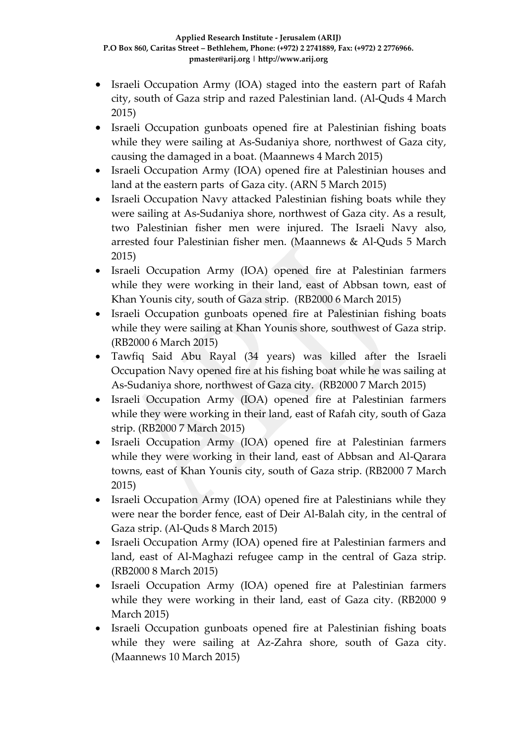- Israeli Occupation Army (IOA) staged into the eastern part of Rafah city, south of Gaza strip and razed Palestinian land. (Al-Quds 4 March 2015)
- Israeli Occupation gunboats opened fire at Palestinian fishing boats while they were sailing at As-Sudaniya shore, northwest of Gaza city, causing the damaged in a boat. (Maannews 4 March 2015)
- Israeli Occupation Army (IOA) opened fire at Palestinian houses and land at the eastern parts of Gaza city. (ARN 5 March 2015)
- Israeli Occupation Navy attacked Palestinian fishing boats while they were sailing at As-Sudaniya shore, northwest of Gaza city. As a result, two Palestinian fisher men were injured. The Israeli Navy also, arrested four Palestinian fisher men. (Maannews & Al-Quds 5 March 2015)
- Israeli Occupation Army (IOA) opened fire at Palestinian farmers while they were working in their land, east of Abbsan town, east of Khan Younis city, south of Gaza strip. (RB2000 6 March 2015)
- Israeli Occupation gunboats opened fire at Palestinian fishing boats while they were sailing at Khan Younis shore, southwest of Gaza strip. (RB2000 6 March 2015)
- Tawfiq Said Abu Rayal (34 years) was killed after the Israeli Occupation Navy opened fire at his fishing boat while he was sailing at As-Sudaniya shore, northwest of Gaza city. (RB2000 7 March 2015)
- Israeli Occupation Army (IOA) opened fire at Palestinian farmers while they were working in their land, east of Rafah city, south of Gaza strip. (RB2000 7 March 2015)
- Israeli Occupation Army (IOA) opened fire at Palestinian farmers while they were working in their land, east of Abbsan and Al-Qarara towns, east of Khan Younis city, south of Gaza strip. (RB2000 7 March 2015)
- Israeli Occupation Army (IOA) opened fire at Palestinians while they were near the border fence, east of Deir Al-Balah city, in the central of Gaza strip. (Al-Quds 8 March 2015)
- Israeli Occupation Army (IOA) opened fire at Palestinian farmers and land, east of Al-Maghazi refugee camp in the central of Gaza strip. (RB2000 8 March 2015)
- Israeli Occupation Army (IOA) opened fire at Palestinian farmers while they were working in their land, east of Gaza city. (RB2000 9 March 2015)
- Israeli Occupation gunboats opened fire at Palestinian fishing boats while they were sailing at Az-Zahra shore, south of Gaza city. (Maannews 10 March 2015)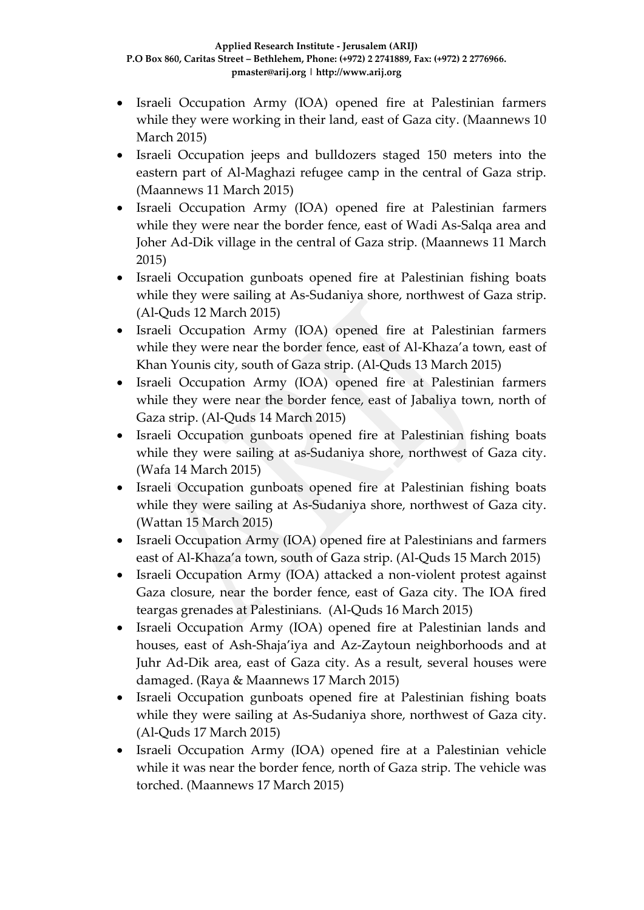- Israeli Occupation Army (IOA) opened fire at Palestinian farmers while they were working in their land, east of Gaza city. (Maannews 10 March 2015)
- Israeli Occupation jeeps and bulldozers staged 150 meters into the eastern part of Al-Maghazi refugee camp in the central of Gaza strip. (Maannews 11 March 2015)
- Israeli Occupation Army (IOA) opened fire at Palestinian farmers while they were near the border fence, east of Wadi As-Salqa area and Joher Ad-Dik village in the central of Gaza strip. (Maannews 11 March 2015)
- Israeli Occupation gunboats opened fire at Palestinian fishing boats while they were sailing at As-Sudaniya shore, northwest of Gaza strip. (Al-Quds 12 March 2015)
- Israeli Occupation Army (IOA) opened fire at Palestinian farmers while they were near the border fence, east of Al-Khaza'a town, east of Khan Younis city, south of Gaza strip. (Al-Quds 13 March 2015)
- Israeli Occupation Army (IOA) opened fire at Palestinian farmers while they were near the border fence, east of Jabaliya town, north of Gaza strip. (Al-Quds 14 March 2015)
- Israeli Occupation gunboats opened fire at Palestinian fishing boats while they were sailing at as-Sudaniya shore, northwest of Gaza city. (Wafa 14 March 2015)
- Israeli Occupation gunboats opened fire at Palestinian fishing boats while they were sailing at As-Sudaniya shore, northwest of Gaza city. (Wattan 15 March 2015)
- Israeli Occupation Army (IOA) opened fire at Palestinians and farmers east of Al-Khaza'a town, south of Gaza strip. (Al-Quds 15 March 2015)
- Israeli Occupation Army (IOA) attacked a non-violent protest against Gaza closure, near the border fence, east of Gaza city. The IOA fired teargas grenades at Palestinians. (Al-Quds 16 March 2015)
- Israeli Occupation Army (IOA) opened fire at Palestinian lands and houses, east of Ash-Shaja'iya and Az-Zaytoun neighborhoods and at Juhr Ad-Dik area, east of Gaza city. As a result, several houses were damaged. (Raya & Maannews 17 March 2015)
- Israeli Occupation gunboats opened fire at Palestinian fishing boats while they were sailing at As-Sudaniya shore, northwest of Gaza city. (Al-Quds 17 March 2015)
- Israeli Occupation Army (IOA) opened fire at a Palestinian vehicle while it was near the border fence, north of Gaza strip. The vehicle was torched. (Maannews 17 March 2015)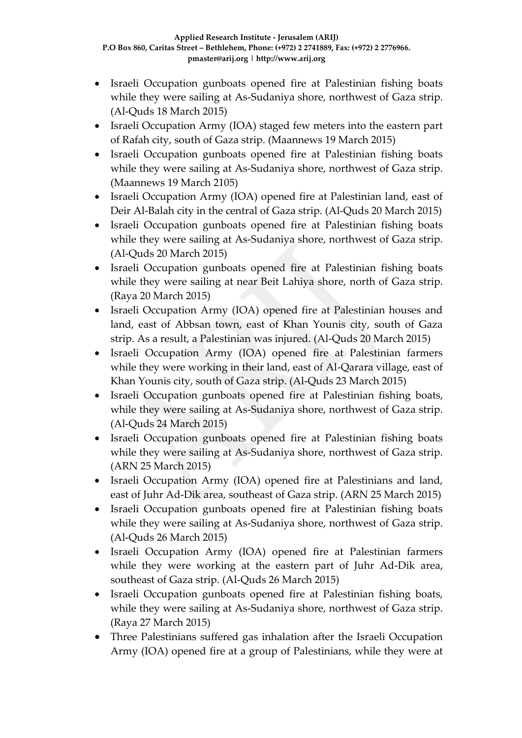- Israeli Occupation gunboats opened fire at Palestinian fishing boats while they were sailing at As-Sudaniya shore, northwest of Gaza strip. (Al-Quds 18 March 2015)
- Israeli Occupation Army (IOA) staged few meters into the eastern part of Rafah city, south of Gaza strip. (Maannews 19 March 2015)
- Israeli Occupation gunboats opened fire at Palestinian fishing boats while they were sailing at As-Sudaniya shore, northwest of Gaza strip. (Maannews 19 March 2105)
- Israeli Occupation Army (IOA) opened fire at Palestinian land, east of Deir Al-Balah city in the central of Gaza strip. (Al-Quds 20 March 2015)
- Israeli Occupation gunboats opened fire at Palestinian fishing boats while they were sailing at As-Sudaniya shore, northwest of Gaza strip. (Al-Quds 20 March 2015)
- Israeli Occupation gunboats opened fire at Palestinian fishing boats while they were sailing at near Beit Lahiya shore, north of Gaza strip. (Raya 20 March 2015)
- Israeli Occupation Army (IOA) opened fire at Palestinian houses and land, east of Abbsan town, east of Khan Younis city, south of Gaza strip. As a result, a Palestinian was injured. (Al-Quds 20 March 2015)
- Israeli Occupation Army (IOA) opened fire at Palestinian farmers while they were working in their land, east of Al-Qarara village, east of Khan Younis city, south of Gaza strip. (Al-Quds 23 March 2015)
- Israeli Occupation gunboats opened fire at Palestinian fishing boats, while they were sailing at As-Sudaniya shore, northwest of Gaza strip. (Al-Quds 24 March 2015)
- Israeli Occupation gunboats opened fire at Palestinian fishing boats while they were sailing at As-Sudaniya shore, northwest of Gaza strip. (ARN 25 March 2015)
- Israeli Occupation Army (IOA) opened fire at Palestinians and land, east of Juhr Ad-Dik area, southeast of Gaza strip. (ARN 25 March 2015)
- Israeli Occupation gunboats opened fire at Palestinian fishing boats while they were sailing at As-Sudaniya shore, northwest of Gaza strip. (Al-Quds 26 March 2015)
- Israeli Occupation Army (IOA) opened fire at Palestinian farmers while they were working at the eastern part of Juhr Ad-Dik area, southeast of Gaza strip. (Al-Quds 26 March 2015)
- Israeli Occupation gunboats opened fire at Palestinian fishing boats, while they were sailing at As-Sudaniya shore, northwest of Gaza strip. (Raya 27 March 2015)
- Three Palestinians suffered gas inhalation after the Israeli Occupation Army (IOA) opened fire at a group of Palestinians, while they were at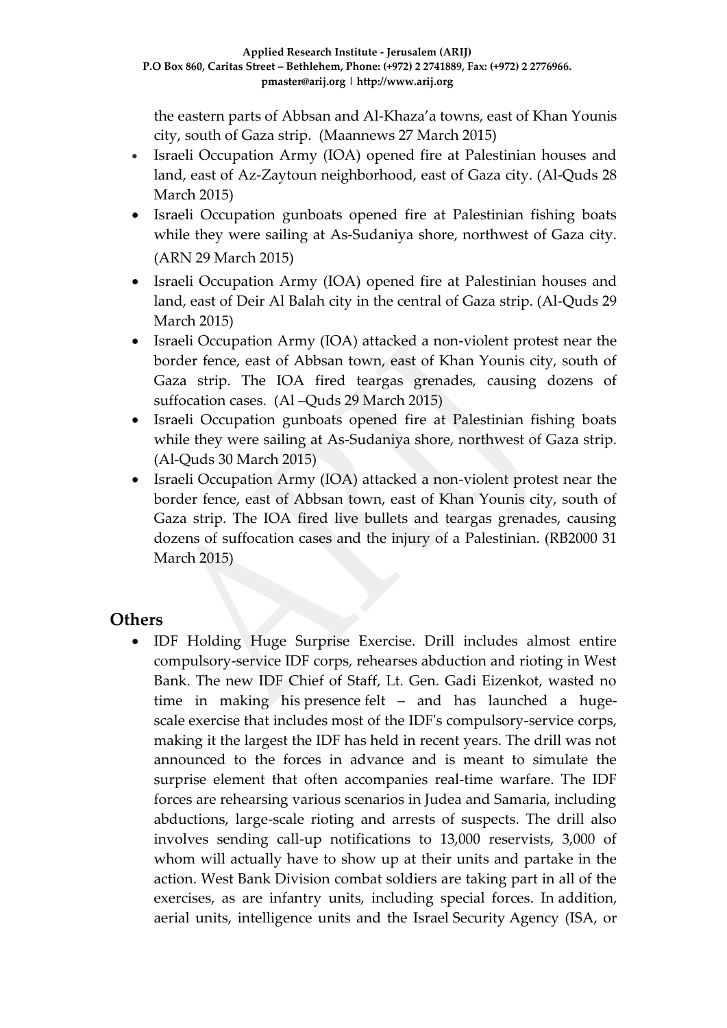the eastern parts of Abbsan and Al-Khaza'a towns, east of Khan Younis city, south of Gaza strip. (Maannews 27 March 2015)

- Israeli Occupation Army (IOA) opened fire at Palestinian houses and land, east of Az-Zaytoun neighborhood, east of Gaza city. (Al-Quds 28 March 2015)
- Israeli Occupation gunboats opened fire at Palestinian fishing boats while they were sailing at As-Sudaniya shore, northwest of Gaza city. (ARN 29 March 2015)
- Israeli Occupation Army (IOA) opened fire at Palestinian houses and land, east of Deir Al Balah city in the central of Gaza strip. (Al-Quds 29 March 2015)
- Israeli Occupation Army (IOA) attacked a non-violent protest near the border fence, east of Abbsan town, east of Khan Younis city, south of Gaza strip. The IOA fired teargas grenades, causing dozens of suffocation cases. (Al –Quds 29 March 2015)
- Israeli Occupation gunboats opened fire at Palestinian fishing boats while they were sailing at As-Sudaniya shore, northwest of Gaza strip. (Al-Quds 30 March 2015)
- Israeli Occupation Army (IOA) attacked a non-violent protest near the border fence, east of Abbsan town, east of Khan Younis city, south of Gaza strip. The IOA fired live bullets and teargas grenades, causing dozens of suffocation cases and the injury of a Palestinian. (RB2000 31 March 2015)

## Others

- IDF Holding Huge Surprise Exercise. Drill includes almost entire compulsory-service IDF corps, rehearses abduction and rioting in West Bank. The new IDF Chief of Staff, Lt. Gen. Gadi Eizenkot, wasted no time in making his presence felt – and has launched a huge-scale exercise that includes most of the IDF's compulsory-service corps, making it the largest the IDF has held in recent years. The drill was not announced to the forces in advance and is meant to simulate the surprise element that often accompanies real-time warfare. The IDF forces are rehearsing various scenarios in Judea and Samaria, including abductions, large-scale rioting and arrests of suspects. The drill also involves sending call-up notifications to 13,000 reservists, 3,000 of whom will actually have to show up at their units and partake in the action. West Bank Division combat soldiers are taking part in all of the exercises, as are infantry units, including special forces. In addition, aerial units, intelligence units and the Israel Security Agency (ISA, or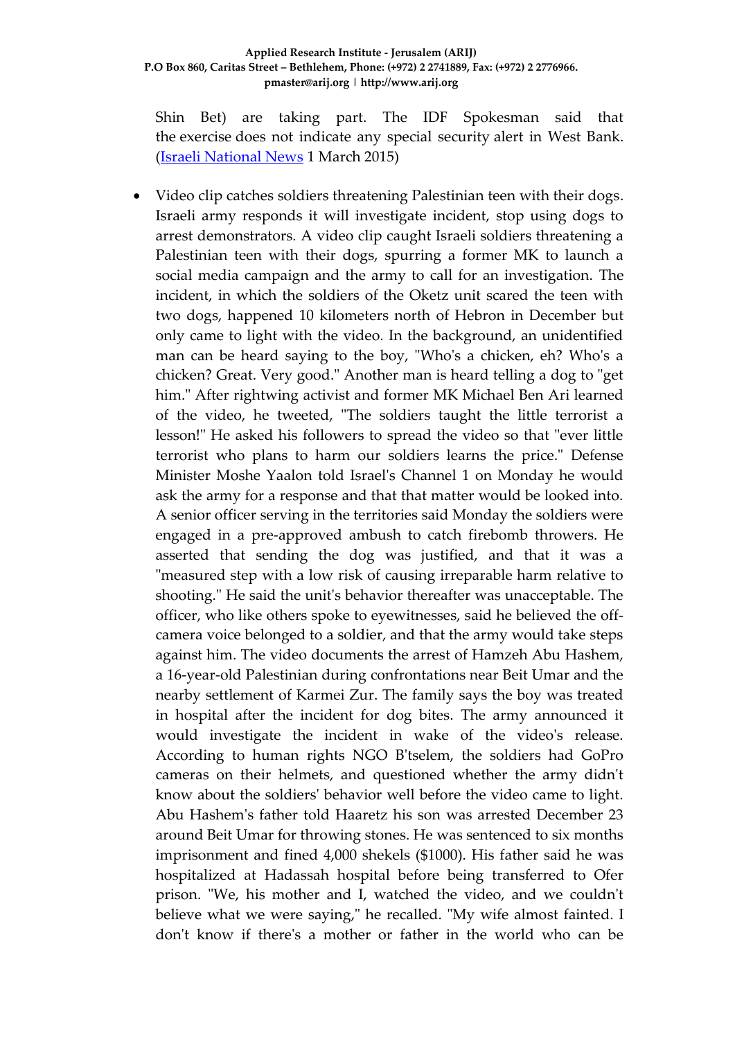Shin Bet) are taking part. The IDF Spokesman said that the exercise does not indicate any special security alert in West Bank. ([Israeli National News](#) 1 March 2015)

- Video clip catches soldiers threatening Palestinian teen with their dogs. Israeli army responds it will investigate incident, stop using dogs to arrest demonstrators. A video clip caught Israeli soldiers threatening a Palestinian teen with their dogs, spurring a former MK to launch a social media campaign and the army to call for an investigation. The incident, in which the soldiers of the Oketz unit scared the teen with two dogs, happened 10 kilometers north of Hebron in December but only came to light with the video. In the background, an unidentified man can be heard saying to the boy, "Who's a chicken, eh? Who's a chicken? Great. Very good." Another man is heard telling a dog to "get him." After rightwing activist and former MK Michael Ben Ari learned of the video, he tweeted, "The soldiers taught the little terrorist a lesson!" He asked his followers to spread the video so that "ever little terrorist who plans to harm our soldiers learns the price." Defense Minister Moshe Yaalon told Israel's Channel 1 on Monday he would ask the army for a response and that that matter would be looked into. A senior officer serving in the territories said Monday the soldiers were engaged in a pre-approved ambush to catch firebomb throwers. He asserted that sending the dog was justified, and that it was a "measured step with a low risk of causing irreparable harm relative to shooting." He said the unit's behavior thereafter was unacceptable. The officer, who like others spoke to eyewitnesses, said he believed the off-camera voice belonged to a soldier, and that the army would take steps against him. The video documents the arrest of Hamzeh Abu Hashem, a 16-year-old Palestinian during confrontations near Beit Umar and the nearby settlement of Karmei Zur. The family says the boy was treated in hospital after the incident for dog bites. The army announced it would investigate the incident in wake of the video's release. According to human rights NGO B'tselem, the soldiers had GoPro cameras on their helmets, and questioned whether the army didn't know about the soldiers' behavior well before the video came to light. Abu Hashem's father told Haaretz his son was arrested December 23 around Beit Umar for throwing stones. He was sentenced to six months imprisonment and fined 4,000 shekels ($1000). His father said he was hospitalized at Hadassah hospital before being transferred to Ofer prison. "We, his mother and I, watched the video, and we couldn't believe what we were saying," he recalled. "My wife almost fainted. I don't know if there's a mother or father in the world who can be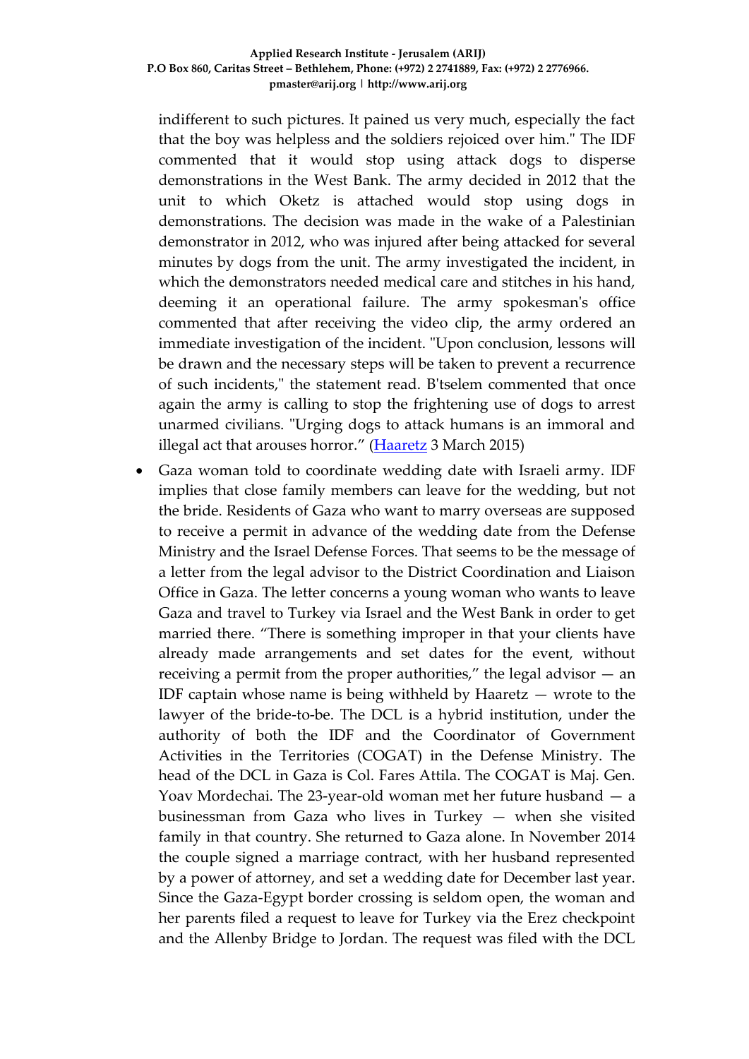indifferent to such pictures. It pained us very much, especially the fact that the boy was helpless and the soldiers rejoiced over him." The IDF commented that it would stop using attack dogs to disperse demonstrations in the West Bank. The army decided in 2012 that the unit to which Oketz is attached would stop using dogs in demonstrations. The decision was made in the wake of a Palestinian demonstrator in 2012, who was injured after being attacked for several minutes by dogs from the unit. The army investigated the incident, in which the demonstrators needed medical care and stitches in his hand, deeming it an operational failure. The army spokesman's office commented that after receiving the video clip, the army ordered an immediate investigation of the incident. "Upon conclusion, lessons will be drawn and the necessary steps will be taken to prevent a recurrence of such incidents," the statement read. B'tselem commented that once again the army is calling to stop the frightening use of dogs to arrest unarmed civilians. "Urging dogs to attack humans is an immoral and illegal act that arouses horror." (Haaretz 3 March 2015)

- Gaza woman told to coordinate wedding date with Israeli army. IDF implies that close family members can leave for the wedding, but not the bride. Residents of Gaza who want to marry overseas are supposed to receive a permit in advance of the wedding date from the Defense Ministry and the Israel Defense Forces. That seems to be the message of a letter from the legal advisor to the District Coordination and Liaison Office in Gaza. The letter concerns a young woman who wants to leave Gaza and travel to Turkey via Israel and the West Bank in order to get married there. "There is something improper in that your clients have already made arrangements and set dates for the event, without receiving a permit from the proper authorities," the legal advisor — an IDF captain whose name is being withheld by Haaretz — wrote to the lawyer of the bride-to-be. The DCL is a hybrid institution, under the authority of both the IDF and the Coordinator of Government Activities in the Territories (COGAT) in the Defense Ministry. The head of the DCL in Gaza is Col. Fares Attila. The COGAT is Maj. Gen. Yoav Mordechai. The 23-year-old woman met her future husband — a businessman from Gaza who lives in Turkey — when she visited family in that country. She returned to Gaza alone. In November 2014 the couple signed a marriage contract, with her husband represented by a power of attorney, and set a wedding date for December last year. Since the Gaza-Egypt border crossing is seldom open, the woman and her parents filed a request to leave for Turkey via the Erez checkpoint and the Allenby Bridge to Jordan. The request was filed with the DCL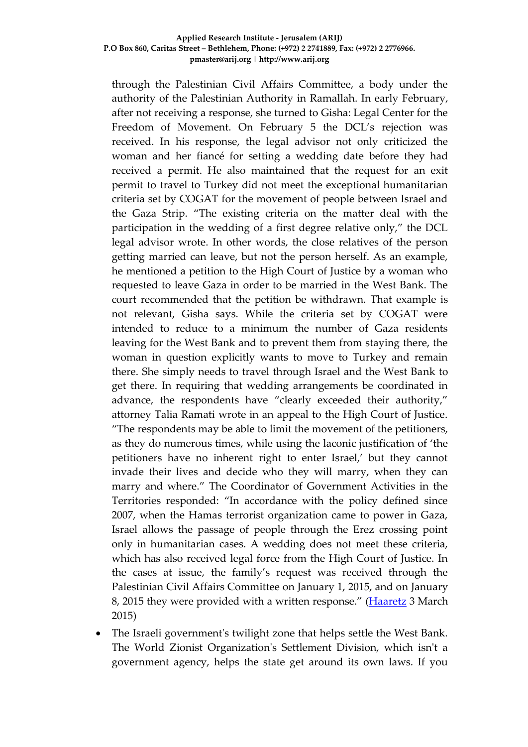through the Palestinian Civil Affairs Committee, a body under the authority of the Palestinian Authority in Ramallah. In early February, after not receiving a response, she turned to Gisha: Legal Center for the Freedom of Movement. On February 5 the DCL's rejection was received. In his response, the legal advisor not only criticized the woman and her fiancé for setting a wedding date before they had received a permit. He also maintained that the request for an exit permit to travel to Turkey did not meet the exceptional humanitarian criteria set by COGAT for the movement of people between Israel and the Gaza Strip. "The existing criteria on the matter deal with the participation in the wedding of a first degree relative only," the DCL legal advisor wrote. In other words, the close relatives of the person getting married can leave, but not the person herself. As an example, he mentioned a petition to the High Court of Justice by a woman who requested to leave Gaza in order to be married in the West Bank. The court recommended that the petition be withdrawn. That example is not relevant, Gisha says. While the criteria set by COGAT were intended to reduce to a minimum the number of Gaza residents leaving for the West Bank and to prevent them from staying there, the woman in question explicitly wants to move to Turkey and remain there. She simply needs to travel through Israel and the West Bank to get there. In requiring that wedding arrangements be coordinated in advance, the respondents have "clearly exceeded their authority," attorney Talia Ramati wrote in an appeal to the High Court of Justice. "The respondents may be able to limit the movement of the petitioners, as they do numerous times, while using the laconic justification of 'the petitioners have no inherent right to enter Israel,' but they cannot invade their lives and decide who they will marry, when they can marry and where." The Coordinator of Government Activities in the Territories responded: "In accordance with the policy defined since 2007, when the Hamas terrorist organization came to power in Gaza, Israel allows the passage of people through the Erez crossing point only in humanitarian cases. A wedding does not meet these criteria, which has also received legal force from the High Court of Justice. In the cases at issue, the family's request was received through the Palestinian Civil Affairs Committee on January 1, 2015, and on January 8, 2015 they were provided with a written response." (Haaretz 3 March 2015)

- The Israeli government's twilight zone that helps settle the West Bank. The World Zionist Organization's Settlement Division, which isn't a government agency, helps the state get around its own laws. If you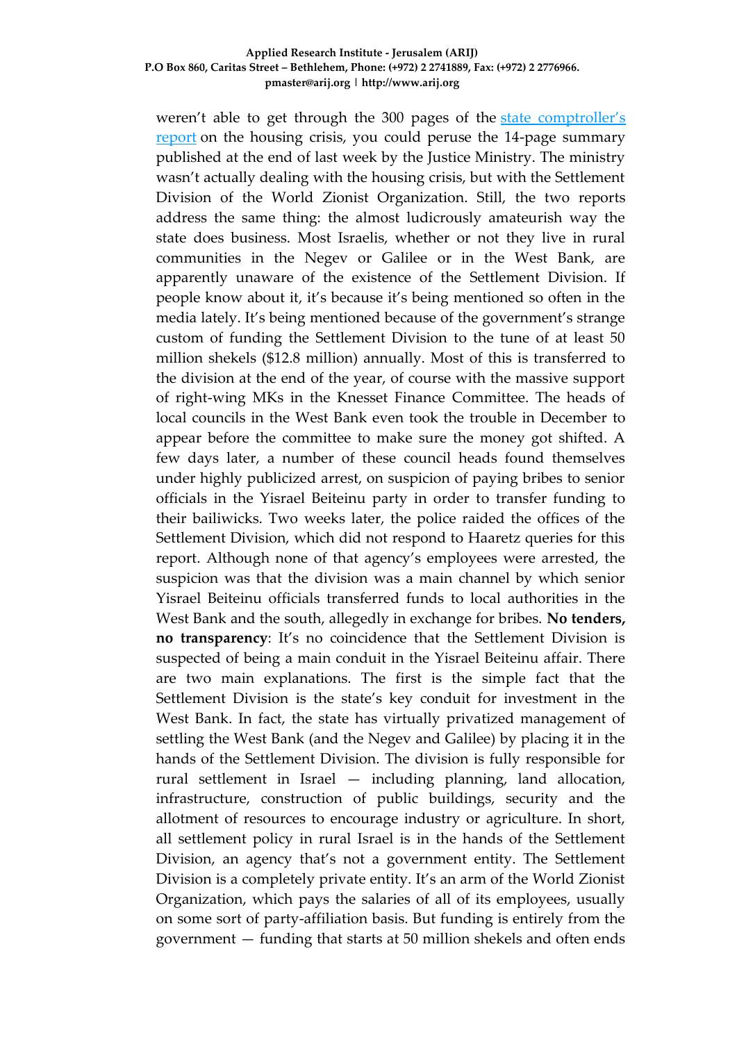weren't able to get through the 300 pages of the [state comptroller's report](state comptroller's report) on the housing crisis, you could peruse the 14-page summary published at the end of last week by the Justice Ministry. The ministry wasn't actually dealing with the housing crisis, but with the Settlement Division of the World Zionist Organization. Still, the two reports address the same thing: the almost ludicrously amateurish way the state does business. Most Israelis, whether or not they live in rural communities in the Negev or Galilee or in the West Bank, are apparently unaware of the existence of the Settlement Division. If people know about it, it's because it's being mentioned so often in the media lately. It's being mentioned because of the government's strange custom of funding the Settlement Division to the tune of at least 50 million shekels ($12.8 million) annually. Most of this is transferred to the division at the end of the year, of course with the massive support of right-wing MKs in the Knesset Finance Committee. The heads of local councils in the West Bank even took the trouble in December to appear before the committee to make sure the money got shifted. A few days later, a number of these council heads found themselves under highly publicized arrest, on suspicion of paying bribes to senior officials in the Yisrael Beiteinu party in order to transfer funding to their bailiwicks. Two weeks later, the police raided the offices of the Settlement Division, which did not respond to Haaretz queries for this report. Although none of that agency's employees were arrested, the suspicion was that the division was a main channel by which senior Yisrael Beiteinu officials transferred funds to local authorities in the West Bank and the south, allegedly in exchange for bribes. **No tenders, no transparency**: It's no coincidence that the Settlement Division is suspected of being a main conduit in the Yisrael Beiteinu affair. There are two main explanations. The first is the simple fact that the Settlement Division is the state's key conduit for investment in the West Bank. In fact, the state has virtually privatized management of settling the West Bank (and the Negev and Galilee) by placing it in the hands of the Settlement Division. The division is fully responsible for rural settlement in Israel — including planning, land allocation, infrastructure, construction of public buildings, security and the allotment of resources to encourage industry or agriculture. In short, all settlement policy in rural Israel is in the hands of the Settlement Division, an agency that's not a government entity. The Settlement Division is a completely private entity. It's an arm of the World Zionist Organization, which pays the salaries of all of its employees, usually on some sort of party-affiliation basis. But funding is entirely from the government — funding that starts at 50 million shekels and often ends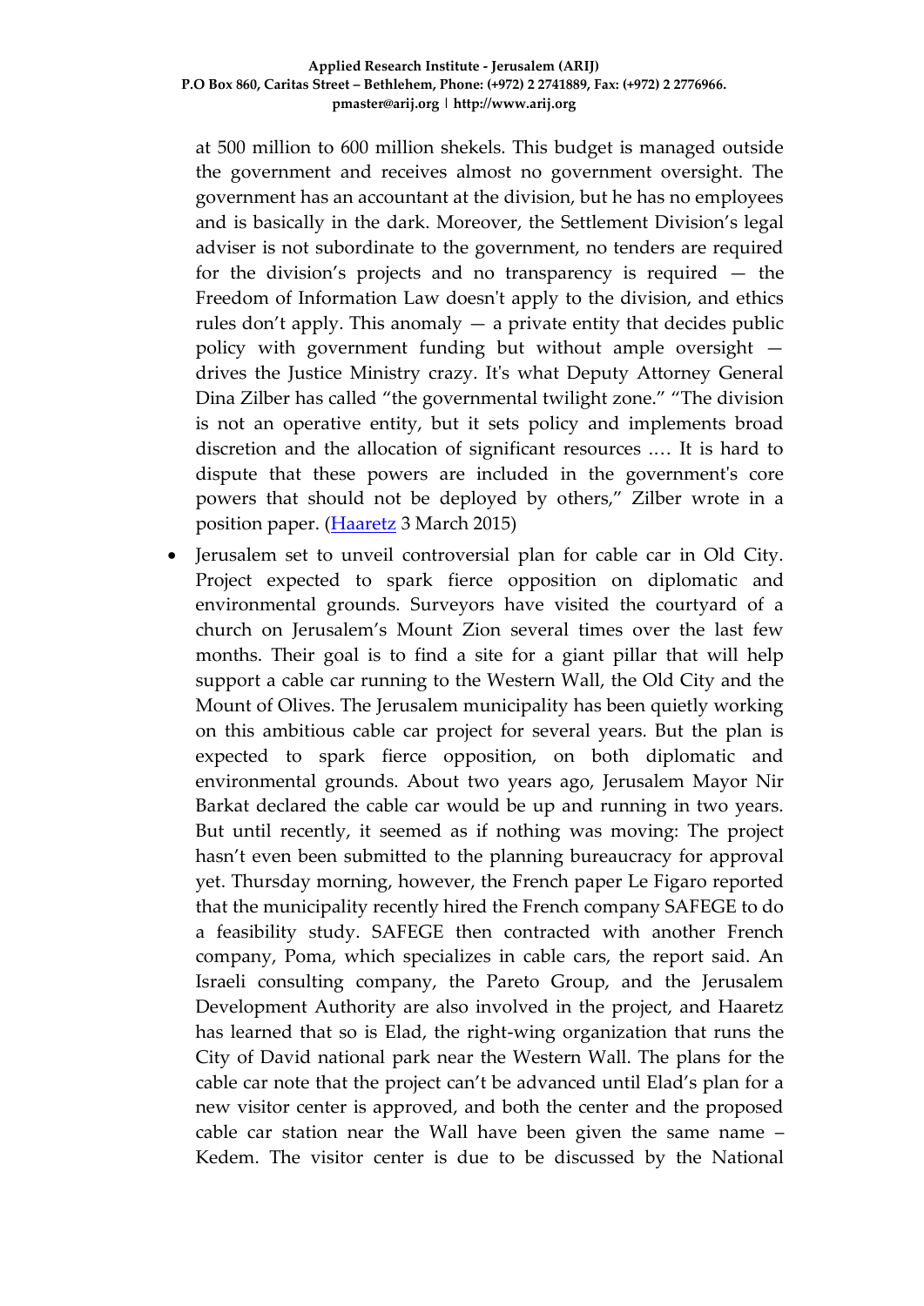at 500 million to 600 million shekels. This budget is managed outside the government and receives almost no government oversight. The government has an accountant at the division, but he has no employees and is basically in the dark. Moreover, the Settlement Division's legal adviser is not subordinate to the government, no tenders are required for the division's projects and no transparency is required — the Freedom of Information Law doesn't apply to the division, and ethics rules don't apply. This anomaly — a private entity that decides public policy with government funding but without ample oversight — drives the Justice Ministry crazy. It's what Deputy Attorney General Dina Zilber has called "the governmental twilight zone." "The division is not an operative entity, but it sets policy and implements broad discretion and the allocation of significant resources .… It is hard to dispute that these powers are included in the government's core powers that should not be deployed by others," Zilber wrote in a position paper. (Haaretz 3 March 2015)

- Jerusalem set to unveil controversial plan for cable car in Old City. Project expected to spark fierce opposition on diplomatic and environmental grounds. Surveyors have visited the courtyard of a church on Jerusalem's Mount Zion several times over the last few months. Their goal is to find a site for a giant pillar that will help support a cable car running to the Western Wall, the Old City and the Mount of Olives. The Jerusalem municipality has been quietly working on this ambitious cable car project for several years. But the plan is expected to spark fierce opposition, on both diplomatic and environmental grounds. About two years ago, Jerusalem Mayor Nir Barkat declared the cable car would be up and running in two years. But until recently, it seemed as if nothing was moving: The project hasn't even been submitted to the planning bureaucracy for approval yet. Thursday morning, however, the French paper Le Figaro reported that the municipality recently hired the French company SAFEGE to do a feasibility study. SAFEGE then contracted with another French company, Poma, which specializes in cable cars, the report said. An Israeli consulting company, the Pareto Group, and the Jerusalem Development Authority are also involved in the project, and Haaretz has learned that so is Elad, the right-wing organization that runs the City of David national park near the Western Wall. The plans for the cable car note that the project can't be advanced until Elad's plan for a new visitor center is approved, and both the center and the proposed cable car station near the Wall have been given the same name – Kedem. The visitor center is due to be discussed by the National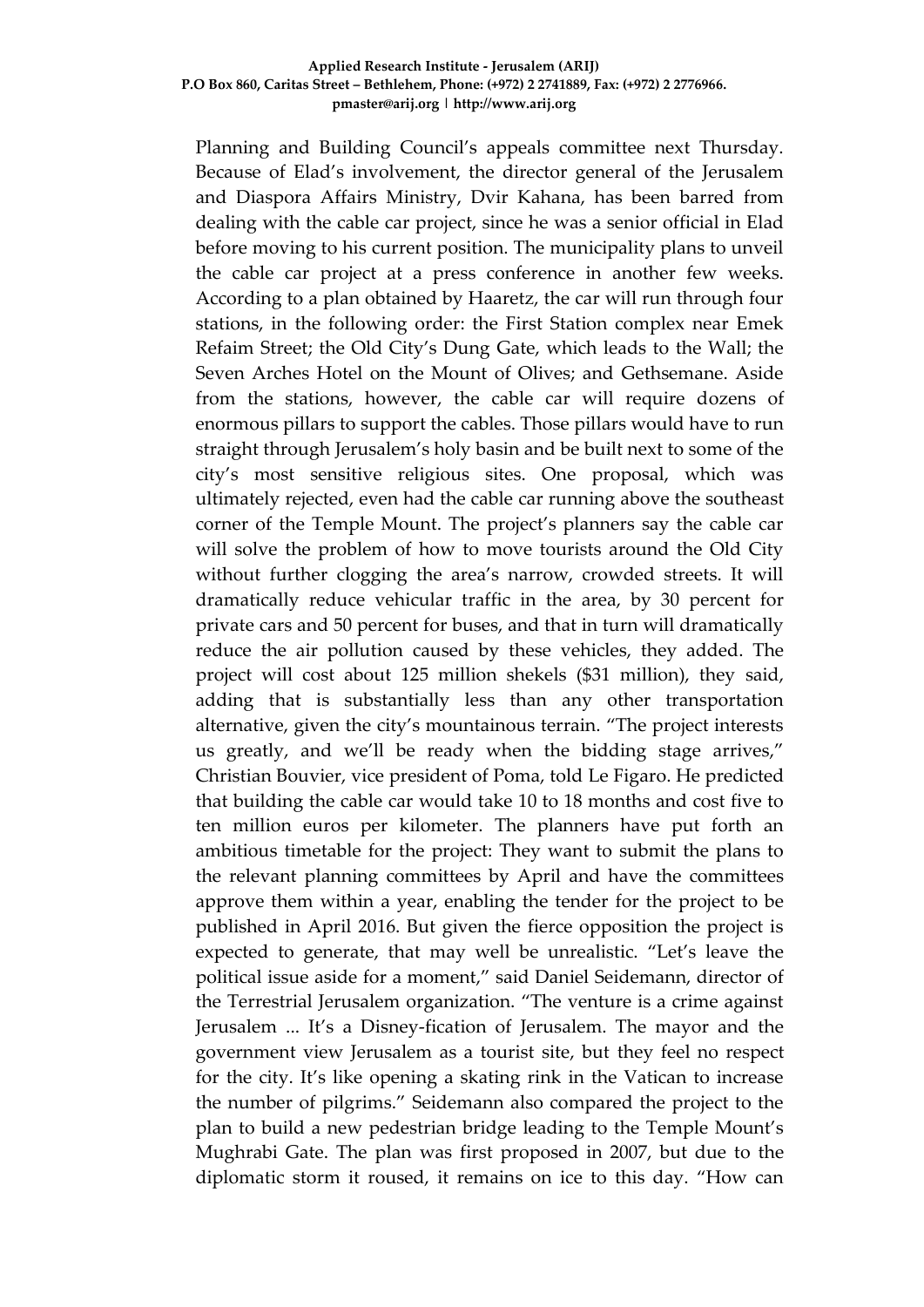Planning and Building Council's appeals committee next Thursday. Because of Elad's involvement, the director general of the Jerusalem and Diaspora Affairs Ministry, Dvir Kahana, has been barred from dealing with the cable car project, since he was a senior official in Elad before moving to his current position. The municipality plans to unveil the cable car project at a press conference in another few weeks. According to a plan obtained by Haaretz, the car will run through four stations, in the following order: the First Station complex near Emek Refaim Street; the Old City's Dung Gate, which leads to the Wall; the Seven Arches Hotel on the Mount of Olives; and Gethsemane. Aside from the stations, however, the cable car will require dozens of enormous pillars to support the cables. Those pillars would have to run straight through Jerusalem's holy basin and be built next to some of the city's most sensitive religious sites. One proposal, which was ultimately rejected, even had the cable car running above the southeast corner of the Temple Mount. The project's planners say the cable car will solve the problem of how to move tourists around the Old City without further clogging the area's narrow, crowded streets. It will dramatically reduce vehicular traffic in the area, by 30 percent for private cars and 50 percent for buses, and that in turn will dramatically reduce the air pollution caused by these vehicles, they added. The project will cost about 125 million shekels ($31 million), they said, adding that is substantially less than any other transportation alternative, given the city's mountainous terrain. "The project interests us greatly, and we'll be ready when the bidding stage arrives," Christian Bouvier, vice president of Poma, told Le Figaro. He predicted that building the cable car would take 10 to 18 months and cost five to ten million euros per kilometer. The planners have put forth an ambitious timetable for the project: They want to submit the plans to the relevant planning committees by April and have the committees approve them within a year, enabling the tender for the project to be published in April 2016. But given the fierce opposition the project is expected to generate, that may well be unrealistic. "Let's leave the political issue aside for a moment," said Daniel Seidemann, director of the Terrestrial Jerusalem organization. "The venture is a crime against Jerusalem ... It's a Disney-fication of Jerusalem. The mayor and the government view Jerusalem as a tourist site, but they feel no respect for the city. It's like opening a skating rink in the Vatican to increase the number of pilgrims." Seidemann also compared the project to the plan to build a new pedestrian bridge leading to the Temple Mount's Mughrabi Gate. The plan was first proposed in 2007, but due to the diplomatic storm it roused, it remains on ice to this day. "How can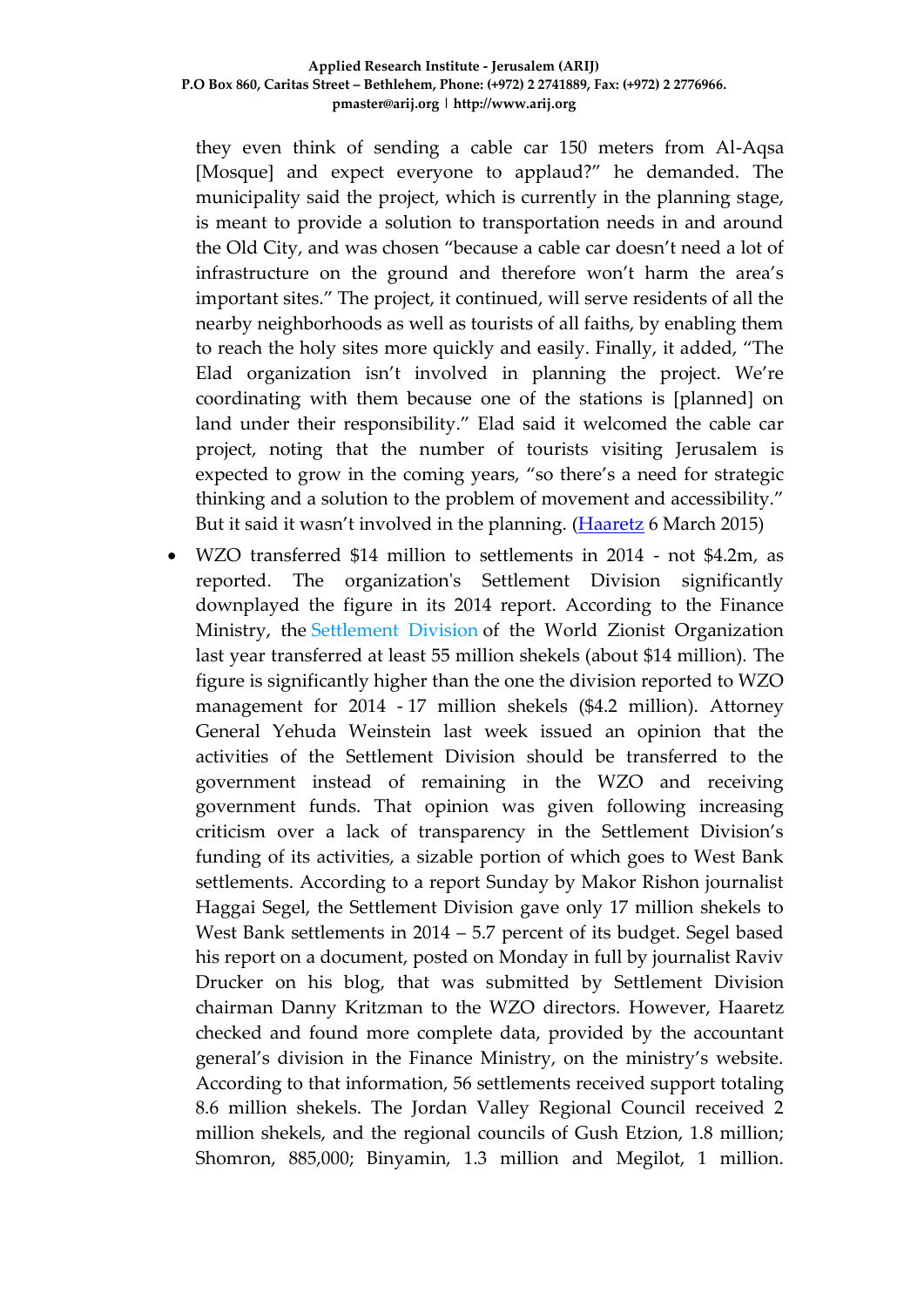they even think of sending a cable car 150 meters from Al-Aqsa [Mosque] and expect everyone to applaud?" he demanded. The municipality said the project, which is currently in the planning stage, is meant to provide a solution to transportation needs in and around the Old City, and was chosen "because a cable car doesn't need a lot of infrastructure on the ground and therefore won't harm the area's important sites." The project, it continued, will serve residents of all the nearby neighborhoods as well as tourists of all faiths, by enabling them to reach the holy sites more quickly and easily. Finally, it added, "The Elad organization isn't involved in planning the project. We're coordinating with them because one of the stations is [planned] on land under their responsibility." Elad said it welcomed the cable car project, noting that the number of tourists visiting Jerusalem is expected to grow in the coming years, "so there's a need for strategic thinking and a solution to the problem of movement and accessibility." But it said it wasn't involved in the planning. (Haaretz 6 March 2015)

- WZO transferred $14 million to settlements in 2014 - not $4.2m, as reported. The organization's Settlement Division significantly downplayed the figure in its 2014 report. According to the Finance Ministry, the Settlement Division of the World Zionist Organization last year transferred at least 55 million shekels (about $14 million). The figure is significantly higher than the one the division reported to WZO management for 2014 - 17 million shekels ($4.2 million). Attorney General Yehuda Weinstein last week issued an opinion that the activities of the Settlement Division should be transferred to the government instead of remaining in the WZO and receiving government funds. That opinion was given following increasing criticism over a lack of transparency in the Settlement Division's funding of its activities, a sizable portion of which goes to West Bank settlements. According to a report Sunday by Makor Rishon journalist Haggai Segel, the Settlement Division gave only 17 million shekels to West Bank settlements in 2014 – 5.7 percent of its budget. Segel based his report on a document, posted on Monday in full by journalist Raviv Drucker on his blog, that was submitted by Settlement Division chairman Danny Kritzman to the WZO directors. However, Haaretz checked and found more complete data, provided by the accountant general's division in the Finance Ministry, on the ministry's website. According to that information, 56 settlements received support totaling 8.6 million shekels. The Jordan Valley Regional Council received 2 million shekels, and the regional councils of Gush Etzion, 1.8 million; Shomron, 885,000; Binyamin, 1.3 million and Megilot, 1 million.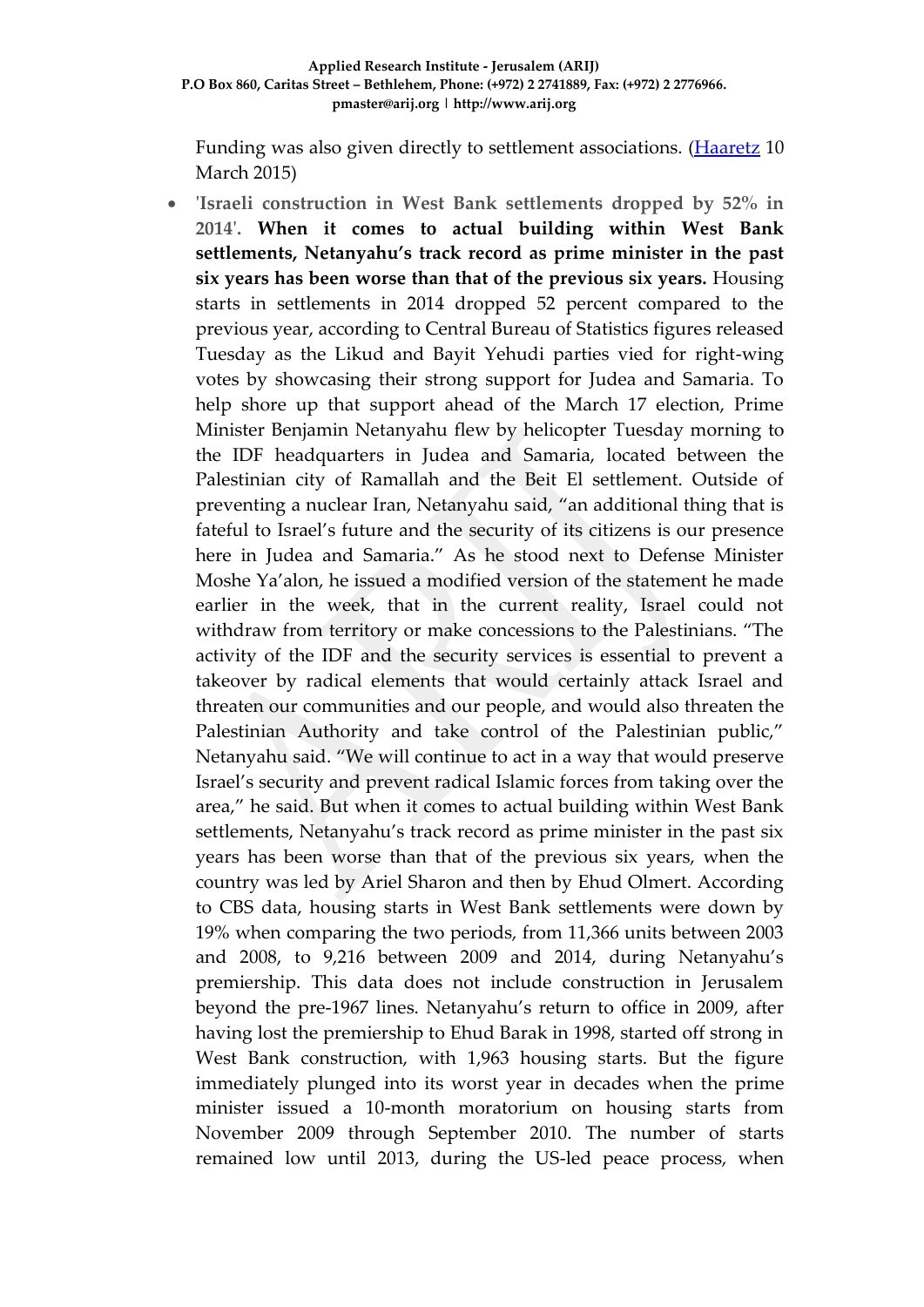Funding was also given directly to settlement associations. (Haaretz 10 March 2015)

- **'Israeli construction in West Bank settlements dropped by 52% in 2014'. When it comes to actual building within West Bank settlements, Netanyahu's track record as prime minister in the past six years has been worse than that of the previous six years.** Housing starts in settlements in 2014 dropped 52 percent compared to the previous year, according to Central Bureau of Statistics figures released Tuesday as the Likud and Bayit Yehudi parties vied for right-wing votes by showcasing their strong support for Judea and Samaria. To help shore up that support ahead of the March 17 election, Prime Minister Benjamin Netanyahu flew by helicopter Tuesday morning to the IDF headquarters in Judea and Samaria, located between the Palestinian city of Ramallah and the Beit El settlement. Outside of preventing a nuclear Iran, Netanyahu said, "an additional thing that is fateful to Israel's future and the security of its citizens is our presence here in Judea and Samaria." As he stood next to Defense Minister Moshe Ya'alon, he issued a modified version of the statement he made earlier in the week, that in the current reality, Israel could not withdraw from territory or make concessions to the Palestinians. "The activity of the IDF and the security services is essential to prevent a takeover by radical elements that would certainly attack Israel and threaten our communities and our people, and would also threaten the Palestinian Authority and take control of the Palestinian public," Netanyahu said. "We will continue to act in a way that would preserve Israel's security and prevent radical Islamic forces from taking over the area," he said. But when it comes to actual building within West Bank settlements, Netanyahu's track record as prime minister in the past six years has been worse than that of the previous six years, when the country was led by Ariel Sharon and then by Ehud Olmert. According to CBS data, housing starts in West Bank settlements were down by 19% when comparing the two periods, from 11,366 units between 2003 and 2008, to 9,216 between 2009 and 2014, during Netanyahu's premiership. This data does not include construction in Jerusalem beyond the pre-1967 lines. Netanyahu's return to office in 2009, after having lost the premiership to Ehud Barak in 1998, started off strong in West Bank construction, with 1,963 housing starts. But the figure immediately plunged into its worst year in decades when the prime minister issued a 10-month moratorium on housing starts from November 2009 through September 2010. The number of starts remained low until 2013, during the US-led peace process, when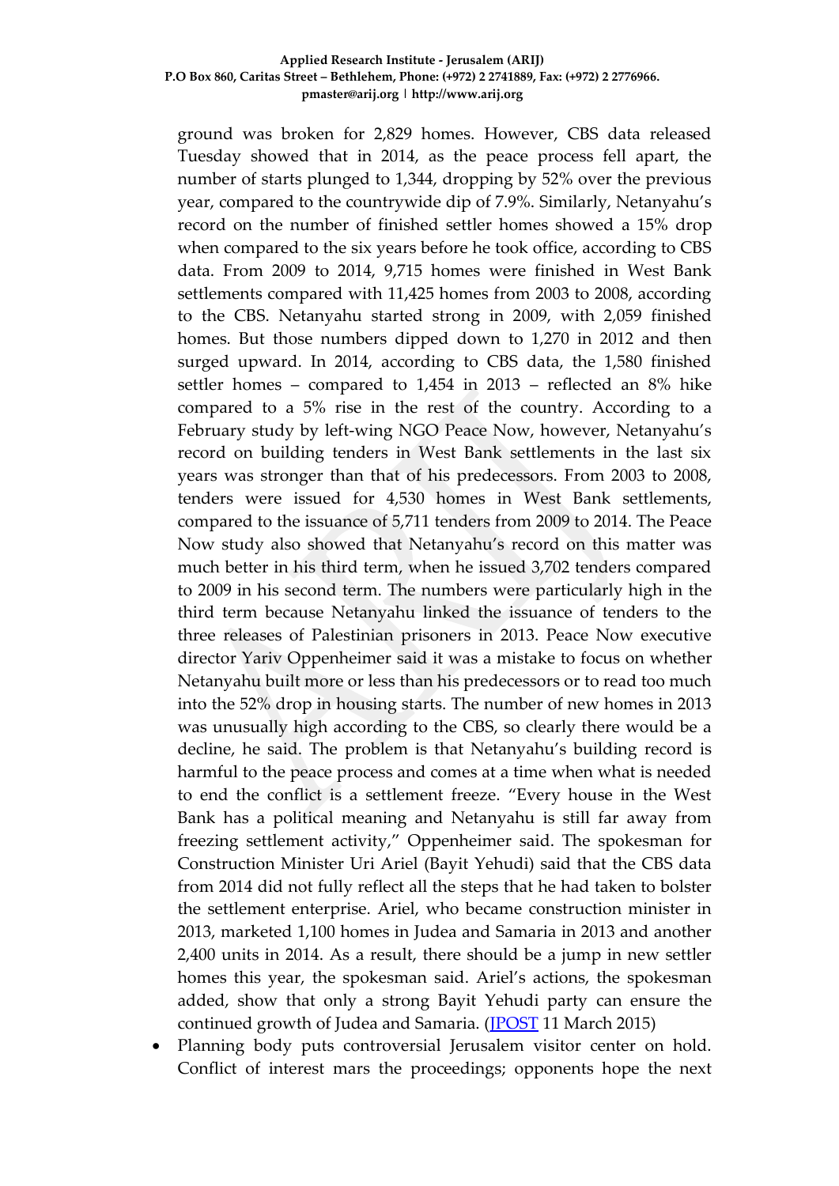ground was broken for 2,829 homes. However, CBS data released Tuesday showed that in 2014, as the peace process fell apart, the number of starts plunged to 1,344, dropping by 52% over the previous year, compared to the countrywide dip of 7.9%. Similarly, Netanyahu's record on the number of finished settler homes showed a 15% drop when compared to the six years before he took office, according to CBS data. From 2009 to 2014, 9,715 homes were finished in West Bank settlements compared with 11,425 homes from 2003 to 2008, according to the CBS. Netanyahu started strong in 2009, with 2,059 finished homes. But those numbers dipped down to 1,270 in 2012 and then surged upward. In 2014, according to CBS data, the 1,580 finished settler homes – compared to 1,454 in 2013 – reflected an 8% hike compared to a 5% rise in the rest of the country. According to a February study by left-wing NGO Peace Now, however, Netanyahu's record on building tenders in West Bank settlements in the last six years was stronger than that of his predecessors. From 2003 to 2008, tenders were issued for 4,530 homes in West Bank settlements, compared to the issuance of 5,711 tenders from 2009 to 2014. The Peace Now study also showed that Netanyahu's record on this matter was much better in his third term, when he issued 3,702 tenders compared to 2009 in his second term. The numbers were particularly high in the third term because Netanyahu linked the issuance of tenders to the three releases of Palestinian prisoners in 2013. Peace Now executive director Yariv Oppenheimer said it was a mistake to focus on whether Netanyahu built more or less than his predecessors or to read too much into the 52% drop in housing starts. The number of new homes in 2013 was unusually high according to the CBS, so clearly there would be a decline, he said. The problem is that Netanyahu's building record is harmful to the peace process and comes at a time when what is needed to end the conflict is a settlement freeze. "Every house in the West Bank has a political meaning and Netanyahu is still far away from freezing settlement activity," Oppenheimer said. The spokesman for Construction Minister Uri Ariel (Bayit Yehudi) said that the CBS data from 2014 did not fully reflect all the steps that he had taken to bolster the settlement enterprise. Ariel, who became construction minister in 2013, marketed 1,100 homes in Judea and Samaria in 2013 and another 2,400 units in 2014. As a result, there should be a jump in new settler homes this year, the spokesman said. Ariel's actions, the spokesman added, show that only a strong Bayit Yehudi party can ensure the continued growth of Judea and Samaria. (JPOST 11 March 2015)

- Planning body puts controversial Jerusalem visitor center on hold. Conflict of interest mars the proceedings; opponents hope the next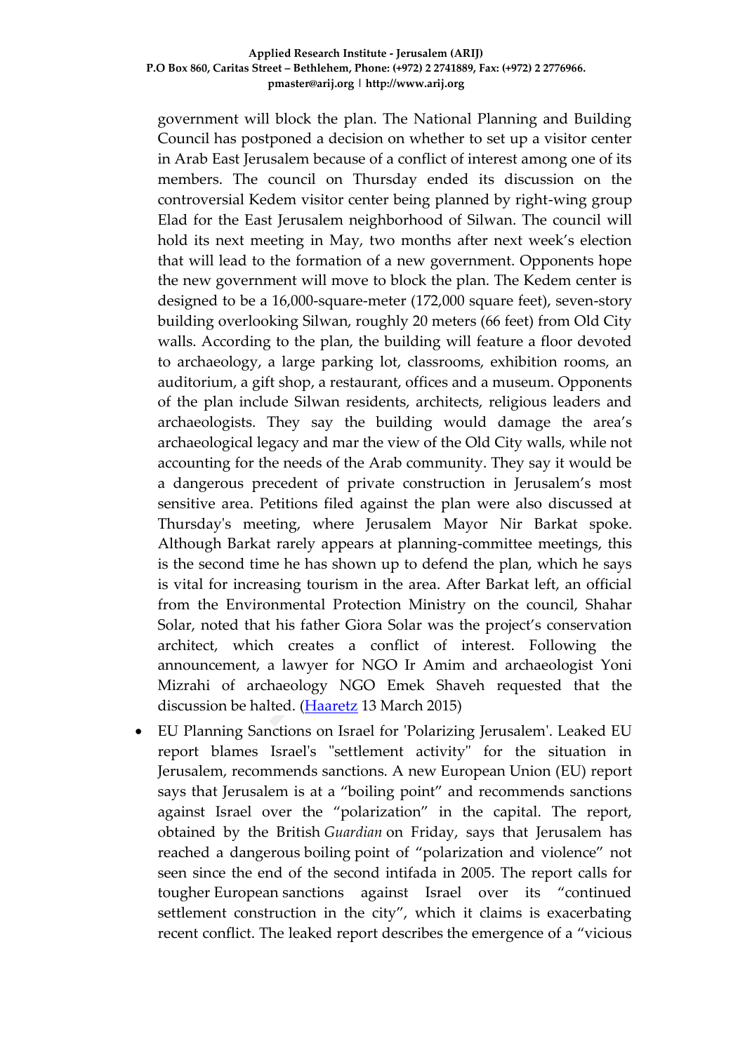government will block the plan. The National Planning and Building Council has postponed a decision on whether to set up a visitor center in Arab East Jerusalem because of a conflict of interest among one of its members. The council on Thursday ended its discussion on the controversial Kedem visitor center being planned by right-wing group Elad for the East Jerusalem neighborhood of Silwan. The council will hold its next meeting in May, two months after next week's election that will lead to the formation of a new government. Opponents hope the new government will move to block the plan. The Kedem center is designed to be a 16,000-square-meter (172,000 square feet), seven-story building overlooking Silwan, roughly 20 meters (66 feet) from Old City walls. According to the plan, the building will feature a floor devoted to archaeology, a large parking lot, classrooms, exhibition rooms, an auditorium, a gift shop, a restaurant, offices and a museum. Opponents of the plan include Silwan residents, architects, religious leaders and archaeologists. They say the building would damage the area's archaeological legacy and mar the view of the Old City walls, while not accounting for the needs of the Arab community. They say it would be a dangerous precedent of private construction in Jerusalem's most sensitive area. Petitions filed against the plan were also discussed at Thursday's meeting, where Jerusalem Mayor Nir Barkat spoke. Although Barkat rarely appears at planning-committee meetings, this is the second time he has shown up to defend the plan, which he says is vital for increasing tourism in the area. After Barkat left, an official from the Environmental Protection Ministry on the council, Shahar Solar, noted that his father Giora Solar was the project's conservation architect, which creates a conflict of interest. Following the announcement, a lawyer for NGO Ir Amim and archaeologist Yoni Mizrahi of archaeology NGO Emek Shaveh requested that the discussion be halted. (Haaretz 13 March 2015)

- EU Planning Sanctions on Israel for 'Polarizing Jerusalem'. Leaked EU report blames Israel's "settlement activity" for the situation in Jerusalem, recommends sanctions. A new European Union (EU) report says that Jerusalem is at a "boiling point" and recommends sanctions against Israel over the "polarization" in the capital. The report, obtained by the British *Guardian* on Friday, says that Jerusalem has reached a dangerous boiling point of "polarization and violence" not seen since the end of the second intifada in 2005. The report calls for tougher European sanctions against Israel over its "continued settlement construction in the city", which it claims is exacerbating recent conflict. The leaked report describes the emergence of a "vicious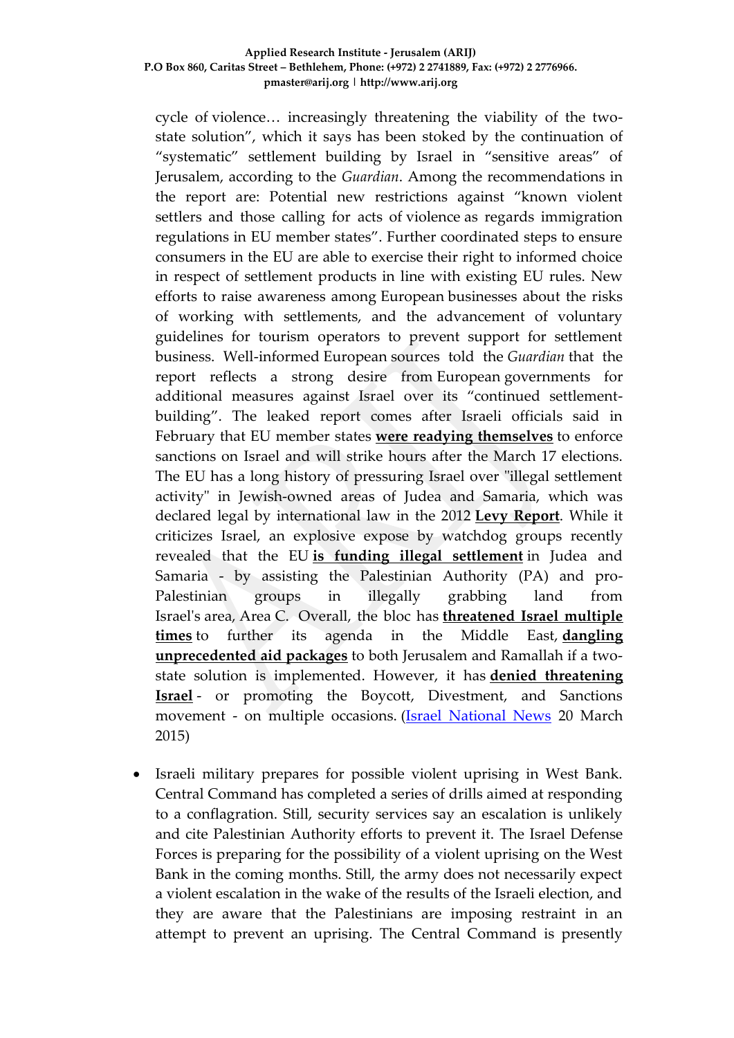cycle of violence… increasingly threatening the viability of the two-state solution", which it says has been stoked by the continuation of "systematic" settlement building by Israel in "sensitive areas" of Jerusalem, according to the *Guardian*. Among the recommendations in the report are: Potential new restrictions against "known violent settlers and those calling for acts of violence as regards immigration regulations in EU member states". Further coordinated steps to ensure consumers in the EU are able to exercise their right to informed choice in respect of settlement products in line with existing EU rules. New efforts to raise awareness among European businesses about the risks of working with settlements, and the advancement of voluntary guidelines for tourism operators to prevent support for settlement business. Well-informed European sources told the *Guardian* that the report reflects a strong desire from European governments for additional measures against Israel over its "continued settlement-building". The leaked report comes after Israeli officials said in February that EU member states **were readying themselves** to enforce sanctions on Israel and will strike hours after the March 17 elections. The EU has a long history of pressuring Israel over "illegal settlement activity" in Jewish-owned areas of Judea and Samaria, which was declared legal by international law in the 2012 **Levy Report**. While it criticizes Israel, an explosive expose by watchdog groups recently revealed that the EU **is funding illegal settlement** in Judea and Samaria - by assisting the Palestinian Authority (PA) and pro-Palestinian groups in illegally grabbing land from Israel's area, Area C. Overall, the bloc has **threatened Israel multiple times** to further its agenda in the Middle East, **dangling unprecedented aid packages** to both Jerusalem and Ramallah if a two-state solution is implemented. However, it has **denied threatening Israel** - or promoting the Boycott, Divestment, and Sanctions movement - on multiple occasions. (Israel National News 20 March 2015)

- Israeli military prepares for possible violent uprising in West Bank. Central Command has completed a series of drills aimed at responding to a conflagration. Still, security services say an escalation is unlikely and cite Palestinian Authority efforts to prevent it. The Israel Defense Forces is preparing for the possibility of a violent uprising on the West Bank in the coming months. Still, the army does not necessarily expect a violent escalation in the wake of the results of the Israeli election, and they are aware that the Palestinians are imposing restraint in an attempt to prevent an uprising. The Central Command is presently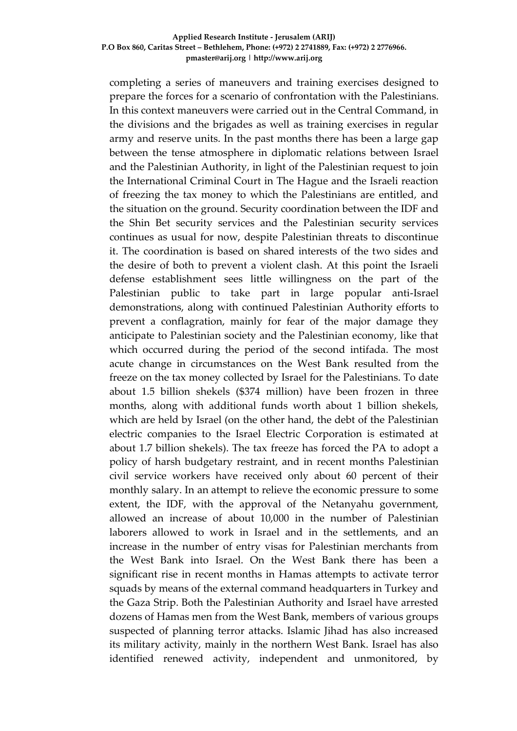completing a series of maneuvers and training exercises designed to prepare the forces for a scenario of confrontation with the Palestinians. In this context maneuvers were carried out in the Central Command, in the divisions and the brigades as well as training exercises in regular army and reserve units. In the past months there has been a large gap between the tense atmosphere in diplomatic relations between Israel and the Palestinian Authority, in light of the Palestinian request to join the International Criminal Court in The Hague and the Israeli reaction of freezing the tax money to which the Palestinians are entitled, and the situation on the ground. Security coordination between the IDF and the Shin Bet security services and the Palestinian security services continues as usual for now, despite Palestinian threats to discontinue it. The coordination is based on shared interests of the two sides and the desire of both to prevent a violent clash. At this point the Israeli defense establishment sees little willingness on the part of the Palestinian public to take part in large popular anti-Israel demonstrations, along with continued Palestinian Authority efforts to prevent a conflagration, mainly for fear of the major damage they anticipate to Palestinian society and the Palestinian economy, like that which occurred during the period of the second intifada. The most acute change in circumstances on the West Bank resulted from the freeze on the tax money collected by Israel for the Palestinians. To date about 1.5 billion shekels ($374 million) have been frozen in three months, along with additional funds worth about 1 billion shekels, which are held by Israel (on the other hand, the debt of the Palestinian electric companies to the Israel Electric Corporation is estimated at about 1.7 billion shekels). The tax freeze has forced the PA to adopt a policy of harsh budgetary restraint, and in recent months Palestinian civil service workers have received only about 60 percent of their monthly salary. In an attempt to relieve the economic pressure to some extent, the IDF, with the approval of the Netanyahu government, allowed an increase of about 10,000 in the number of Palestinian laborers allowed to work in Israel and in the settlements, and an increase in the number of entry visas for Palestinian merchants from the West Bank into Israel. On the West Bank there has been a significant rise in recent months in Hamas attempts to activate terror squads by means of the external command headquarters in Turkey and the Gaza Strip. Both the Palestinian Authority and Israel have arrested dozens of Hamas men from the West Bank, members of various groups suspected of planning terror attacks. Islamic Jihad has also increased its military activity, mainly in the northern West Bank. Israel has also identified renewed activity, independent and unmonitored, by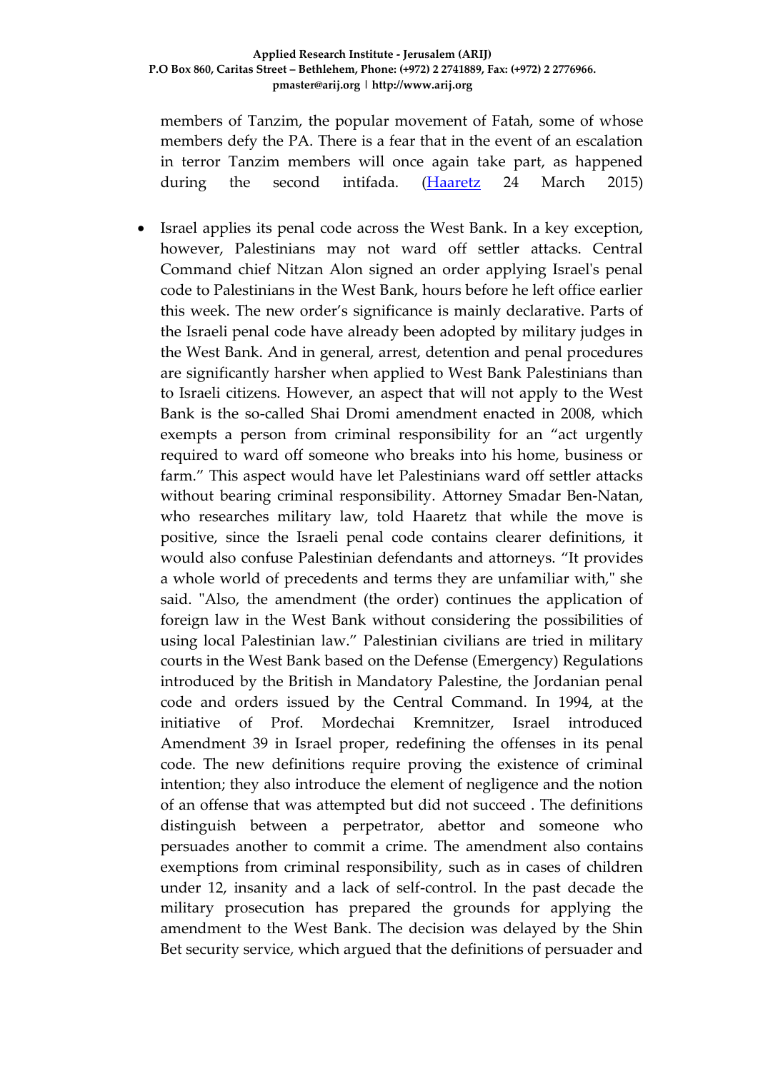members of Tanzim, the popular movement of Fatah, some of whose members defy the PA. There is a fear that in the event of an escalation in terror Tanzim members will once again take part, as happened during the second intifada. (Haaretz 24 March 2015)

- Israel applies its penal code across the West Bank. In a key exception, however, Palestinians may not ward off settler attacks. Central Command chief Nitzan Alon signed an order applying Israel's penal code to Palestinians in the West Bank, hours before he left office earlier this week. The new order's significance is mainly declarative. Parts of the Israeli penal code have already been adopted by military judges in the West Bank. And in general, arrest, detention and penal procedures are significantly harsher when applied to West Bank Palestinians than to Israeli citizens. However, an aspect that will not apply to the West Bank is the so-called Shai Dromi amendment enacted in 2008, which exempts a person from criminal responsibility for an "act urgently required to ward off someone who breaks into his home, business or farm." This aspect would have let Palestinians ward off settler attacks without bearing criminal responsibility. Attorney Smadar Ben-Natan, who researches military law, told Haaretz that while the move is positive, since the Israeli penal code contains clearer definitions, it would also confuse Palestinian defendants and attorneys. "It provides a whole world of precedents and terms they are unfamiliar with," she said. "Also, the amendment (the order) continues the application of foreign law in the West Bank without considering the possibilities of using local Palestinian law." Palestinian civilians are tried in military courts in the West Bank based on the Defense (Emergency) Regulations introduced by the British in Mandatory Palestine, the Jordanian penal code and orders issued by the Central Command. In 1994, at the initiative of Prof. Mordechai Kremnitzer, Israel introduced Amendment 39 in Israel proper, redefining the offenses in its penal code. The new definitions require proving the existence of criminal intention; they also introduce the element of negligence and the notion of an offense that was attempted but did not succeed . The definitions distinguish between a perpetrator, abettor and someone who persuades another to commit a crime. The amendment also contains exemptions from criminal responsibility, such as in cases of children under 12, insanity and a lack of self-control. In the past decade the military prosecution has prepared the grounds for applying the amendment to the West Bank. The decision was delayed by the Shin Bet security service, which argued that the definitions of persuader and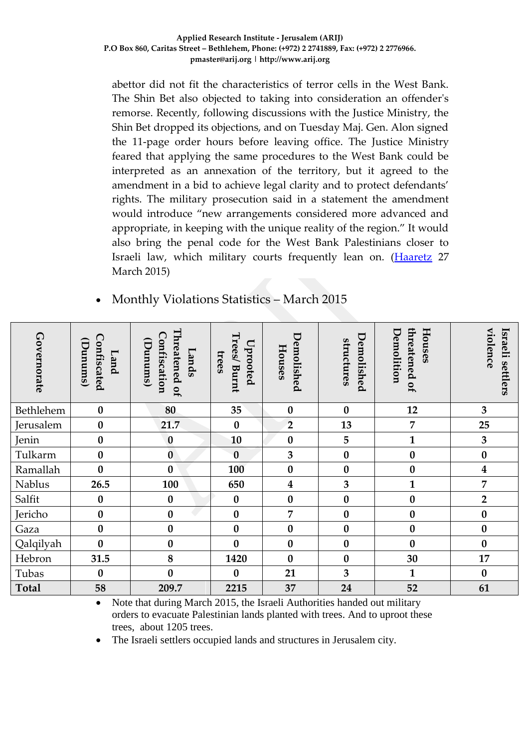abettor did not fit the characteristics of terror cells in the West Bank. The Shin Bet also objected to taking into consideration an offender's remorse. Recently, following discussions with the Justice Ministry, the Shin Bet dropped its objections, and on Tuesday Maj. Gen. Alon signed the 11-page order hours before leaving office. The Justice Ministry feared that applying the same procedures to the West Bank could be interpreted as an annexation of the territory, but it agreed to the amendment in a bid to achieve legal clarity and to protect defendants' rights. The military prosecution said in a statement the amendment would introduce "new arrangements considered more advanced and appropriate, in keeping with the unique reality of the region." It would also bring the penal code for the West Bank Palestinians closer to Israeli law, which military courts frequently lean on. (Haaretz 27 March 2015)

- Monthly Violations Statistics – March 2015

| Governorate | Land Confiscated (Dunums) | Lands Threatened of Confiscation (Dunums) | Uprooted Trees/ Burnt trees | Demolished Houses | Demolished structures | Houses threatened of Demolition | Israeli settlers violence |
|---|---|---|---|---|---|---|---|
| Bethlehem | 0 | 80 | 35 | 0 | 0 | 12 | 3 |
| Jerusalem | 0 | 21.7 | 0 | 2 | 13 | 7 | 25 |
| Jenin | 0 | 0 | 10 | 0 | 5 | 1 | 3 |
| Tulkarm | 0 | 0 | 0 | 3 | 0 | 0 | 0 |
| Ramallah | 0 | 0 | 100 | 0 | 0 | 0 | 4 |
| Nablus | 26.5 | 100 | 650 | 4 | 3 | 1 | 7 |
| Salfit | 0 | 0 | 0 | 0 | 0 | 0 | 2 |
| Jericho | 0 | 0 | 0 | 7 | 0 | 0 | 0 |
| Gaza | 0 | 0 | 0 | 0 | 0 | 0 | 0 |
| Qalqilyah | 0 | 0 | 0 | 0 | 0 | 0 | 0 |
| Hebron | 31.5 | 8 | 1420 | 0 | 0 | 30 | 17 |
| Tubas | 0 | 0 | 0 | 21 | 3 | 1 | 0 |
| **Total** | **58** | **209.7** | **2215** | **37** | **24** | **52** | **61** |

- Note that during March 2015, the Israeli Authorities handed out military orders to evacuate Palestinian lands planted with trees. And to uproot these trees, about 1205 trees.
- The Israeli settlers occupied lands and structures in Jerusalem city.